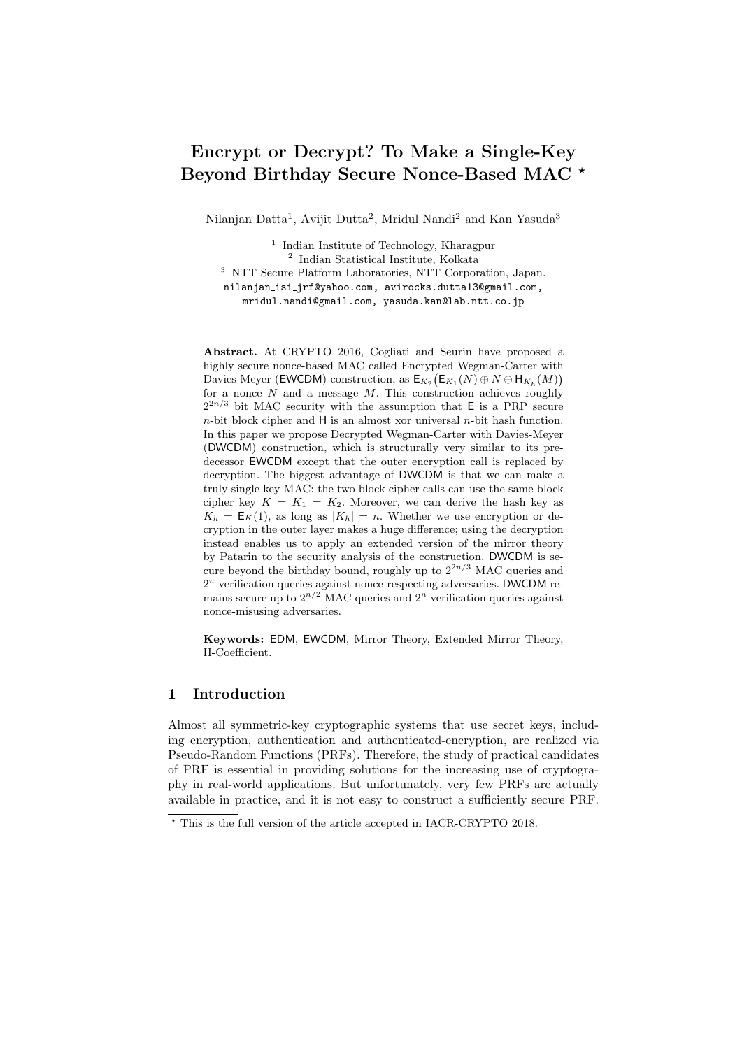# Encrypt or Decrypt? To Make a Single-Key Beyond Birthday Secure Nonce-Based MAC ⋆

Nilanjan Datta[1], Avijit Dutta[2], Mridul Nandi[2] and Kan Yasuda[3]

[1] Indian Institute of Technology, Kharagpur
[2] Indian Statistical Institute, Kolkata
[3] NTT Secure Platform Laboratories, NTT Corporation, Japan.
nilanjan_isi_jrf@yahoo.com, avirocks.dutta13@gmail.com, mridul.nandi@gmail.com, yasuda.kan@lab.ntt.co.jp

**Abstract.** At CRYPTO 2016, Cogliati and Seurin have proposed a highly secure nonce-based MAC called Encrypted Wegman-Carter with Davies-Meyer (EWCDM) construction, as $\mathsf{E}_{K_2}\big(\mathsf{E}_{K_1}(N) \oplus N \oplus \mathsf{H}_{K_h}(M)\big)$ for a nonce $N$ and a message $M$. This construction achieves roughly $2^{2n/3}$ bit MAC security with the assumption that $\mathsf{E}$ is a PRP secure $n$-bit block cipher and $\mathsf{H}$ is an almost xor universal $n$-bit hash function. In this paper we propose Decrypted Wegman-Carter with Davies-Meyer (DWCDM) construction, which is structurally very similar to its predecessor EWCDM except that the outer encryption call is replaced by decryption. The biggest advantage of DWCDM is that we can make a truly single key MAC: the two block cipher calls can use the same block cipher key $K = K_1 = K_2$. Moreover, we can derive the hash key as $K_h = \mathsf{E}_K(1)$, as long as $|K_h| = n$. Whether we use encryption or decryption in the outer layer makes a huge difference; using the decryption instead enables us to apply an extended version of the mirror theory by Patarin to the security analysis of the construction. DWCDM is secure beyond the birthday bound, roughly up to $2^{2n/3}$ MAC queries and $2^n$ verification queries against nonce-respecting adversaries. DWCDM remains secure up to $2^{n/2}$ MAC queries and $2^n$ verification queries against nonce-misusing adversaries.

**Keywords:** EDM, EWCDM, Mirror Theory, Extended Mirror Theory, H-Coefficient.

## 1 Introduction

Almost all symmetric-key cryptographic systems that use secret keys, including encryption, authentication and authenticated-encryption, are realized via Pseudo-Random Functions (PRFs). Therefore, the study of practical candidates of PRF is essential in providing solutions for the increasing use of cryptography in real-world applications. But unfortunately, very few PRFs are actually available in practice, and it is not easy to construct a sufficiently secure PRF.

⋆ This is the full version of the article accepted in IACR-CRYPTO 2018.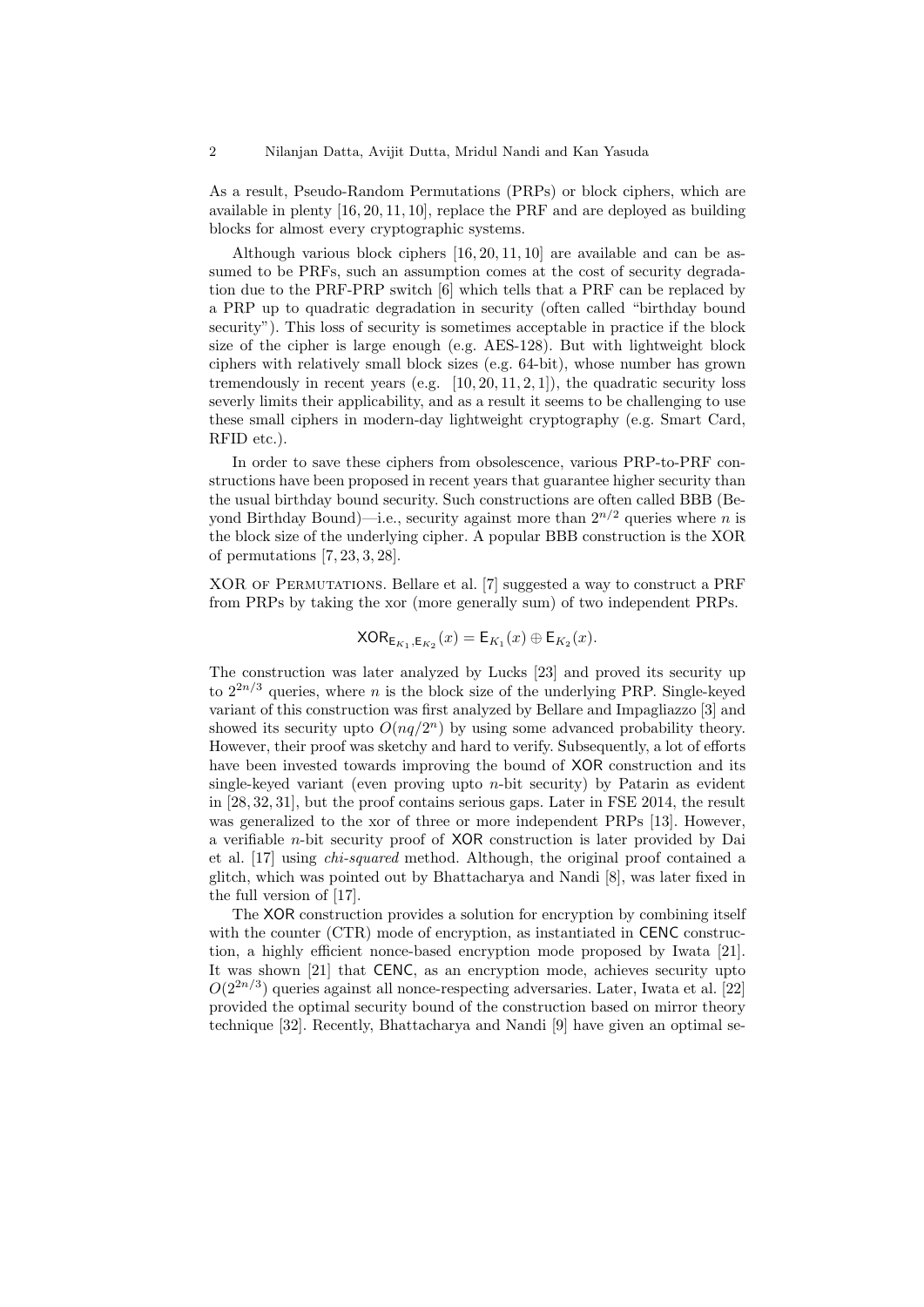As a result, Pseudo-Random Permutations (PRPs) or block ciphers, which are available in plenty [16, 20, 11, 10], replace the PRF and are deployed as building blocks for almost every cryptographic systems.

Although various block ciphers [16, 20, 11, 10] are available and can be assumed to be PRFs, such an assumption comes at the cost of security degradation due to the PRF-PRP switch [6] which tells that a PRF can be replaced by a PRP up to quadratic degradation in security (often called "birthday bound security"). This loss of security is sometimes acceptable in practice if the block size of the cipher is large enough (e.g. AES-128). But with lightweight block ciphers with relatively small block sizes (e.g. 64-bit), whose number has grown tremendously in recent years (e.g. [10, 20, 11, 2, 1]), the quadratic security loss severly limits their applicability, and as a result it seems to be challenging to use these small ciphers in modern-day lightweight cryptography (e.g. Smart Card, RFID etc.).

In order to save these ciphers from obsolescence, various PRP-to-PRF constructions have been proposed in recent years that guarantee higher security than the usual birthday bound security. Such constructions are often called BBB (Beyond Birthday Bound)—i.e., security against more than $2^{n/2}$ queries where $n$ is the block size of the underlying cipher. A popular BBB construction is the XOR of permutations [7, 23, 3, 28].

XOR of Permutations. Bellare et al. [7] suggested a way to construct a PRF from PRPs by taking the xor (more generally sum) of two independent PRPs.

$$\mathsf{XOR}_{\mathsf{E}_{K_1},\mathsf{E}_{K_2}}(x) = \mathsf{E}_{K_1}(x) \oplus \mathsf{E}_{K_2}(x).$$

The construction was later analyzed by Lucks [23] and proved its security up to $2^{2n/3}$ queries, where $n$ is the block size of the underlying PRP. Single-keyed variant of this construction was first analyzed by Bellare and Impagliazzo [3] and showed its security upto $O(nq/2^n)$ by using some advanced probability theory. However, their proof was sketchy and hard to verify. Subsequently, a lot of efforts have been invested towards improving the bound of XOR construction and its single-keyed variant (even proving upto $n$-bit security) by Patarin as evident in [28, 32, 31], but the proof contains serious gaps. Later in FSE 2014, the result was generalized to the xor of three or more independent PRPs [13]. However, a verifiable $n$-bit security proof of XOR construction is later provided by Dai et al. [17] using *chi-squared* method. Although, the original proof contained a glitch, which was pointed out by Bhattacharya and Nandi [8], was later fixed in the full version of [17].

The XOR construction provides a solution for encryption by combining itself with the counter (CTR) mode of encryption, as instantiated in CENC construction, a highly efficient nonce-based encryption mode proposed by Iwata [21]. It was shown [21] that CENC, as an encryption mode, achieves security upto $O(2^{2n/3})$ queries against all nonce-respecting adversaries. Later, Iwata et al. [22] provided the optimal security bound of the construction based on mirror theory technique [32]. Recently, Bhattacharya and Nandi [9] have given an optimal se-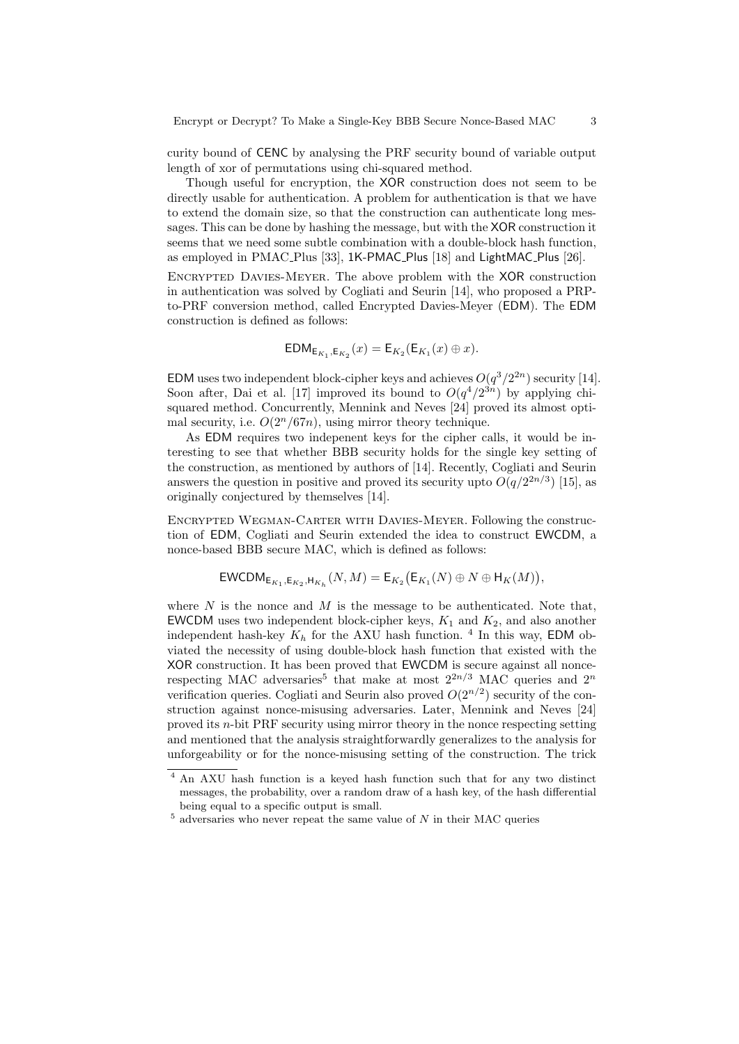curity bound of CENC by analysing the PRF security bound of variable output length of xor of permutations using chi-squared method.

Though useful for encryption, the XOR construction does not seem to be directly usable for authentication. A problem for authentication is that we have to extend the domain size, so that the construction can authenticate long messages. This can be done by hashing the message, but with the XOR construction it seems that we need some subtle combination with a double-block hash function, as employed in PMAC_Plus [33], 1K-PMAC_Plus [18] and LightMAC_Plus [26].

Encrypted Davies-Meyer. The above problem with the XOR construction in authentication was solved by Cogliati and Seurin [14], who proposed a PRP-to-PRF conversion method, called Encrypted Davies-Meyer (EDM). The EDM construction is defined as follows:

$$\mathsf{EDM}_{\mathsf{E}_{K_1},\mathsf{E}_{K_2}}(x) = \mathsf{E}_{K_2}(\mathsf{E}_{K_1}(x) \oplus x).$$

EDM uses two independent block-cipher keys and achieves $O(q^3/2^{2n})$ security [14]. Soon after, Dai et al. [17] improved its bound to $O(q^4/2^{3n})$ by applying chi-squared method. Concurrently, Mennink and Neves [24] proved its almost optimal security, i.e. $O(2^n/67n)$, using mirror theory technique.

As EDM requires two indepenent keys for the cipher calls, it would be interesting to see that whether BBB security holds for the single key setting of the construction, as mentioned by authors of [14]. Recently, Cogliati and Seurin answers the question in positive and proved its security upto $O(q/2^{2n/3})$ [15], as originally conjectured by themselves [14].

Encrypted Wegman-Carter with Davies-Meyer. Following the construction of EDM, Cogliati and Seurin extended the idea to construct EWCDM, a nonce-based BBB secure MAC, which is defined as follows:

$$\mathsf{EWCDM}_{\mathsf{E}_{K_1},\mathsf{E}_{K_2},\mathsf{H}_{K_h}}(N, M) = \mathsf{E}_{K_2}\big(\mathsf{E}_{K_1}(N) \oplus N \oplus \mathsf{H}_{K}(M)\big),$$

where $N$ is the nonce and $M$ is the message to be authenticated. Note that, EWCDM uses two independent block-cipher keys, $K_1$ and $K_2$, and also another independent hash-key $K_h$ for the AXU hash function. [4] In this way, EDM obviated the necessity of using double-block hash function that existed with the XOR construction. It has been proved that EWCDM is secure against all nonce-respecting MAC adversaries[5] that make at most $2^{2n/3}$ MAC queries and $2^n$ verification queries. Cogliati and Seurin also proved $O(2^{n/2})$ security of the construction against nonce-misusing adversaries. Later, Mennink and Neves [24] proved its $n$-bit PRF security using mirror theory in the nonce respecting setting and mentioned that the analysis straightforwardly generalizes to the analysis for unforgeability or for the nonce-misusing setting of the construction. The trick

[4] An AXU hash function is a keyed hash function such that for any two distinct messages, the probability, over a random draw of a hash key, of the hash differential being equal to a specific output is small.

[5] adversaries who never repeat the same value of $N$ in their MAC queries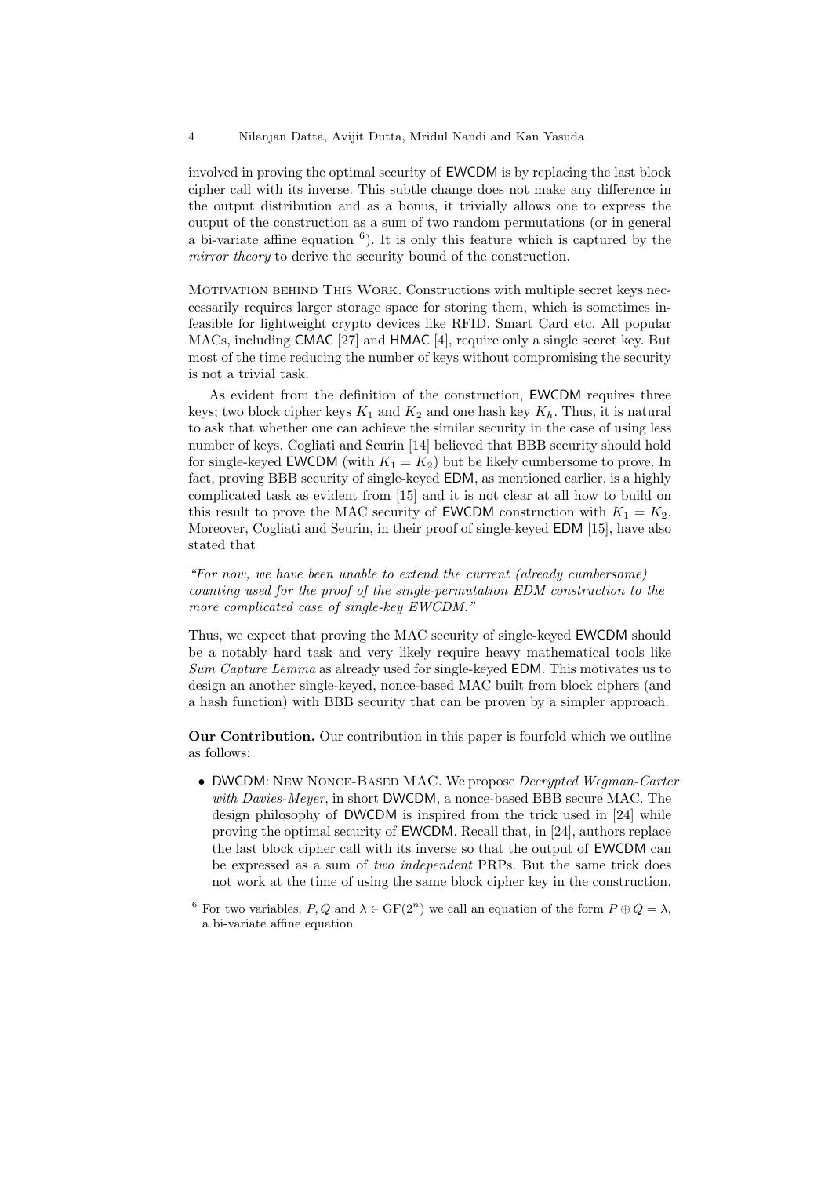involved in proving the optimal security of EWCDM is by replacing the last block cipher call with its inverse. This subtle change does not make any difference in the output distribution and as a bonus, it trivially allows one to express the output of the construction as a sum of two random permutations (or in general a bi-variate affine equation [6]). It is only this feature which is captured by the *mirror theory* to derive the security bound of the construction.

MOTIVATION BEHIND THIS WORK. Constructions with multiple secret keys neccessarily requires larger storage space for storing them, which is sometimes infeasible for lightweight crypto devices like RFID, Smart Card etc. All popular MACs, including CMAC [27] and HMAC [4], require only a single secret key. But most of the time reducing the number of keys without compromising the security is not a trivial task.

As evident from the definition of the construction, EWCDM requires three keys; two block cipher keys $K_1$ and $K_2$ and one hash key $K_h$. Thus, it is natural to ask that whether one can achieve the similar security in the case of using less number of keys. Cogliati and Seurin [14] believed that BBB security should hold for single-keyed EWCDM (with $K_1 = K_2$) but be likely cumbersome to prove. In fact, proving BBB security of single-keyed EDM, as mentioned earlier, is a highly complicated task as evident from [15] and it is not clear at all how to build on this result to prove the MAC security of EWCDM construction with $K_1 = K_2$. Moreover, Cogliati and Seurin, in their proof of single-keyed EDM [15], have also stated that

*"For now, we have been unable to extend the current (already cumbersome) counting used for the proof of the single-permutation EDM construction to the more complicated case of single-key EWCDM."*

Thus, we expect that proving the MAC security of single-keyed EWCDM should be a notably hard task and very likely require heavy mathematical tools like *Sum Capture Lemma* as already used for single-keyed EDM. This motivates us to design an another single-keyed, nonce-based MAC built from block ciphers (and a hash function) with BBB security that can be proven by a simpler approach.

**Our Contribution.** Our contribution in this paper is fourfold which we outline as follows:

- DWCDM: NEW NONCE-BASED MAC. We propose *Decrypted Wegman-Carter with Davies-Meyer*, in short DWCDM, a nonce-based BBB secure MAC. The design philosophy of DWCDM is inspired from the trick used in [24] while proving the optimal security of EWCDM. Recall that, in [24], authors replace the last block cipher call with its inverse so that the output of EWCDM can be expressed as a sum of *two independent* PRPs. But the same trick does not work at the time of using the same block cipher key in the construction.

[6] For two variables, $P, Q$ and $\lambda \in \mathrm{GF}(2^n)$ we call an equation of the form $P \oplus Q = \lambda$, a bi-variate affine equation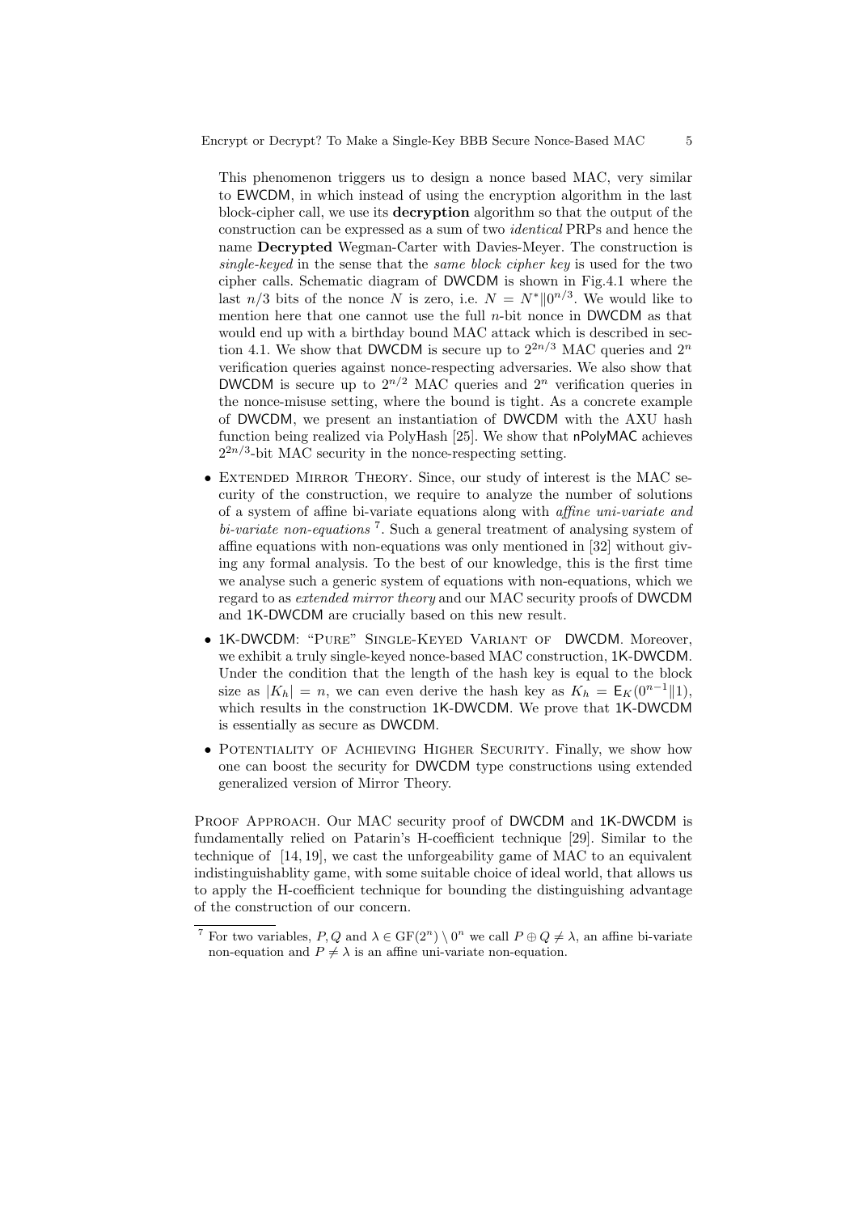This phenomenon triggers us to design a nonce based MAC, very similar to EWCDM, in which instead of using the encryption algorithm in the last block-cipher call, we use its **decryption** algorithm so that the output of the construction can be expressed as a sum of two *identical* PRPs and hence the name **Decrypted** Wegman-Carter with Davies-Meyer. The construction is *single-keyed* in the sense that the *same block cipher key* is used for the two cipher calls. Schematic diagram of DWCDM is shown in Fig.4.1 where the last $n/3$ bits of the nonce $N$ is zero, i.e. $N = N^* \| 0^{n/3}$. We would like to mention here that one cannot use the full $n$-bit nonce in DWCDM as that would end up with a birthday bound MAC attack which is described in section 4.1. We show that DWCDM is secure up to $2^{2n/3}$ MAC queries and $2^n$ verification queries against nonce-respecting adversaries. We also show that DWCDM is secure up to $2^{n/2}$ MAC queries and $2^n$ verification queries in the nonce-misuse setting, where the bound is tight. As a concrete example of DWCDM, we present an instantiation of DWCDM with the AXU hash function being realized via PolyHash [25]. We show that nPolyMAC achieves $2^{2n/3}$-bit MAC security in the nonce-respecting setting.

- Extended Mirror Theory. Since, our study of interest is the MAC security of the construction, we require to analyze the number of solutions of a system of affine bi-variate equations along with *affine uni-variate and bi-variate non-equations* [7]. Such a general treatment of analysing system of affine equations with non-equations was only mentioned in [32] without giving any formal analysis. To the best of our knowledge, this is the first time we analyse such a generic system of equations with non-equations, which we regard to as *extended mirror theory* and our MAC security proofs of DWCDM and 1K-DWCDM are crucially based on this new result.
- 1K-DWCDM: "Pure" Single-Keyed Variant of DWCDM. Moreover, we exhibit a truly single-keyed nonce-based MAC construction, 1K-DWCDM. Under the condition that the length of the hash key is equal to the block size as $|K_h| = n$, we can even derive the hash key as $K_h = \mathsf{E}_K(0^{n-1}\|1)$, which results in the construction 1K-DWCDM. We prove that 1K-DWCDM is essentially as secure as DWCDM.
- Potentiality of Achieving Higher Security. Finally, we show how one can boost the security for DWCDM type constructions using extended generalized version of Mirror Theory.

Proof Approach. Our MAC security proof of DWCDM and 1K-DWCDM is fundamentally relied on Patarin's H-coefficient technique [29]. Similar to the technique of [14, 19], we cast the unforgeability game of MAC to an equivalent indistinguishablity game, with some suitable choice of ideal world, that allows us to apply the H-coefficient technique for bounding the distinguishing advantage of the construction of our concern.

[7] For two variables, $P, Q$ and $\lambda \in \mathrm{GF}(2^n) \setminus 0^n$ we call $P \oplus Q \neq \lambda$, an affine bi-variate non-equation and $P \neq \lambda$ is an affine uni-variate non-equation.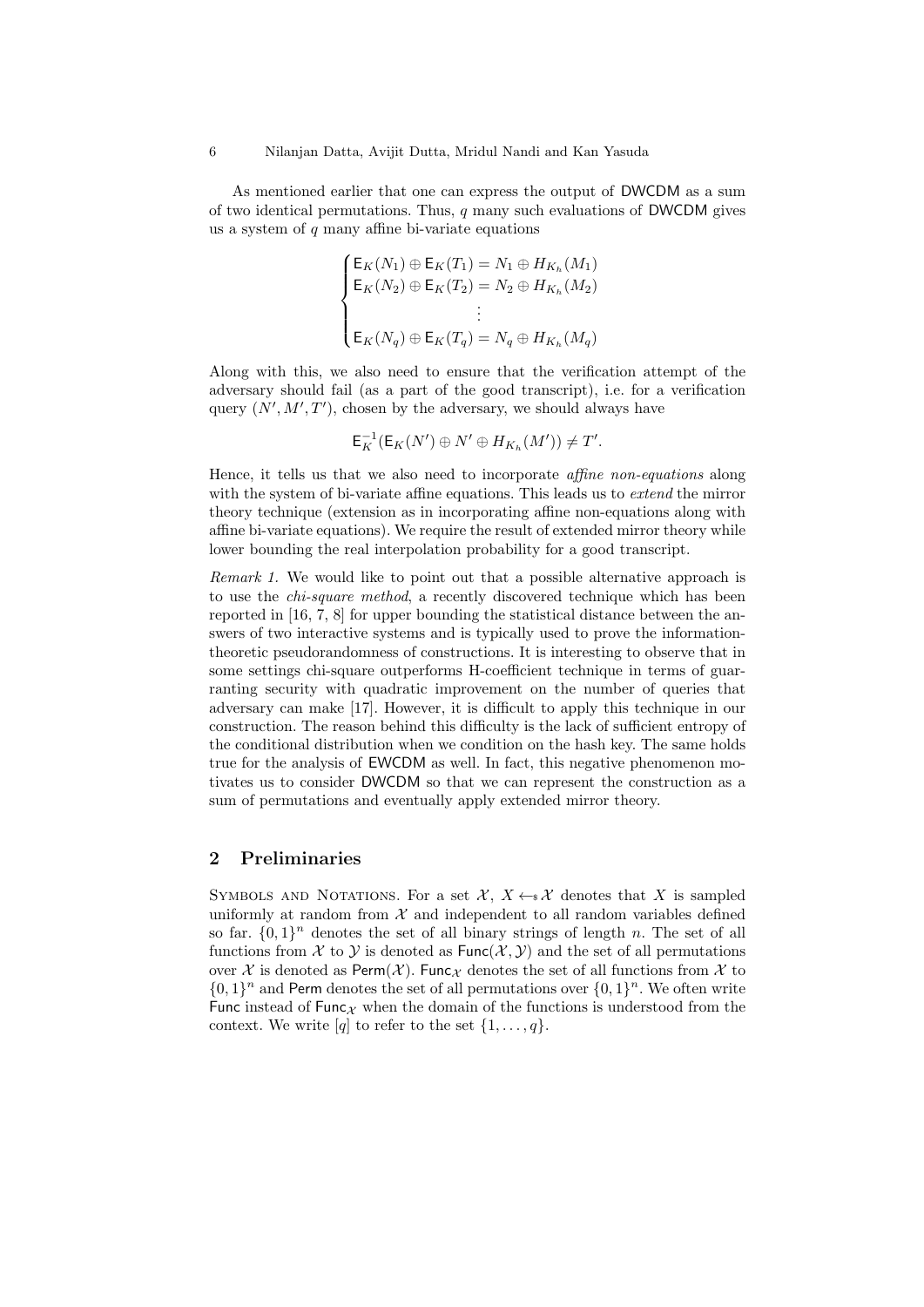As mentioned earlier that one can express the output of DWCDM as a sum of two identical permutations. Thus, $q$ many such evaluations of DWCDM gives us a system of $q$ many affine bi-variate equations

$$
\begin{cases}
\mathsf{E}_K(N_1) \oplus \mathsf{E}_K(T_1) = N_1 \oplus H_{K_h}(M_1) \\
\mathsf{E}_K(N_2) \oplus \mathsf{E}_K(T_2) = N_2 \oplus H_{K_h}(M_2) \\
\qquad\qquad\qquad\vdots \\
\mathsf{E}_K(N_q) \oplus \mathsf{E}_K(T_q) = N_q \oplus H_{K_h}(M_q)
\end{cases}
$$

Along with this, we also need to ensure that the verification attempt of the adversary should fail (as a part of the good transcript), i.e. for a verification query $(N', M', T')$, chosen by the adversary, we should always have

$$
\mathsf{E}_K^{-1}(\mathsf{E}_K(N') \oplus N' \oplus H_{K_h}(M')) \neq T'.
$$

Hence, it tells us that we also need to incorporate *affine non-equations* along with the system of bi-variate affine equations. This leads us to *extend* the mirror theory technique (extension as in incorporating affine non-equations along with affine bi-variate equations). We require the result of extended mirror theory while lower bounding the real interpolation probability for a good transcript.

*Remark 1.* We would like to point out that a possible alternative approach is to use the *chi-square method*, a recently discovered technique which has been reported in [16, 7, 8] for upper bounding the statistical distance between the answers of two interactive systems and is typically used to prove the information-theoretic pseudorandomness of constructions. It is interesting to observe that in some settings chi-square outperforms H-coefficient technique in terms of guarranting security with quadratic improvement on the number of queries that adversary can make [17]. However, it is difficult to apply this technique in our construction. The reason behind this difficulty is the lack of sufficient entropy of the conditional distribution when we condition on the hash key. The same holds true for the analysis of EWCDM as well. In fact, this negative phenomenon motivates us to consider DWCDM so that we can represent the construction as a sum of permutations and eventually apply extended mirror theory.

## 2 Preliminaries

Symbols and Notations. For a set $\mathcal{X}$, $X \leftarrow_{\$} \mathcal{X}$ denotes that $X$ is sampled uniformly at random from $\mathcal{X}$ and independent to all random variables defined so far. $\{0,1\}^n$ denotes the set of all binary strings of length $n$. The set of all functions from $\mathcal{X}$ to $\mathcal{Y}$ is denoted as $\mathsf{Func}(\mathcal{X}, \mathcal{Y})$ and the set of all permutations over $\mathcal{X}$ is denoted as $\mathsf{Perm}(\mathcal{X})$. $\mathsf{Func}_{\mathcal{X}}$ denotes the set of all functions from $\mathcal{X}$ to $\{0,1\}^n$ and $\mathsf{Perm}$ denotes the set of all permutations over $\{0,1\}^n$. We often write $\mathsf{Func}$ instead of $\mathsf{Func}_{\mathcal{X}}$ when the domain of the functions is understood from the context. We write $[q]$ to refer to the set $\{1, \ldots, q\}$.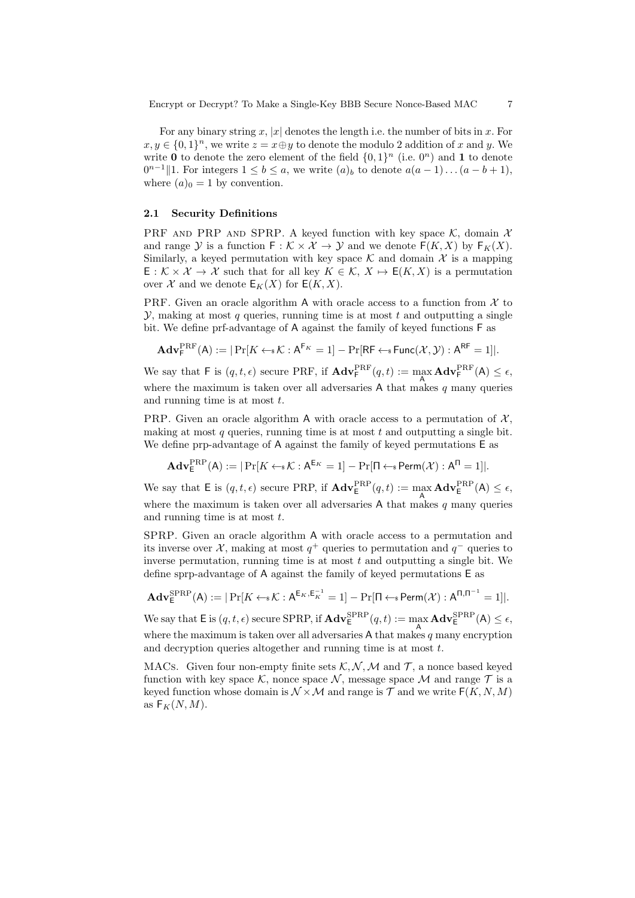For any binary string $x$, $|x|$ denotes the length i.e. the number of bits in $x$. For $x, y \in \{0,1\}^n$, we write $z = x \oplus y$ to denote the modulo 2 addition of $x$ and $y$. We write $\mathbf{0}$ to denote the zero element of the field $\{0,1\}^n$ (i.e. $0^n$) and $\mathbf{1}$ to denote $0^{n-1}\|1$. For integers $1 \leq b \leq a$, we write $(a)_b$ to denote $a(a-1)\ldots(a-b+1)$, where $(a)_0 = 1$ by convention.

### 2.1 Security Definitions

PRF AND PRP AND SPRP. A keyed function with key space $\mathcal{K}$, domain $\mathcal{X}$ and range $\mathcal{Y}$ is a function $\mathsf{F} : \mathcal{K} \times \mathcal{X} \to \mathcal{Y}$ and we denote $\mathsf{F}(K, X)$ by $\mathsf{F}_K(X)$. Similarly, a keyed permutation with key space $\mathcal{K}$ and domain $\mathcal{X}$ is a mapping $\mathsf{E} : \mathcal{K} \times \mathcal{X} \to \mathcal{X}$ such that for all key $K \in \mathcal{K}$, $X \mapsto \mathsf{E}(K, X)$ is a permutation over $\mathcal{X}$ and we denote $\mathsf{E}_K(X)$ for $\mathsf{E}(K, X)$.

PRF. Given an oracle algorithm $\mathsf{A}$ with oracle access to a function from $\mathcal{X}$ to $\mathcal{Y}$, making at most $q$ queries, running time is at most $t$ and outputting a single bit. We define prf-advantage of $\mathsf{A}$ against the family of keyed functions $\mathsf{F}$ as

$$\mathbf{Adv}_{\mathsf{F}}^{\mathrm{PRF}}(\mathsf{A}) := |\Pr[K \leftarrow_{\$} \mathcal{K} : \mathsf{A}^{\mathsf{F}_K} = 1] - \Pr[\mathsf{RF} \leftarrow_{\$} \mathsf{Func}(\mathcal{X}, \mathcal{Y}) : \mathsf{A}^{\mathsf{RF}} = 1]|.$$

We say that $\mathsf{F}$ is $(q, t, \epsilon)$ secure PRF, if $\mathbf{Adv}_{\mathsf{F}}^{\mathrm{PRF}}(q, t) := \max_{\mathsf{A}} \mathbf{Adv}_{\mathsf{F}}^{\mathrm{PRF}}(\mathsf{A}) \leq \epsilon$, where the maximum is taken over all adversaries $\mathsf{A}$ that makes $q$ many queries and running time is at most $t$.

PRP. Given an oracle algorithm $\mathsf{A}$ with oracle access to a permutation of $\mathcal{X}$, making at most $q$ queries, running time is at most $t$ and outputting a single bit. We define prp-advantage of $\mathsf{A}$ against the family of keyed permutations $\mathsf{E}$ as

$$\mathbf{Adv}_{\mathsf{E}}^{\mathrm{PRP}}(\mathsf{A}) := |\Pr[K \leftarrow_{\$} \mathcal{K} : \mathsf{A}^{\mathsf{E}_K} = 1] - \Pr[\Pi \leftarrow_{\$} \mathsf{Perm}(\mathcal{X}) : \mathsf{A}^{\Pi} = 1]|.$$

We say that $\mathsf{E}$ is $(q, t, \epsilon)$ secure PRP, if $\mathbf{Adv}_{\mathsf{E}}^{\mathrm{PRP}}(q, t) := \max_{\mathsf{A}} \mathbf{Adv}_{\mathsf{E}}^{\mathrm{PRP}}(\mathsf{A}) \leq \epsilon$, where the maximum is taken over all adversaries $\mathsf{A}$ that makes $q$ many queries and running time is at most $t$.

SPRP. Given an oracle algorithm $\mathsf{A}$ with oracle access to a permutation and its inverse over $\mathcal{X}$, making at most $q^+$ queries to permutation and $q^-$ queries to inverse permutation, running time is at most $t$ and outputting a single bit. We define sprp-advantage of $\mathsf{A}$ against the family of keyed permutations $\mathsf{E}$ as

$$\mathbf{Adv}_{\mathsf{E}}^{\mathrm{SPRP}}(\mathsf{A}) := |\Pr[K \leftarrow_{\$} \mathcal{K} : \mathsf{A}^{\mathsf{E}_K, \mathsf{E}_K^{-1}} = 1] - \Pr[\Pi \leftarrow_{\$} \mathsf{Perm}(\mathcal{X}) : \mathsf{A}^{\Pi, \Pi^{-1}} = 1]|.$$

We say that $\mathsf{E}$ is $(q, t, \epsilon)$ secure SPRP, if $\mathbf{Adv}_{\mathsf{E}}^{\mathrm{SPRP}}(q, t) := \max_{\mathsf{A}} \mathbf{Adv}_{\mathsf{E}}^{\mathrm{SPRP}}(\mathsf{A}) \leq \epsilon$, where the maximum is taken over all adversaries $\mathsf{A}$ that makes $q$ many encryption and decryption queries altogether and running time is at most $t$.

MACs. Given four non-empty finite sets $\mathcal{K}, \mathcal{N}, \mathcal{M}$ and $\mathcal{T}$, a nonce based keyed function with key space $\mathcal{K}$, nonce space $\mathcal{N}$, message space $\mathcal{M}$ and range $\mathcal{T}$ is a keyed function whose domain is $\mathcal{N} \times \mathcal{M}$ and range is $\mathcal{T}$ and we write $\mathsf{F}(K, N, M)$ as $\mathsf{F}_K(N, M)$.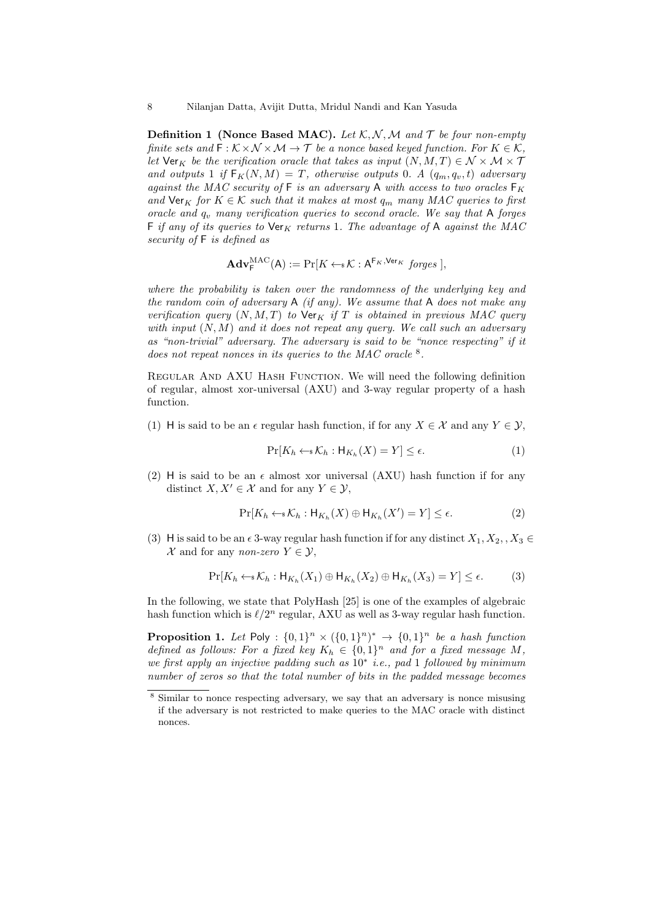**Definition 1 (Nonce Based MAC).** *Let $\mathcal{K}, \mathcal{N}, \mathcal{M}$ and $\mathcal{T}$ be four non-empty finite sets and $\mathsf{F} : \mathcal{K} \times \mathcal{N} \times \mathcal{M} \to \mathcal{T}$ be a nonce based keyed function. For $K \in \mathcal{K}$, let $\mathsf{Ver}_K$ be the verification oracle that takes as input $(N, M, T) \in \mathcal{N} \times \mathcal{M} \times \mathcal{T}$ and outputs 1 if $\mathsf{F}_K(N, M) = T$, otherwise outputs 0. A $(q_m, q_v, t)$ adversary against the MAC security of $\mathsf{F}$ is an adversary $\mathsf{A}$ with access to two oracles $\mathsf{F}_K$ and $\mathsf{Ver}_K$ for $K \in \mathcal{K}$ such that it makes at most $q_m$ many MAC queries to first oracle and $q_v$ many verification queries to second oracle. We say that $\mathsf{A}$ forges $\mathsf{F}$ if any of its queries to $\mathsf{Ver}_K$ returns 1. The advantage of $\mathsf{A}$ against the MAC security of $\mathsf{F}$ is defined as*

$$\mathbf{Adv}_{\mathsf{F}}^{\mathrm{MAC}}(\mathsf{A}) := \Pr[K \leftarrow_{\$} \mathcal{K} : \mathsf{A}^{\mathsf{F}_K, \mathsf{Ver}_K} \text{ forges }],$$

*where the probability is taken over the randomness of the underlying key and the random coin of adversary $\mathsf{A}$ (if any). We assume that $\mathsf{A}$ does not make any verification query $(N, M, T)$ to $\mathsf{Ver}_K$ if $T$ is obtained in previous MAC query with input $(N, M)$ and it does not repeat any query. We call such an adversary as "non-trivial" adversary. The adversary is said to be "nonce respecting" if it does not repeat nonces in its queries to the MAC oracle* [8].

Regular And AXU Hash Function. We will need the following definition of regular, almost xor-universal (AXU) and 3-way regular property of a hash function.

(1) $\mathsf{H}$ is said to be an $\epsilon$ regular hash function, if for any $X \in \mathcal{X}$ and any $Y \in \mathcal{Y}$,

$$\Pr[K_h \leftarrow_{\$} \mathcal{K}_h : \mathsf{H}_{K_h}(X) = Y] \leq \epsilon. \tag{1}$$

(2) $\mathsf{H}$ is said to be an $\epsilon$ almost xor universal (AXU) hash function if for any distinct $X, X' \in \mathcal{X}$ and for any $Y \in \mathcal{Y}$,

$$\Pr[K_h \leftarrow_{\$} \mathcal{K}_h : \mathsf{H}_{K_h}(X) \oplus \mathsf{H}_{K_h}(X') = Y] \leq \epsilon. \tag{2}$$

(3) $\mathsf{H}$ is said to be an $\epsilon$ 3-way regular hash function if for any distinct $X_1, X_2, , X_3 \in \mathcal{X}$ and for any *non-zero* $Y \in \mathcal{Y}$,

$$\Pr[K_h \leftarrow_{\$} \mathcal{K}_h : \mathsf{H}_{K_h}(X_1) \oplus \mathsf{H}_{K_h}(X_2) \oplus \mathsf{H}_{K_h}(X_3) = Y] \leq \epsilon. \tag{3}$$

In the following, we state that PolyHash [25] is one of the examples of algebraic hash function which is $\ell/2^n$ regular, AXU as well as 3-way regular hash function.

**Proposition 1.** *Let $\mathsf{Poly} : \{0,1\}^n \times (\{0,1\}^n)^* \to \{0,1\}^n$ be a hash function defined as follows: For a fixed key $K_h \in \{0,1\}^n$ and for a fixed message $M$, we first apply an injective padding such as $10^*$ i.e., pad 1 followed by minimum number of zeros so that the total number of bits in the padded message becomes*

[8] Similar to nonce respecting adversary, we say that an adversary is nonce misusing if the adversary is not restricted to make queries to the MAC oracle with distinct nonces.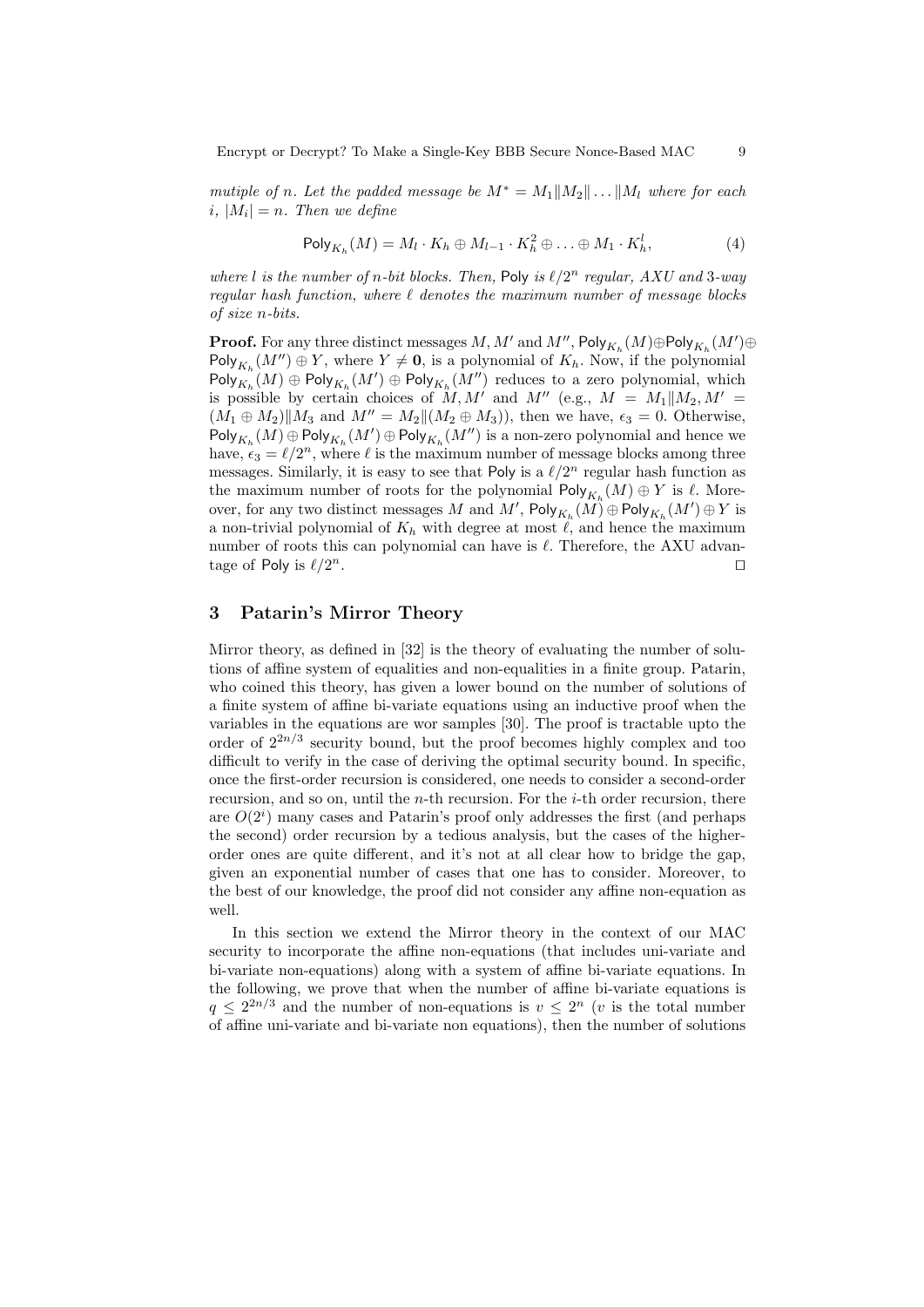*mutiple of n. Let the padded message be $M^* = M_1 \| M_2 \| \ldots \| M_l$ where for each $i$, $|M_i| = n$. Then we define*

$$\mathsf{Poly}_{K_h}(M) = M_l \cdot K_h \oplus M_{l-1} \cdot K_h^2 \oplus \ldots \oplus M_1 \cdot K_h^l, \tag{4}$$

*where $l$ is the number of $n$-bit blocks. Then,* Poly *is $\ell/2^n$ regular, AXU and 3-way regular hash function, where $\ell$ denotes the maximum number of message blocks of size $n$-bits.*

**Proof.** For any three distinct messages $M, M'$ and $M''$, $\mathsf{Poly}_{K_h}(M) \oplus \mathsf{Poly}_{K_h}(M') \oplus \mathsf{Poly}_{K_h}(M'') \oplus Y$, where $Y \neq \mathbf{0}$, is a polynomial of $K_h$. Now, if the polynomial $\mathsf{Poly}_{K_h}(M) \oplus \mathsf{Poly}_{K_h}(M') \oplus \mathsf{Poly}_{K_h}(M'')$ reduces to a zero polynomial, which is possible by certain choices of $M, M'$ and $M''$ (e.g., $M = M_1 \| M_2, M' = (M_1 \oplus M_2) \| M_3$ and $M'' = M_2 \| (M_2 \oplus M_3)$), then we have, $\epsilon_3 = 0$. Otherwise, $\mathsf{Poly}_{K_h}(M) \oplus \mathsf{Poly}_{K_h}(M') \oplus \mathsf{Poly}_{K_h}(M'')$ is a non-zero polynomial and hence we have, $\epsilon_3 = \ell/2^n$, where $\ell$ is the maximum number of message blocks among three messages. Similarly, it is easy to see that Poly is a $\ell/2^n$ regular hash function as the maximum number of roots for the polynomial $\mathsf{Poly}_{K_h}(M) \oplus Y$ is $\ell$. Moreover, for any two distinct messages $M$ and $M'$, $\mathsf{Poly}_{K_h}(M) \oplus \mathsf{Poly}_{K_h}(M') \oplus Y$ is a non-trivial polynomial of $K_h$ with degree at most $\ell$, and hence the maximum number of roots this can polynomial can have is $\ell$. Therefore, the AXU advantage of Poly is $\ell/2^n$. ⊓⊔

## 3 Patarin's Mirror Theory

Mirror theory, as defined in [32] is the theory of evaluating the number of solutions of affine system of equalities and non-equalities in a finite group. Patarin, who coined this theory, has given a lower bound on the number of solutions of a finite system of affine bi-variate equations using an inductive proof when the variables in the equations are wor samples [30]. The proof is tractable upto the order of $2^{2n/3}$ security bound, but the proof becomes highly complex and too difficult to verify in the case of deriving the optimal security bound. In specific, once the first-order recursion is considered, one needs to consider a second-order recursion, and so on, until the $n$-th recursion. For the $i$-th order recursion, there are $O(2^i)$ many cases and Patarin's proof only addresses the first (and perhaps the second) order recursion by a tedious analysis, but the cases of the higher-order ones are quite different, and it's not at all clear how to bridge the gap, given an exponential number of cases that one has to consider. Moreover, to the best of our knowledge, the proof did not consider any affine non-equation as well.

In this section we extend the Mirror theory in the context of our MAC security to incorporate the affine non-equations (that includes uni-variate and bi-variate non-equations) along with a system of affine bi-variate equations. In the following, we prove that when the number of affine bi-variate equations is $q \leq 2^{2n/3}$ and the number of non-equations is $v \leq 2^n$ ($v$ is the total number of affine uni-variate and bi-variate non equations), then the number of solutions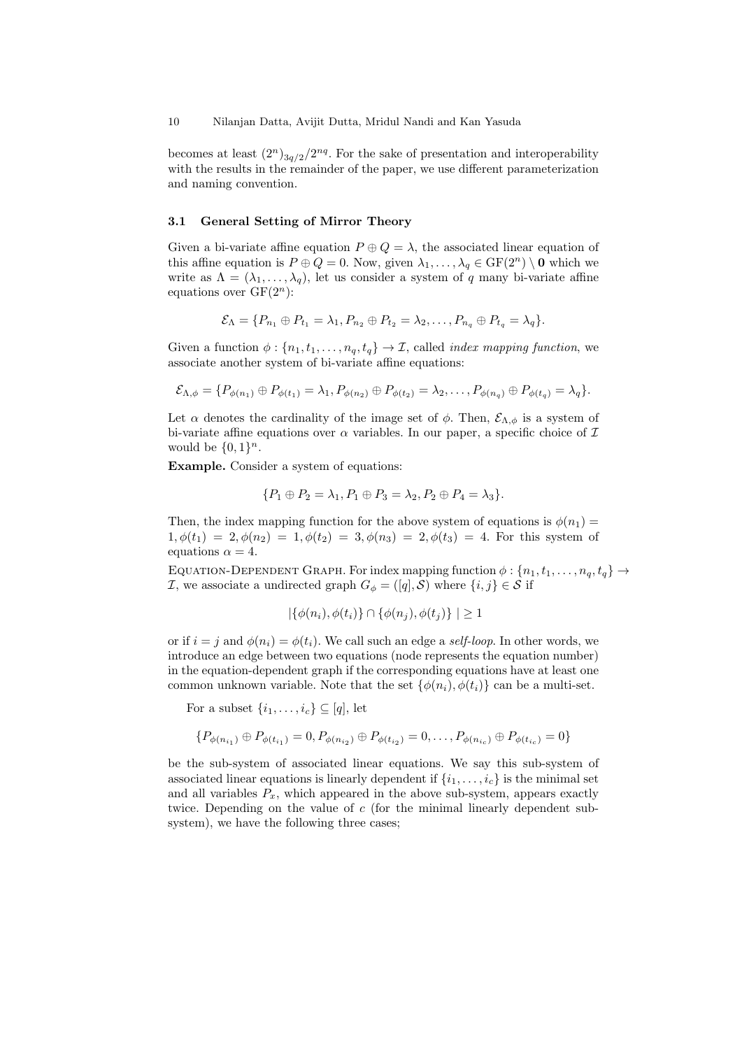becomes at least $(2^n)_{3q/2}/2^{nq}$. For the sake of presentation and interoperability with the results in the remainder of the paper, we use different parameterization and naming convention.

### 3.1 General Setting of Mirror Theory

Given a bi-variate affine equation $P \oplus Q = \lambda$, the associated linear equation of this affine equation is $P \oplus Q = 0$. Now, given $\lambda_1, \ldots, \lambda_q \in \mathrm{GF}(2^n) \setminus \mathbf{0}$ which we write as $\Lambda = (\lambda_1, \ldots, \lambda_q)$, let us consider a system of $q$ many bi-variate affine equations over $\mathrm{GF}(2^n)$:

$$\mathcal{E}_\Lambda = \{P_{n_1} \oplus P_{t_1} = \lambda_1, P_{n_2} \oplus P_{t_2} = \lambda_2, \ldots, P_{n_q} \oplus P_{t_q} = \lambda_q\}.$$

Given a function $\phi : \{n_1, t_1, \ldots, n_q, t_q\} \to \mathcal{I}$, called *index mapping function*, we associate another system of bi-variate affine equations:

$$\mathcal{E}_{\Lambda,\phi} = \{P_{\phi(n_1)} \oplus P_{\phi(t_1)} = \lambda_1, P_{\phi(n_2)} \oplus P_{\phi(t_2)} = \lambda_2, \ldots, P_{\phi(n_q)} \oplus P_{\phi(t_q)} = \lambda_q\}.$$

Let $\alpha$ denotes the cardinality of the image set of $\phi$. Then, $\mathcal{E}_{\Lambda,\phi}$ is a system of bi-variate affine equations over $\alpha$ variables. In our paper, a specific choice of $\mathcal{I}$ would be $\{0, 1\}^n$.

**Example.** Consider a system of equations:

$$\{P_1 \oplus P_2 = \lambda_1, P_1 \oplus P_3 = \lambda_2, P_2 \oplus P_4 = \lambda_3\}.$$

Then, the index mapping function for the above system of equations is $\phi(n_1) = 1, \phi(t_1) = 2, \phi(n_2) = 1, \phi(t_2) = 3, \phi(n_3) = 2, \phi(t_3) = 4$. For this system of equations $\alpha = 4$.

Equation-Dependent Graph. For index mapping function $\phi : \{n_1, t_1, \ldots, n_q, t_q\} \to \mathcal{I}$, we associate an undirected graph $G_\phi = ([q], \mathcal{S})$ where $\{i, j\} \in \mathcal{S}$ if

$$|\{\phi(n_i), \phi(t_i)\} \cap \{\phi(n_j), \phi(t_j)\}| \geq 1$$

or if $i = j$ and $\phi(n_i) = \phi(t_i)$. We call such an edge a *self-loop*. In other words, we introduce an edge between two equations (node represents the equation number) in the equation-dependent graph if the corresponding equations have at least one common unknown variable. Note that the set $\{\phi(n_i), \phi(t_i)\}$ can be a multi-set.

For a subset $\{i_1, \ldots, i_c\} \subseteq [q]$, let

$$\{P_{\phi(n_{i_1})} \oplus P_{\phi(t_{i_1})} = 0, P_{\phi(n_{i_2})} \oplus P_{\phi(t_{i_2})} = 0, \ldots, P_{\phi(n_{i_c})} \oplus P_{\phi(t_{i_c})} = 0\}$$

be the sub-system of associated linear equations. We say this sub-system of associated linear equations is linearly dependent if $\{i_1, \ldots, i_c\}$ is the minimal set and all variables $P_x$, which appeared in the above sub-system, appears exactly twice. Depending on the value of $c$ (for the minimal linearly dependent sub-system), we have the following three cases;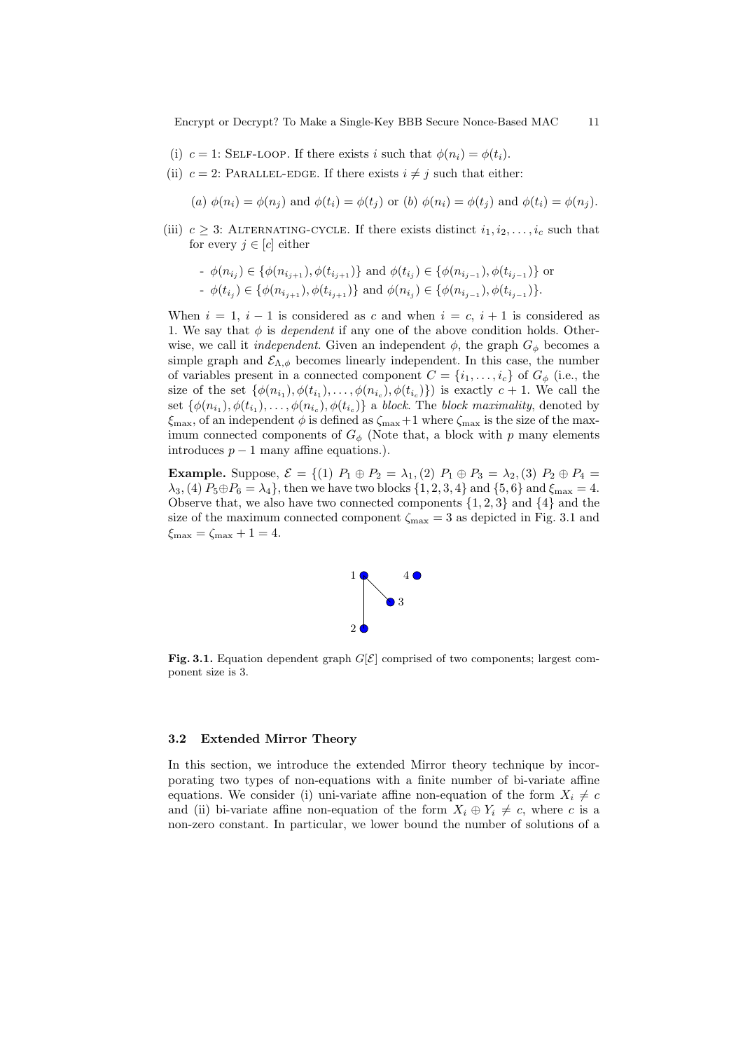(i) $c = 1$: Self-loop. If there exists $i$ such that $\phi(n_i) = \phi(t_i)$.

(ii) $c = 2$: Parallel-edge. If there exists $i \neq j$ such that either:

 (a) $\phi(n_i) = \phi(n_j)$ and $\phi(t_i) = \phi(t_j)$ or (b) $\phi(n_i) = \phi(t_j)$ and $\phi(t_i) = \phi(n_j)$.

(iii) $c \geq 3$: Alternating-cycle. If there exists distinct $i_1, i_2, \ldots, i_c$ such that for every $j \in [c]$ either

 - $\phi(n_{i_j}) \in \{\phi(n_{i_{j+1}}), \phi(t_{i_{j+1}})\}$ and $\phi(t_{i_j}) \in \{\phi(n_{i_{j-1}}), \phi(t_{i_{j-1}})\}$ or
 - $\phi(t_{i_j}) \in \{\phi(n_{i_{j+1}}), \phi(t_{i_{j+1}})\}$ and $\phi(n_{i_j}) \in \{\phi(n_{i_{j-1}}), \phi(t_{i_{j-1}})\}$.

When $i = 1$, $i - 1$ is considered as $c$ and when $i = c$, $i + 1$ is considered as 1. We say that $\phi$ is *dependent* if any one of the above condition holds. Otherwise, we call it *independent*. Given an independent $\phi$, the graph $G_\phi$ becomes a simple graph and $\mathcal{E}_{\Lambda,\phi}$ becomes linearly independent. In this case, the number of variables present in a connected component $C = \{i_1, \ldots, i_c\}$ of $G_\phi$ (i.e., the size of the set $\{\phi(n_{i_1}), \phi(t_{i_1}), \ldots, \phi(n_{i_c}), \phi(t_{i_c})\}$) is exactly $c + 1$. We call the set $\{\phi(n_{i_1}), \phi(t_{i_1}), \ldots, \phi(n_{i_c}), \phi(t_{i_c})\}$ a *block*. The *block maximality*, denoted by $\xi_{\max}$, of an independent $\phi$ is defined as $\zeta_{\max}+1$ where $\zeta_{\max}$ is the size of the maximum connected components of $G_\phi$ (Note that, a block with $p$ many elements introduces $p - 1$ many affine equations.).

**Example.** Suppose, $\mathcal{E} = \{(1)\ P_1 \oplus P_2 = \lambda_1, (2)\ P_1 \oplus P_3 = \lambda_2, (3)\ P_2 \oplus P_4 = \lambda_3, (4)\ P_5 \oplus P_6 = \lambda_4\}$, then we have two blocks $\{1, 2, 3, 4\}$ and $\{5, 6\}$ and $\xi_{\max} = 4$. Observe that, we also have two connected components $\{1, 2, 3\}$ and $\{4\}$ and the size of the maximum connected component $\zeta_{\max} = 3$ as depicted in Fig. 3.1 and $\xi_{\max} = \zeta_{\max} + 1 = 4$.

**Fig. 3.1.** Equation dependent graph $G[\mathcal{E}]$ comprised of two components; largest component size is 3.

### 3.2 Extended Mirror Theory

In this section, we introduce the extended Mirror theory technique by incorporating two types of non-equations with a finite number of bi-variate affine equations. We consider (i) uni-variate affine non-equation of the form $X_i \neq c$ and (ii) bi-variate affine non-equation of the form $X_i \oplus Y_i \neq c$, where $c$ is a non-zero constant. In particular, we lower bound the number of solutions of a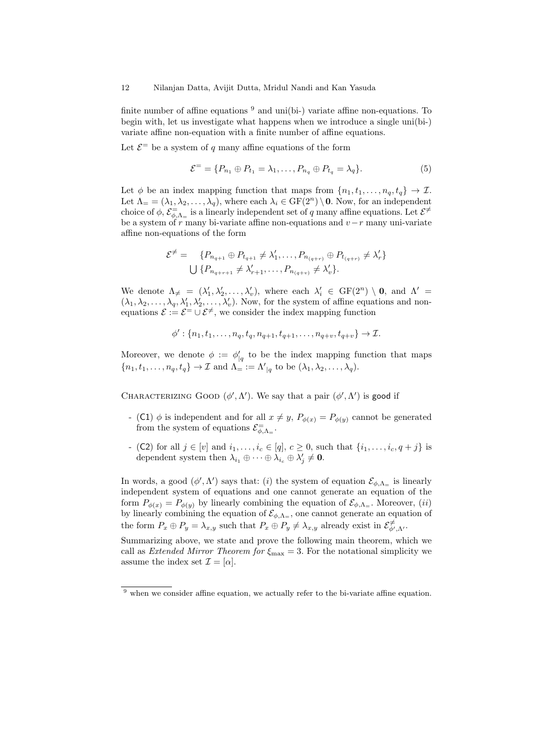finite number of affine equations [9] and uni(bi-) variate affine non-equations. To begin with, let us investigate what happens when we introduce a single uni(bi-) variate affine non-equation with a finite number of affine equations.

Let $\mathcal{E}^{=}$ be a system of $q$ many affine equations of the form

$$\mathcal{E}^{=} = \{P_{n_1} \oplus P_{t_1} = \lambda_1, \ldots, P_{n_q} \oplus P_{t_q} = \lambda_q\}. \tag{5}$$

Let $\phi$ be an index mapping function that maps from $\{n_1, t_1, \ldots, n_q, t_q\} \to \mathcal{I}$. Let $\Lambda_{=} = (\lambda_1, \lambda_2, \ldots, \lambda_q)$, where each $\lambda_i \in \mathrm{GF}(2^n) \setminus \mathbf{0}$. Now, for an independent choice of $\phi$, $\mathcal{E}^{=}_{\phi,\Lambda_{=}}$ is a linearly independent set of $q$ many affine equations. Let $\mathcal{E}^{\neq}$ be a system of $r$ many bi-variate affine non-equations and $v - r$ many uni-variate affine non-equations of the form

$$\begin{aligned}\mathcal{E}^{\neq} = \quad & \{P_{n_{q+1}} \oplus P_{t_{q+1}} \neq \lambda'_1, \ldots, P_{n_{(q+r)}} \oplus P_{t_{(q+r)}} \neq \lambda'_r\} \\ & \bigcup \{P_{n_{q+r+1}} \neq \lambda'_{r+1}, \ldots, P_{n_{(q+v)}} \neq \lambda'_v\}.\end{aligned}$$

We denote $\Lambda_{\neq} = (\lambda'_1, \lambda'_2, \ldots, \lambda'_v)$, where each $\lambda'_i \in \mathrm{GF}(2^n) \setminus \mathbf{0}$, and $\Lambda' = (\lambda_1, \lambda_2, \ldots, \lambda_q, \lambda'_1, \lambda'_2, \ldots, \lambda'_v)$. Now, for the system of affine equations and non-equations $\mathcal{E} := \mathcal{E}^{=} \cup \mathcal{E}^{\neq}$, we consider the index mapping function

$$\phi' : \{n_1, t_1, \ldots, n_q, t_q, n_{q+1}, t_{q+1}, \ldots, n_{q+v}, t_{q+v}\} \to \mathcal{I}.$$

Moreover, we denote $\phi := \phi'_{|q}$ to be the index mapping function that maps $\{n_1, t_1, \ldots, n_q, t_q\} \to \mathcal{I}$ and $\Lambda_{=} := \Lambda'_{|q}$ to be $(\lambda_1, \lambda_2, \ldots, \lambda_q)$.

Characterizing Good $(\phi', \Lambda')$. We say that a pair $(\phi', \Lambda')$ is good if

- (C1) $\phi$ is independent and for all $x \neq y$, $P_{\phi(x)} = P_{\phi(y)}$ cannot be generated from the system of equations $\mathcal{E}^{=}_{\phi,\Lambda_{=}}$.
- (C2) for all $j \in [v]$ and $i_1, \ldots, i_c \in [q]$, $c \geq 0$, such that $\{i_1, \ldots, i_c, q+j\}$ is dependent system then $\lambda_{i_1} \oplus \cdots \oplus \lambda_{i_c} \oplus \lambda'_j \neq \mathbf{0}$.

In words, a good $(\phi', \Lambda')$ says that: $(i)$ the system of equation $\mathcal{E}_{\phi,\Lambda_{=}}$ is linearly independent system of equations and one cannot generate an equation of the form $P_{\phi(x)} = P_{\phi(y)}$ by linearly combining the equation of $\mathcal{E}_{\phi,\Lambda_{=}}$. Moreover, $(ii)$ by linearly combining the equation of $\mathcal{E}_{\phi,\Lambda_{=}}$, one cannot generate an equation of the form $P_x \oplus P_y = \lambda_{x,y}$ such that $P_x \oplus P_y \neq \lambda_{x,y}$ already exist in $\mathcal{E}^{\neq}_{\phi',\Lambda'}$.

Summarizing above, we state and prove the following main theorem, which we call as *Extended Mirror Theorem for* $\xi_{\max} = 3$. For the notational simplicity we assume the index set $\mathcal{I} = [\alpha]$.

[9] when we consider affine equation, we actually refer to the bi-variate affine equation.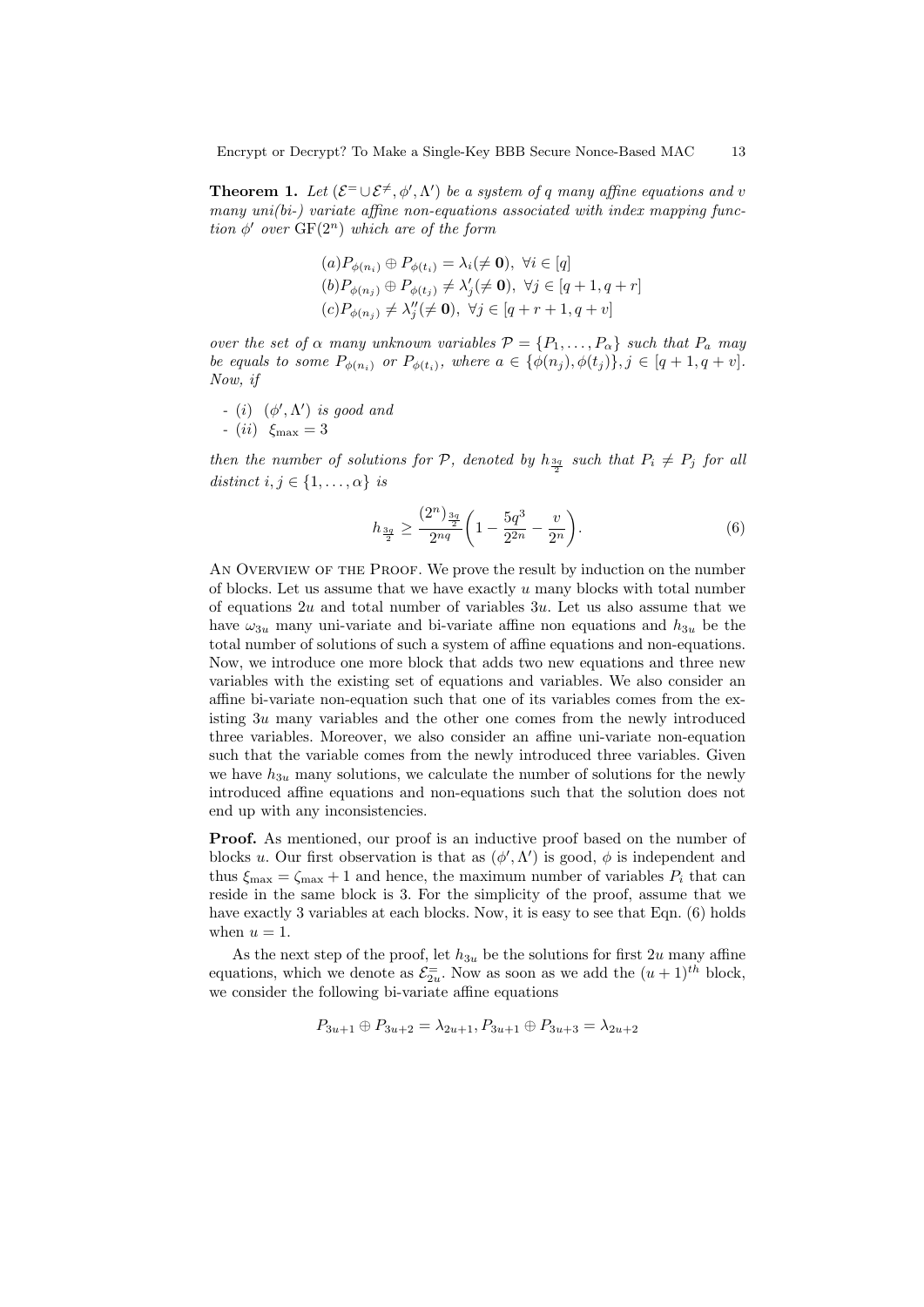**Theorem 1.** *Let $(\mathcal{E}^= \cup \mathcal{E}^{\neq}, \phi', \Lambda')$ be a system of $q$ many affine equations and $v$ many uni(bi-) variate affine non-equations associated with index mapping function $\phi'$ over $\mathrm{GF}(2^n)$ which are of the form*

$$(a) P_{\phi(n_i)} \oplus P_{\phi(t_i)} = \lambda_i (\neq \mathbf{0}),\ \forall i \in [q]$$

$$(b) P_{\phi(n_j)} \oplus P_{\phi(t_j)} \neq \lambda'_j (\neq \mathbf{0}),\ \forall j \in [q+1, q+r]$$

$$(c) P_{\phi(n_j)} \neq \lambda''_j (\neq \mathbf{0}),\ \forall j \in [q+r+1, q+v]$$

*over the set of $\alpha$ many unknown variables $\mathcal{P} = \{P_1, \ldots, P_\alpha\}$ such that $P_a$ may be equals to some $P_{\phi(n_i)}$ or $P_{\phi(t_i)}$, where $a \in \{\phi(n_j), \phi(t_j)\}, j \in [q+1, q+v]$. Now, if*

- *(i) $(\phi', \Lambda')$ is good and*
- *(ii) $\xi_{\max} = 3$*

*then the number of solutions for $\mathcal{P}$, denoted by $h_{\frac{3q}{2}}$ such that $P_i \neq P_j$ for all distinct $i, j \in \{1, \ldots, \alpha\}$ is*

$$h_{\frac{3q}{2}} \geq \frac{(2^n)_{\frac{3q}{2}}}{2^{nq}} \left(1 - \frac{5q^3}{2^{2n}} - \frac{v}{2^n}\right). \tag{6}$$

An Overview of the Proof. We prove the result by induction on the number of blocks. Let us assume that we have exactly $u$ many blocks with total number of equations $2u$ and total number of variables $3u$. Let us also assume that we have $\omega_{3u}$ many uni-variate and bi-variate affine non equations and $h_{3u}$ be the total number of solutions of such a system of affine equations and non-equations. Now, we introduce one more block that adds two new equations and three new variables with the existing set of equations and variables. We also consider an affine bi-variate non-equation such that one of its variables comes from the existing $3u$ many variables and the other one comes from the newly introduced three variables. Moreover, we also consider an affine uni-variate non-equation such that the variable comes from the newly introduced three variables. Given we have $h_{3u}$ many solutions, we calculate the number of solutions for the newly introduced affine equations and non-equations such that the solution does not end up with any inconsistencies.

**Proof.** As mentioned, our proof is an inductive proof based on the number of blocks $u$. Our first observation is that as $(\phi', \Lambda')$ is good, $\phi$ is independent and thus $\xi_{\max} = \zeta_{\max} + 1$ and hence, the maximum number of variables $P_i$ that can reside in the same block is 3. For the simplicity of the proof, assume that we have exactly 3 variables at each blocks. Now, it is easy to see that Eqn. (6) holds when $u = 1$.

As the next step of the proof, let $h_{3u}$ be the solutions for first $2u$ many affine equations, which we denote as $\mathcal{E}^=_{2u}$. Now as soon as we add the $(u+1)^{th}$ block, we consider the following bi-variate affine equations

$$P_{3u+1} \oplus P_{3u+2} = \lambda_{2u+1}, P_{3u+1} \oplus P_{3u+3} = \lambda_{2u+2}$$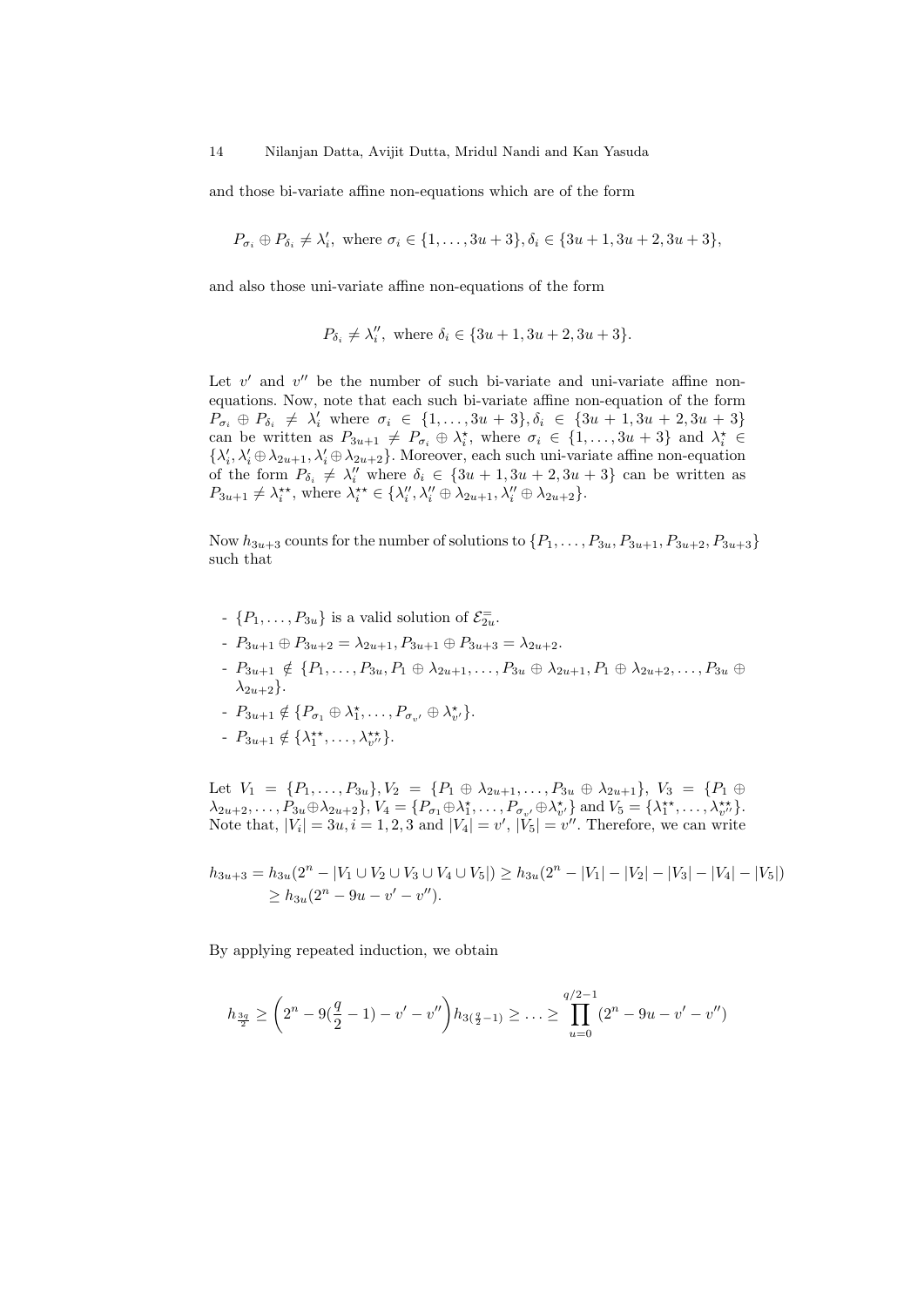and those bi-variate affine non-equations which are of the form

$$P_{\sigma_i} \oplus P_{\delta_i} \neq \lambda'_i, \text{ where } \sigma_i \in \{1, \ldots, 3u+3\}, \delta_i \in \{3u+1, 3u+2, 3u+3\},$$

and also those uni-variate affine non-equations of the form

$$P_{\delta_i} \neq \lambda''_i, \text{ where } \delta_i \in \{3u+1, 3u+2, 3u+3\}.$$

Let $v'$ and $v''$ be the number of such bi-variate and uni-variate affine non-equations. Now, note that each such bi-variate affine non-equation of the form $P_{\sigma_i} \oplus P_{\delta_i} \neq \lambda'_i$ where $\sigma_i \in \{1, \ldots, 3u+3\}, \delta_i \in \{3u+1, 3u+2, 3u+3\}$ can be written as $P_{3u+1} \neq P_{\sigma_i} \oplus \lambda^{\star}_i$, where $\sigma_i \in \{1, \ldots, 3u+3\}$ and $\lambda^{\star}_i \in \{\lambda'_i, \lambda'_i \oplus \lambda_{2u+1}, \lambda'_i \oplus \lambda_{2u+2}\}$. Moreover, each such uni-variate affine non-equation of the form $P_{\delta_i} \neq \lambda''_i$ where $\delta_i \in \{3u+1, 3u+2, 3u+3\}$ can be written as $P_{3u+1} \neq \lambda^{\star\star}_i$, where $\lambda^{\star\star}_i \in \{\lambda''_i, \lambda''_i \oplus \lambda_{2u+1}, \lambda''_i \oplus \lambda_{2u+2}\}$.

Now $h_{3u+3}$ counts for the number of solutions to $\{P_1, \ldots, P_{3u}, P_{3u+1}, P_{3u+2}, P_{3u+3}\}$ such that

- $\{P_1, \ldots, P_{3u}\}$ is a valid solution of $\mathcal{E}^{=}_{2u}$.
- $P_{3u+1} \oplus P_{3u+2} = \lambda_{2u+1}, P_{3u+1} \oplus P_{3u+3} = \lambda_{2u+2}$.
- $P_{3u+1} \notin \{P_1, \ldots, P_{3u}, P_1 \oplus \lambda_{2u+1}, \ldots, P_{3u} \oplus \lambda_{2u+1}, P_1 \oplus \lambda_{2u+2}, \ldots, P_{3u} \oplus \lambda_{2u+2}\}$.
- $P_{3u+1} \notin \{P_{\sigma_1} \oplus \lambda^{\star}_1, \ldots, P_{\sigma_{v'}} \oplus \lambda^{\star}_{v'}\}$.
- $P_{3u+1} \notin \{\lambda^{\star\star}_1, \ldots, \lambda^{\star\star}_{v''}\}$.

Let $V_1 = \{P_1, \ldots, P_{3u}\}, V_2 = \{P_1 \oplus \lambda_{2u+1}, \ldots, P_{3u} \oplus \lambda_{2u+1}\}$, $V_3 = \{P_1 \oplus \lambda_{2u+2}, \ldots, P_{3u} \oplus \lambda_{2u+2}\}$, $V_4 = \{P_{\sigma_1} \oplus \lambda^{\star}_1, \ldots, P_{\sigma_{v'}} \oplus \lambda^{\star}_{v'}\}$ and $V_5 = \{\lambda^{\star\star}_1, \ldots, \lambda^{\star\star}_{v''}\}$. Note that, $|V_i| = 3u, i = 1, 2, 3$ and $|V_4| = v', |V_5| = v''$. Therefore, we can write

$$\begin{aligned}
h_{3u+3} = h_{3u}(2^n - |V_1 \cup V_2 \cup V_3 \cup V_4 \cup V_5|) &\geq h_{3u}(2^n - |V_1| - |V_2| - |V_3| - |V_4| - |V_5|) \\
&\geq h_{3u}(2^n - 9u - v' - v'').
\end{aligned}$$

By applying repeated induction, we obtain

$$h_{\frac{3q}{2}} \geq \left(2^n - 9(\frac{q}{2} - 1) - v' - v''\right) h_{3(\frac{q}{2}-1)} \geq \ldots \geq \prod_{u=0}^{q/2-1} (2^n - 9u - v' - v'')$$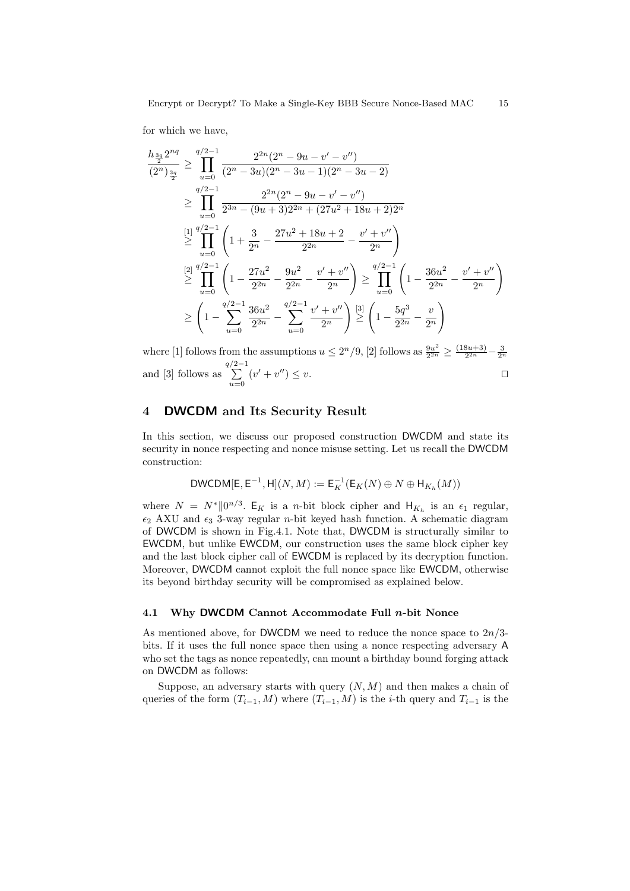for which we have,

$$
\begin{aligned}
\frac{h_{\frac{3q}{2}} 2^{nq}}{(2^n)_{\frac{3q}{2}}} &\geq \prod_{u=0}^{q/2-1} \frac{2^{2n}(2^n - 9u - v' - v'')}{(2^n - 3u)(2^n - 3u - 1)(2^n - 3u - 2)} \\
&\geq \prod_{u=0}^{q/2-1} \frac{2^{2n}(2^n - 9u - v' - v'')}{2^{3n} - (9u+3)2^{2n} + (27u^2 + 18u + 2)2^n} \\
&\overset{[1]}{\geq} \prod_{u=0}^{q/2-1} \left(1 + \frac{3}{2^n} - \frac{27u^2 + 18u + 2}{2^{2n}} - \frac{v' + v''}{2^n}\right) \\
&\overset{[2]}{\geq} \prod_{u=0}^{q/2-1} \left(1 - \frac{27u^2}{2^{2n}} - \frac{9u^2}{2^{2n}} - \frac{v' + v''}{2^n}\right) \geq \prod_{u=0}^{q/2-1} \left(1 - \frac{36u^2}{2^{2n}} - \frac{v' + v''}{2^n}\right) \\
&\geq \left(1 - \sum_{u=0}^{q/2-1} \frac{36u^2}{2^{2n}} - \sum_{u=0}^{q/2-1} \frac{v' + v''}{2^n}\right) \overset{[3]}{\geq} \left(1 - \frac{5q^3}{2^{2n}} - \frac{v}{2^n}\right)
\end{aligned}
$$

where [1] follows from the assumptions $u \leq 2^n/9$, [2] follows as $\frac{9u^2}{2^{2n}} \geq \frac{(18u+3)}{2^{2n}} - \frac{3}{2^n}$ and [3] follows as $\sum_{u=0}^{q/2-1} (v' + v'') \leq v$. ◻

## 4 DWCDM and Its Security Result

In this section, we discuss our proposed construction DWCDM and state its security in nonce respecting and nonce misuse setting. Let us recall the DWCDM construction:

$$\mathsf{DWCDM}[\mathsf{E}, \mathsf{E}^{-1}, \mathsf{H}](N, M) := \mathsf{E}_K^{-1}(\mathsf{E}_K(N) \oplus N \oplus \mathsf{H}_{K_h}(M))$$

where $N = N^* \| 0^{n/3}$. $\mathsf{E}_K$ is a $n$-bit block cipher and $\mathsf{H}_{K_h}$ is an $\epsilon_1$ regular, $\epsilon_2$ AXU and $\epsilon_3$ 3-way regular $n$-bit keyed hash function. A schematic diagram of DWCDM is shown in Fig.4.1. Note that, DWCDM is structurally similar to EWCDM, but unlike EWCDM, our construction uses the same block cipher key and the last block cipher call of EWCDM is replaced by its decryption function. Moreover, DWCDM cannot exploit the full nonce space like EWCDM, otherwise its beyond birthday security will be compromised as explained below.

### 4.1 Why DWCDM Cannot Accommodate Full $n$-bit Nonce

As mentioned above, for DWCDM we need to reduce the nonce space to $2n/3$-bits. If it uses the full nonce space then using a nonce respecting adversary A who set the tags as nonce repeatedly, can mount a birthday bound forging attack on DWCDM as follows:

Suppose, an adversary starts with query $(N, M)$ and then makes a chain of queries of the form $(T_{i-1}, M)$ where $(T_{i-1}, M)$ is the $i$-th query and $T_{i-1}$ is the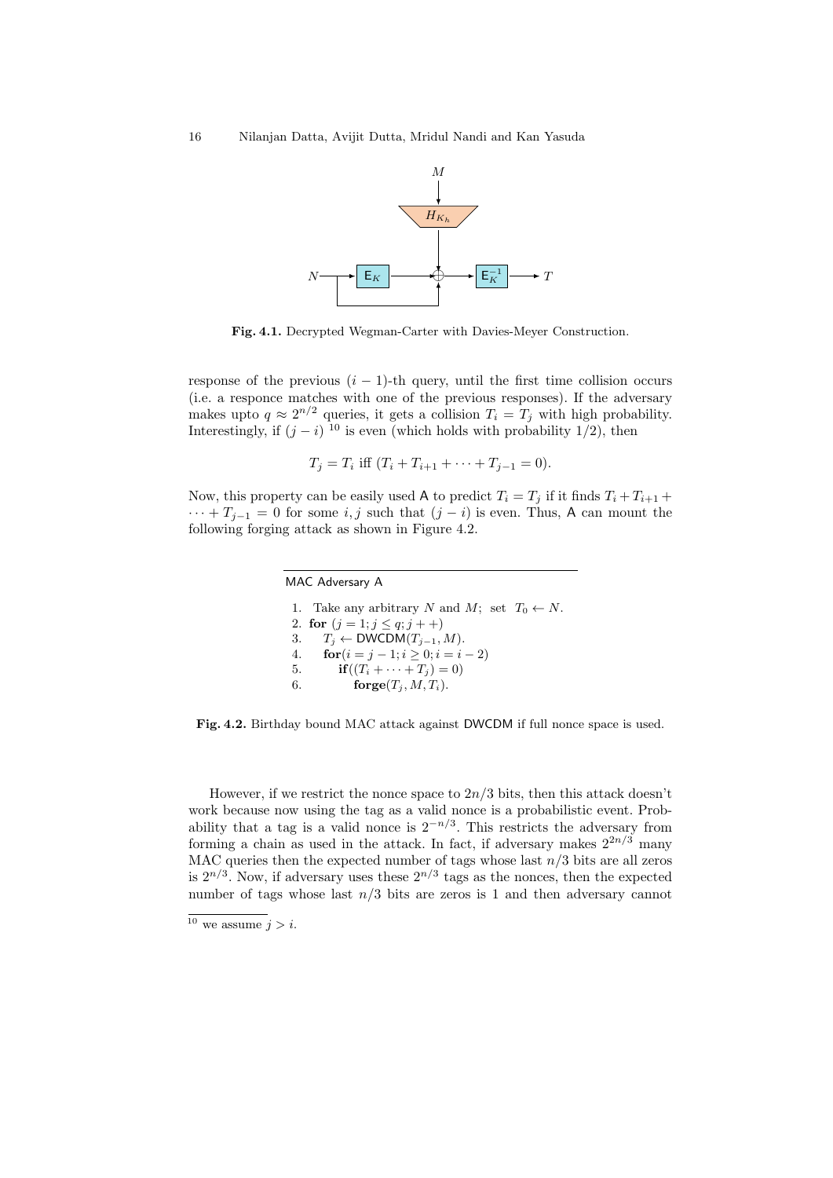**Fig. 4.1.** Decrypted Wegman-Carter with Davies-Meyer Construction.

response of the previous $(i-1)$-th query, until the first time collision occurs (i.e. a responce matches with one of the previous responses). If the adversary makes upto $q \approx 2^{n/2}$ queries, it gets a collision $T_i = T_j$ with high probability. Interestingly, if $(j-i)$ [10] is even (which holds with probability 1/2), then

$$T_j = T_i \text{ iff } (T_i + T_{i+1} + \cdots + T_{j-1} = 0).$$

Now, this property can be easily used A to predict $T_i = T_j$ if it finds $T_i + T_{i+1} + \cdots + T_{j-1} = 0$ for some $i, j$ such that $(j-i)$ is even. Thus, A can mount the following forging attack as shown in Figure 4.2.

```
MAC Adversary A

1. Take any arbitrary N and M;  set  T_0 ← N.
2. for (j = 1; j ≤ q; j++)
3.     T_j ← DWCDM(T_{j-1}, M).
4.     for(i = j - 1; i ≥ 0; i = i - 2)
5.         if((T_i + ··· + T_j) = 0)
6.             forge(T_j, M, T_i).
```

**Fig. 4.2.** Birthday bound MAC attack against DWCDM if full nonce space is used.

However, if we restrict the nonce space to $2n/3$ bits, then this attack doesn't work because now using the tag as a valid nonce is a probabilistic event. Probability that a tag is a valid nonce is $2^{-n/3}$. This restricts the adversary from forming a chain as used in the attack. In fact, if adversary makes $2^{2n/3}$ many MAC queries then the expected number of tags whose last $n/3$ bits are all zeros is $2^{n/3}$. Now, if adversary uses these $2^{n/3}$ tags as the nonces, then the expected number of tags whose last $n/3$ bits are zeros is 1 and then adversary cannot

[10] we assume $j > i$.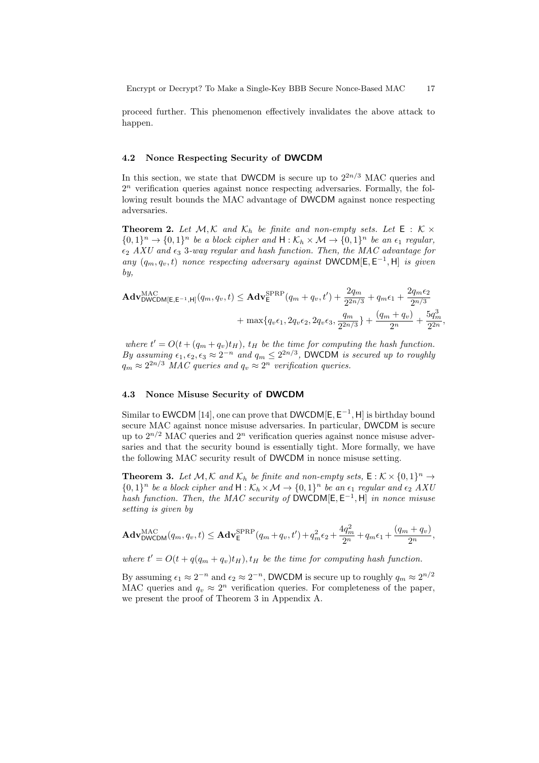proceed further. This phenomenon effectively invalidates the above attack to happen.

### 4.2 Nonce Respecting Security of DWCDM

In this section, we state that DWCDM is secure up to $2^{2n/3}$ MAC queries and $2^n$ verification queries against nonce respecting adversaries. Formally, the following result bounds the MAC advantage of DWCDM against nonce respecting adversaries.

**Theorem 2.** *Let $\mathcal{M}, \mathcal{K}$ and $\mathcal{K}_h$ be finite and non-empty sets. Let $\mathsf{E} : \mathcal{K} \times \{0,1\}^n \to \{0,1\}^n$ be a block cipher and $\mathsf{H} : \mathcal{K}_h \times \mathcal{M} \to \{0,1\}^n$ be an $\epsilon_1$ regular, $\epsilon_2$ AXU and $\epsilon_3$ 3-way regular and hash function. Then, the MAC advantage for any $(q_m, q_v, t)$ nonce respecting adversary against $\mathsf{DWCDM}[\mathsf{E}, \mathsf{E}^{-1}, \mathsf{H}]$ is given by,*

$$\mathbf{Adv}^{\mathrm{MAC}}_{\mathsf{DWCDM}[\mathsf{E},\mathsf{E}^{-1},\mathsf{H}]}(q_m, q_v, t) \leq \mathbf{Adv}^{\mathrm{SPRP}}_{\mathsf{E}}(q_m + q_v, t') + \frac{2q_m}{2^{2n/3}} + q_m\epsilon_1 + \frac{2q_m\epsilon_2}{2^{n/3}} + \max\{q_v\epsilon_1, 2q_v\epsilon_2, 2q_v\epsilon_3, \frac{q_m}{2^{2n/3}}\} + \frac{(q_m + q_v)}{2^n} + \frac{5q_m^3}{2^{2n}},$$

*where $t' = O(t + (q_m + q_v)t_H)$, $t_H$ be the time for computing the hash function. By assuming $\epsilon_1, \epsilon_2, \epsilon_3 \approx 2^{-n}$ and $q_m \leq 2^{2n/3}$, DWCDM is secured up to roughly $q_m \approx 2^{2n/3}$ MAC queries and $q_v \approx 2^n$ verification queries.*

### 4.3 Nonce Misuse Security of DWCDM

Similar to EWCDM [14], one can prove that $\mathsf{DWCDM}[\mathsf{E}, \mathsf{E}^{-1}, \mathsf{H}]$ is birthday bound secure MAC against nonce misuse adversaries. In particular, DWCDM is secure up to $2^{n/2}$ MAC queries and $2^n$ verification queries against nonce misuse adversaries and that the security bound is essentially tight. More formally, we have the following MAC security result of DWCDM in nonce misuse setting.

**Theorem 3.** *Let $\mathcal{M}, \mathcal{K}$ and $\mathcal{K}_h$ be finite and non-empty sets, $\mathsf{E} : \mathcal{K} \times \{0,1\}^n \to \{0,1\}^n$ be a block cipher and $\mathsf{H} : \mathcal{K}_h \times \mathcal{M} \to \{0,1\}^n$ be an $\epsilon_1$ regular and $\epsilon_2$ AXU hash function. Then, the MAC security of $\mathsf{DWCDM}[\mathsf{E}, \mathsf{E}^{-1}, \mathsf{H}]$ in nonce misuse setting is given by*

$$\mathbf{Adv}^{\mathrm{MAC}}_{\mathsf{DWCDM}}(q_m, q_v, t) \leq \mathbf{Adv}^{\mathrm{SPRP}}_{\mathsf{E}}(q_m + q_v, t') + q_m^2\epsilon_2 + \frac{4q_m^2}{2^n} + q_m\epsilon_1 + \frac{(q_m + q_v)}{2^n},$$

*where $t' = O(t + q(q_m + q_v)t_H)$, $t_H$ be the time for computing hash function.*

By assuming $\epsilon_1 \approx 2^{-n}$ and $\epsilon_2 \approx 2^{-n}$, DWCDM is secure up to roughly $q_m \approx 2^{n/2}$ MAC queries and $q_v \approx 2^n$ verification queries. For completeness of the paper, we present the proof of Theorem 3 in Appendix A.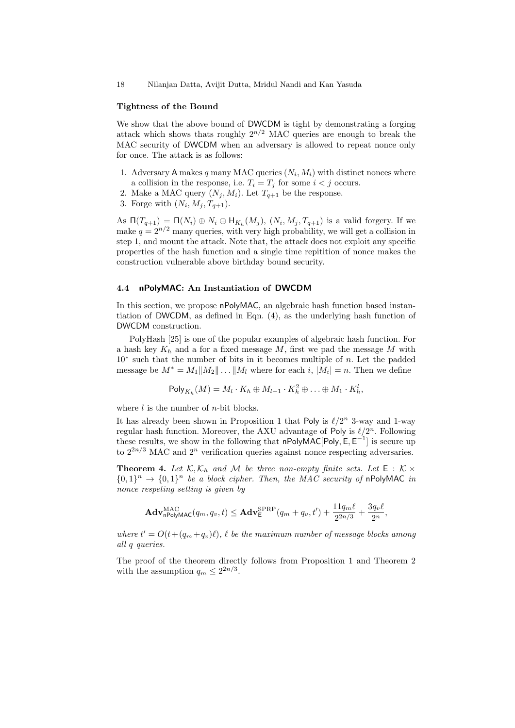**Tightness of the Bound**

We show that the above bound of DWCDM is tight by demonstrating a forging attack which shows thats roughly $2^{n/2}$ MAC queries are enough to break the MAC security of DWCDM when an adversary is allowed to repeat nonce only for once. The attack is as follows:

1. Adversary A makes $q$ many MAC queries $(N_i, M_i)$ with distinct nonces where a collision in the response, i.e. $T_i = T_j$ for some $i < j$ occurs.
2. Make a MAC query $(N_j, M_i)$. Let $T_{q+1}$ be the response.
3. Forge with $(N_i, M_j, T_{q+1})$.

As $\Pi(T_{q+1}) = \Pi(N_i) \oplus N_i \oplus \mathsf{H}_{K_h}(M_j)$, $(N_i, M_j, T_{q+1})$ is a valid forgery. If we make $q = 2^{n/2}$ many queries, with very high probability, we will get a collision in step 1, and mount the attack. Note that, the attack does not exploit any specific properties of the hash function and a single time repitition of nonce makes the construction vulnerable above birthday bound security.

### 4.4 nPolyMAC: An Instantiation of DWCDM

In this section, we propose nPolyMAC, an algebraic hash function based instantiation of DWCDM, as defined in Eqn. (4), as the underlying hash function of DWCDM construction.

PolyHash [25] is one of the popular examples of algebraic hash function. For a hash key $K_h$ and a for a fixed message $M$, first we pad the message $M$ with $10^*$ such that the number of bits in it becomes multiple of $n$. Let the padded message be $M^* = M_1 \| M_2 \| \ldots \| M_l$ where for each $i$, $|M_i| = n$. Then we define

$$\mathsf{Poly}_{K_h}(M) = M_l \cdot K_h \oplus M_{l-1} \cdot K_h^2 \oplus \ldots \oplus M_1 \cdot K_h^l,$$

where $l$ is the number of $n$-bit blocks.

It has already been shown in Proposition 1 that Poly is $\ell/2^n$ 3-way and 1-way regular hash function. Moreover, the AXU advantage of Poly is $\ell/2^n$. Following these results, we show in the following that $\mathsf{nPolyMAC}[\mathsf{Poly}, \mathsf{E}, \mathsf{E}^{-1}]$ is secure up to $2^{2n/3}$ MAC and $2^n$ verification queries against nonce respecting adversaries.

**Theorem 4.** *Let $\mathcal{K}, \mathcal{K}_h$ and $\mathcal{M}$ be three non-empty finite sets. Let $\mathsf{E} : \mathcal{K} \times \{0,1\}^n \rightarrow \{0,1\}^n$ be a block cipher. Then, the MAC security of nPolyMAC in nonce respeting setting is given by*

$$\mathbf{Adv}^{\mathrm{MAC}}_{\mathsf{nPolyMAC}}(q_m, q_v, t) \leq \mathbf{Adv}^{\mathrm{SPRP}}_{\mathsf{E}}(q_m + q_v, t') + \frac{11 q_m \ell}{2^{2n/3}} + \frac{3 q_v \ell}{2^n},$$

*where $t' = O(t + (q_m + q_v)\ell)$, $\ell$ be the maximum number of message blocks among all $q$ queries.*

The proof of the theorem directly follows from Proposition 1 and Theorem 2 with the assumption $q_m \leq 2^{2n/3}$.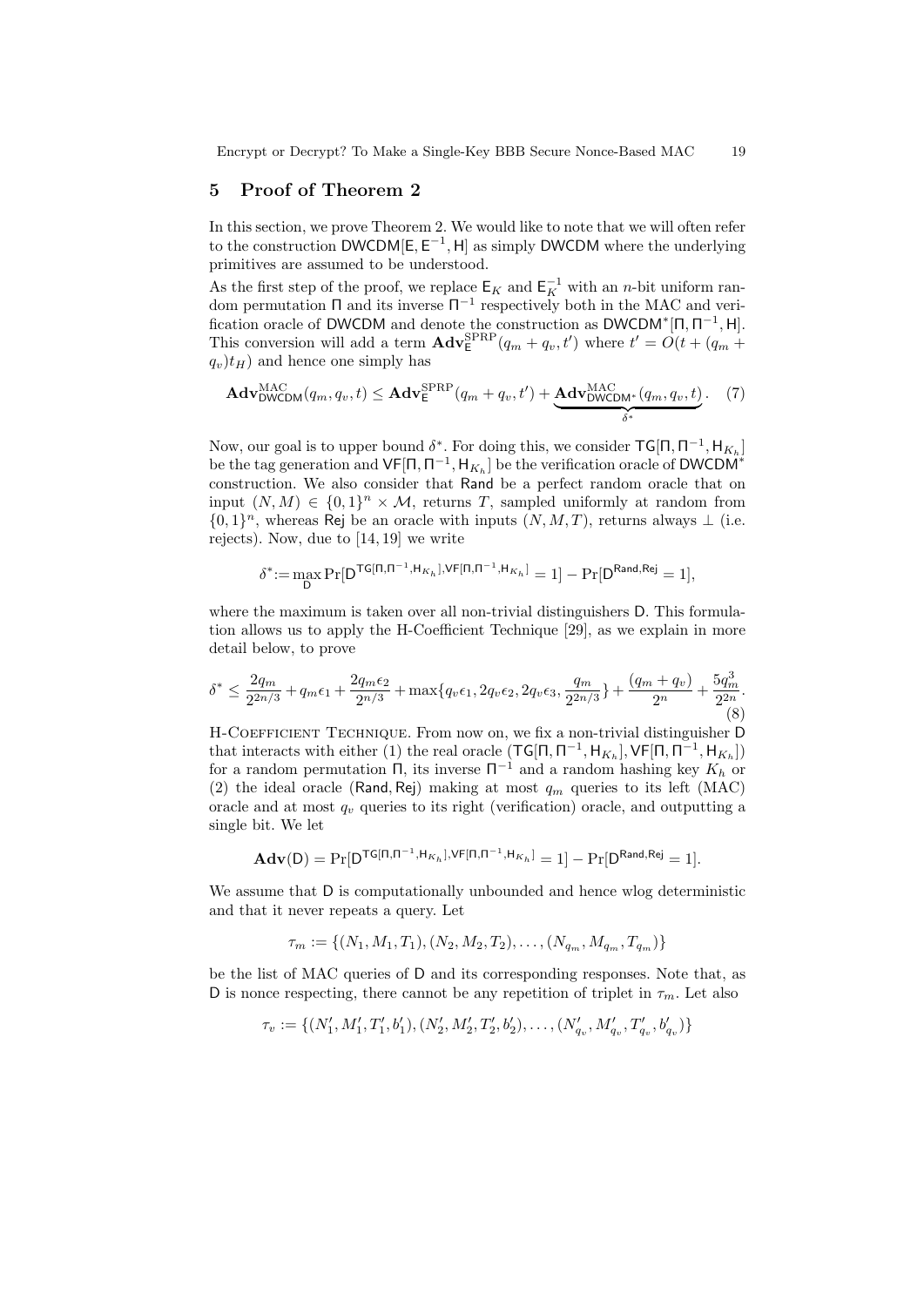## 5 Proof of Theorem 2

In this section, we prove Theorem 2. We would like to note that we will often refer to the construction $\mathsf{DWCDM}[\mathsf{E}, \mathsf{E}^{-1}, \mathsf{H}]$ as simply $\mathsf{DWCDM}$ where the underlying primitives are assumed to be understood.

As the first step of the proof, we replace $\mathsf{E}_K$ and $\mathsf{E}_K^{-1}$ with an $n$-bit uniform random permutation $\Pi$ and its inverse $\Pi^{-1}$ respectively both in the MAC and verification oracle of $\mathsf{DWCDM}$ and denote the construction as $\mathsf{DWCDM}^*[\Pi, \Pi^{-1}, \mathsf{H}]$. This conversion will add a term $\mathbf{Adv}_{\mathsf{E}}^{\mathrm{SPRP}}(q_m + q_v, t')$ where $t' = O(t + (q_m + q_v)t_H)$ and hence one simply has

$$\mathbf{Adv}_{\mathsf{DWCDM}}^{\mathrm{MAC}}(q_m, q_v, t) \leq \mathbf{Adv}_{\mathsf{E}}^{\mathrm{SPRP}}(q_m + q_v, t') + \underbrace{\mathbf{Adv}_{\mathsf{DWCDM}^*}^{\mathrm{MAC}}(q_m, q_v, t)}_{\delta^*}. \quad (7)$$

Now, our goal is to upper bound $\delta^*$. For doing this, we consider $\mathsf{TG}[\Pi, \Pi^{-1}, \mathsf{H}_{K_h}]$ be the tag generation and $\mathsf{VF}[\Pi, \Pi^{-1}, \mathsf{H}_{K_h}]$ be the verification oracle of $\mathsf{DWCDM}^*$ construction. We also consider that $\mathsf{Rand}$ be a perfect random oracle that on input $(N, M) \in \{0,1\}^n \times \mathcal{M}$, returns $T$, sampled uniformly at random from $\{0,1\}^n$, whereas $\mathsf{Rej}$ be an oracle with inputs $(N, M, T)$, returns always $\perp$ (i.e. rejects). Now, due to [14, 19] we write

$$\delta^* := \max_{\mathsf{D}} \Pr[\mathsf{D}^{\mathsf{TG}[\Pi, \Pi^{-1}, \mathsf{H}_{K_h}], \mathsf{VF}[\Pi, \Pi^{-1}, \mathsf{H}_{K_h}]} = 1] - \Pr[\mathsf{D}^{\mathsf{Rand}, \mathsf{Rej}} = 1],$$

where the maximum is taken over all non-trivial distinguishers $\mathsf{D}$. This formulation allows us to apply the H-Coefficient Technique [29], as we explain in more detail below, to prove

$$\delta^* \leq \frac{2q_m}{2^{2n/3}} + q_m\epsilon_1 + \frac{2q_m\epsilon_2}{2^{n/3}} + \max\{q_v\epsilon_1, 2q_v\epsilon_2, 2q_v\epsilon_3, \frac{q_m}{2^{2n/3}}\} + \frac{(q_m + q_v)}{2^n} + \frac{5q_m^3}{2^{2n}}. \quad (8)$$

H-Coefficient Technique. From now on, we fix a non-trivial distinguisher $\mathsf{D}$ that interacts with either (1) the real oracle $(\mathsf{TG}[\Pi, \Pi^{-1}, \mathsf{H}_{K_h}], \mathsf{VF}[\Pi, \Pi^{-1}, \mathsf{H}_{K_h}])$ for a random permutation $\Pi$, its inverse $\Pi^{-1}$ and a random hashing key $K_h$ or (2) the ideal oracle $(\mathsf{Rand}, \mathsf{Rej})$ making at most $q_m$ queries to its left (MAC) oracle and at most $q_v$ queries to its right (verification) oracle, and outputting a single bit. We let

$$\mathbf{Adv}(\mathsf{D}) = \Pr[\mathsf{D}^{\mathsf{TG}[\Pi, \Pi^{-1}, \mathsf{H}_{K_h}], \mathsf{VF}[\Pi, \Pi^{-1}, \mathsf{H}_{K_h}]} = 1] - \Pr[\mathsf{D}^{\mathsf{Rand}, \mathsf{Rej}} = 1].$$

We assume that $\mathsf{D}$ is computationally unbounded and hence wlog deterministic and that it never repeats a query. Let

$$\tau_m := \{(N_1, M_1, T_1), (N_2, M_2, T_2), \ldots, (N_{q_m}, M_{q_m}, T_{q_m})\}$$

be the list of MAC queries of $\mathsf{D}$ and its corresponding responses. Note that, as $\mathsf{D}$ is nonce respecting, there cannot be any repetition of triplet in $\tau_m$. Let also

$$\tau_v := \{(N'_1, M'_1, T'_1, b'_1), (N'_2, M'_2, T'_2, b'_2), \ldots, (N'_{q_v}, M'_{q_v}, T'_{q_v}, b'_{q_v})\}$$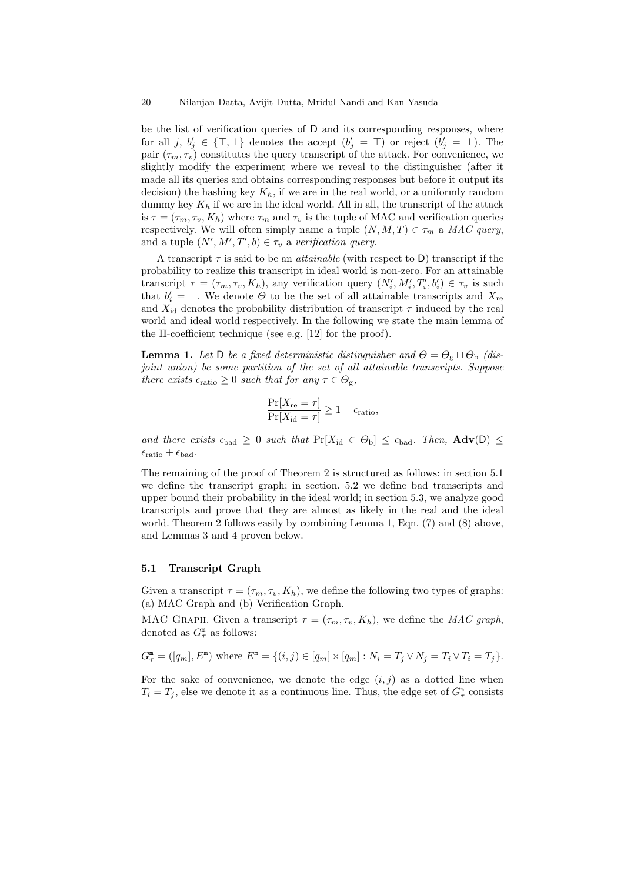be the list of verification queries of $\mathsf{D}$ and its corresponding responses, where for all $j$, $b'_j \in \{\top, \bot\}$ denotes the accept ($b'_j = \top$) or reject ($b'_j = \bot$). The pair $(\tau_m, \tau_v)$ constitutes the query transcript of the attack. For convenience, we slightly modify the experiment where we reveal to the distinguisher (after it made all its queries and obtains corresponding responses but before it output its decision) the hashing key $K_h$, if we are in the real world, or a uniformly random dummy key $K_h$ if we are in the ideal world. All in all, the transcript of the attack is $\tau = (\tau_m, \tau_v, K_h)$ where $\tau_m$ and $\tau_v$ is the tuple of MAC and verification queries respectively. We will often simply name a tuple $(N, M, T) \in \tau_m$ a *MAC query*, and a tuple $(N', M', T', b) \in \tau_v$ a *verification query*.

A transcript $\tau$ is said to be an *attainable* (with respect to $\mathsf{D}$) transcript if the probability to realize this transcript in ideal world is non-zero. For an attainable transcript $\tau = (\tau_m, \tau_v, K_h)$, any verification query $(N'_i, M'_i, T'_i, b'_i) \in \tau_v$ is such that $b'_i = \bot$. We denote $\Theta$ to be the set of all attainable transcripts and $X_{\mathrm{re}}$ and $X_{\mathrm{id}}$ denotes the probability distribution of transcript $\tau$ induced by the real world and ideal world respectively. In the following we state the main lemma of the H-coefficient technique (see e.g. [12] for the proof).

**Lemma 1.** *Let $\mathsf{D}$ be a fixed deterministic distinguisher and $\Theta = \Theta_{\mathrm{g}} \sqcup \Theta_{\mathrm{b}}$ (disjoint union) be some partition of the set of all attainable transcripts. Suppose there exists $\epsilon_{\mathrm{ratio}} \geq 0$ such that for any $\tau \in \Theta_{\mathrm{g}}$,*

$$\frac{\Pr[X_{\mathrm{re}} = \tau]}{\Pr[X_{\mathrm{id}} = \tau]} \geq 1 - \epsilon_{\mathrm{ratio}},$$

*and there exists $\epsilon_{\mathrm{bad}} \geq 0$ such that $\Pr[X_{\mathrm{id}} \in \Theta_{\mathrm{b}}] \leq \epsilon_{\mathrm{bad}}$. Then, $\mathbf{Adv}(\mathsf{D}) \leq \epsilon_{\mathrm{ratio}} + \epsilon_{\mathrm{bad}}$.*

The remaining of the proof of Theorem 2 is structured as follows: in section 5.1 we define the transcript graph; in section. 5.2 we define bad transcripts and upper bound their probability in the ideal world; in section 5.3, we analyze good transcripts and prove that they are almost as likely in the real and the ideal world. Theorem 2 follows easily by combining Lemma 1, Eqn. (7) and (8) above, and Lemmas 3 and 4 proven below.

### 5.1 Transcript Graph

Given a transcript $\tau = (\tau_m, \tau_v, K_h)$, we define the following two types of graphs: (a) MAC Graph and (b) Verification Graph.

MAC Graph. Given a transcript $\tau = (\tau_m, \tau_v, K_h)$, we define the *MAC graph*, denoted as $G^{\mathtt{m}}_{\tau}$ as follows:

$$G^{\mathtt{m}}_{\tau} = ([q_m], E^{\mathtt{m}}) \text{ where } E^{\mathtt{m}} = \{(i, j) \in [q_m] \times [q_m] : N_i = T_j \vee N_j = T_i \vee T_i = T_j\}.$$

For the sake of convenience, we denote the edge $(i, j)$ as a dotted line when $T_i = T_j$, else we denote it as a continuous line. Thus, the edge set of $G^{\mathtt{m}}_{\tau}$ consists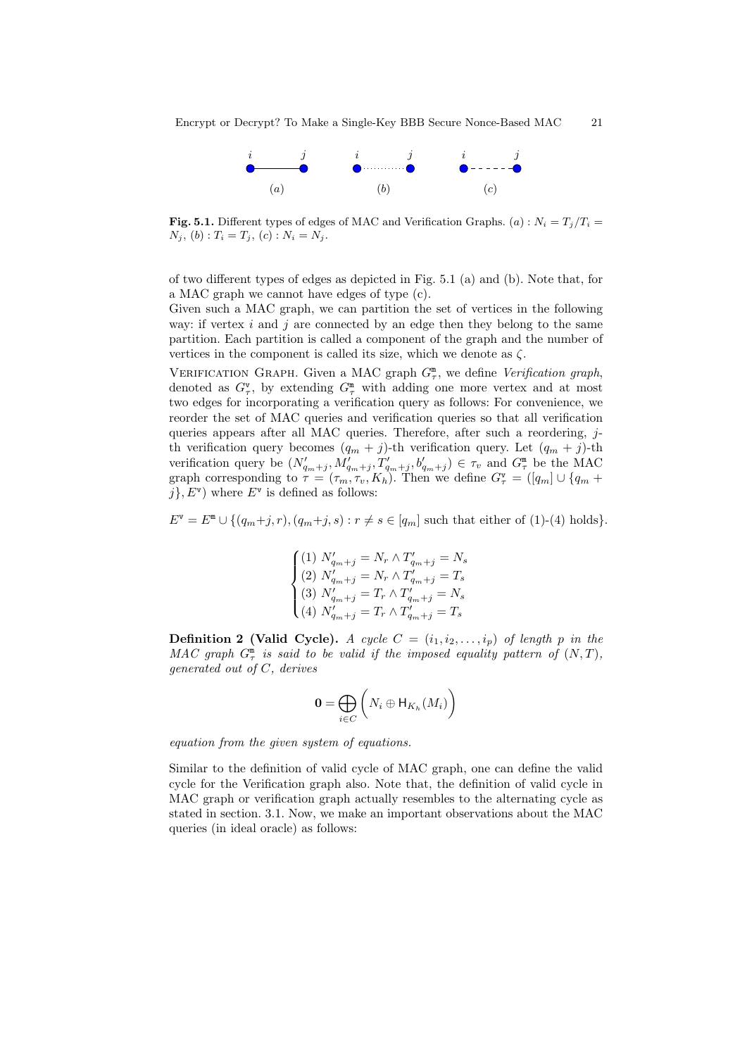**Fig. 5.1.** Different types of edges of MAC and Verification Graphs. $(a)$ : $N_i = T_j/T_i = N_j$, $(b)$ : $T_i = T_j$, $(c)$ : $N_i = N_j$.

of two different types of edges as depicted in Fig. 5.1 (a) and (b). Note that, for a MAC graph we cannot have edges of type (c).

Given such a MAC graph, we can partition the set of vertices in the following way: if vertex $i$ and $j$ are connected by an edge then they belong to the same partition. Each partition is called a component of the graph and the number of vertices in the component is called its size, which we denote as $\zeta$.

Verification Graph. Given a MAC graph $G^{\mathtt{m}}_{\tau}$, we define *Verification graph*, denoted as $G^{\mathtt{v}}_{\tau}$, by extending $G^{\mathtt{m}}_{\tau}$ with adding one more vertex and at most two edges for incorporating a verification query as follows: For convenience, we reorder the set of MAC queries and verification queries so that all verification queries appears after all MAC queries. Therefore, after such a reordering, $j$-th verification query becomes $(q_m + j)$-th verification query. Let $(q_m + j)$-th verification query be $(N'_{q_m+j}, M'_{q_m+j}, T'_{q_m+j}, b'_{q_m+j}) \in \tau_v$ and $G^{\mathtt{m}}_{\tau}$ be the MAC graph corresponding to $\tau = (\tau_m, \tau_v, K_h)$. Then we define $G^{\mathtt{v}}_{\tau} = ([q_m] \cup \{q_m + j\}, E^{\mathtt{v}})$ where $E^{\mathtt{v}}$ is defined as follows:

$$E^{\mathtt{v}} = E^{\mathtt{m}} \cup \{(q_m+j, r), (q_m+j, s) : r \neq s \in [q_m] \text{ such that either of (1)-(4) holds}\}.$$

$$\begin{cases} (1)\ N'_{q_m+j} = N_r \wedge T'_{q_m+j} = N_s \\ (2)\ N'_{q_m+j} = N_r \wedge T'_{q_m+j} = T_s \\ (3)\ N'_{q_m+j} = T_r \wedge T'_{q_m+j} = N_s \\ (4)\ N'_{q_m+j} = T_r \wedge T'_{q_m+j} = T_s \end{cases}$$

**Definition 2 (Valid Cycle).** *A cycle $C = (i_1, i_2, \ldots, i_p)$ of length $p$ in the MAC graph $G^{\mathtt{m}}_{\tau}$ is said to be valid if the imposed equality pattern of $(N, T)$, generated out of $C$, derives*

$$\mathbf{0} = \bigoplus_{i \in C} \bigg( N_i \oplus \mathsf{H}_{K_h}(M_i) \bigg)$$

*equation from the given system of equations.*

Similar to the definition of valid cycle of MAC graph, one can define the valid cycle for the Verification graph also. Note that, the definition of valid cycle in MAC graph or verification graph actually resembles to the alternating cycle as stated in section. 3.1. Now, we make an important observations about the MAC queries (in ideal oracle) as follows: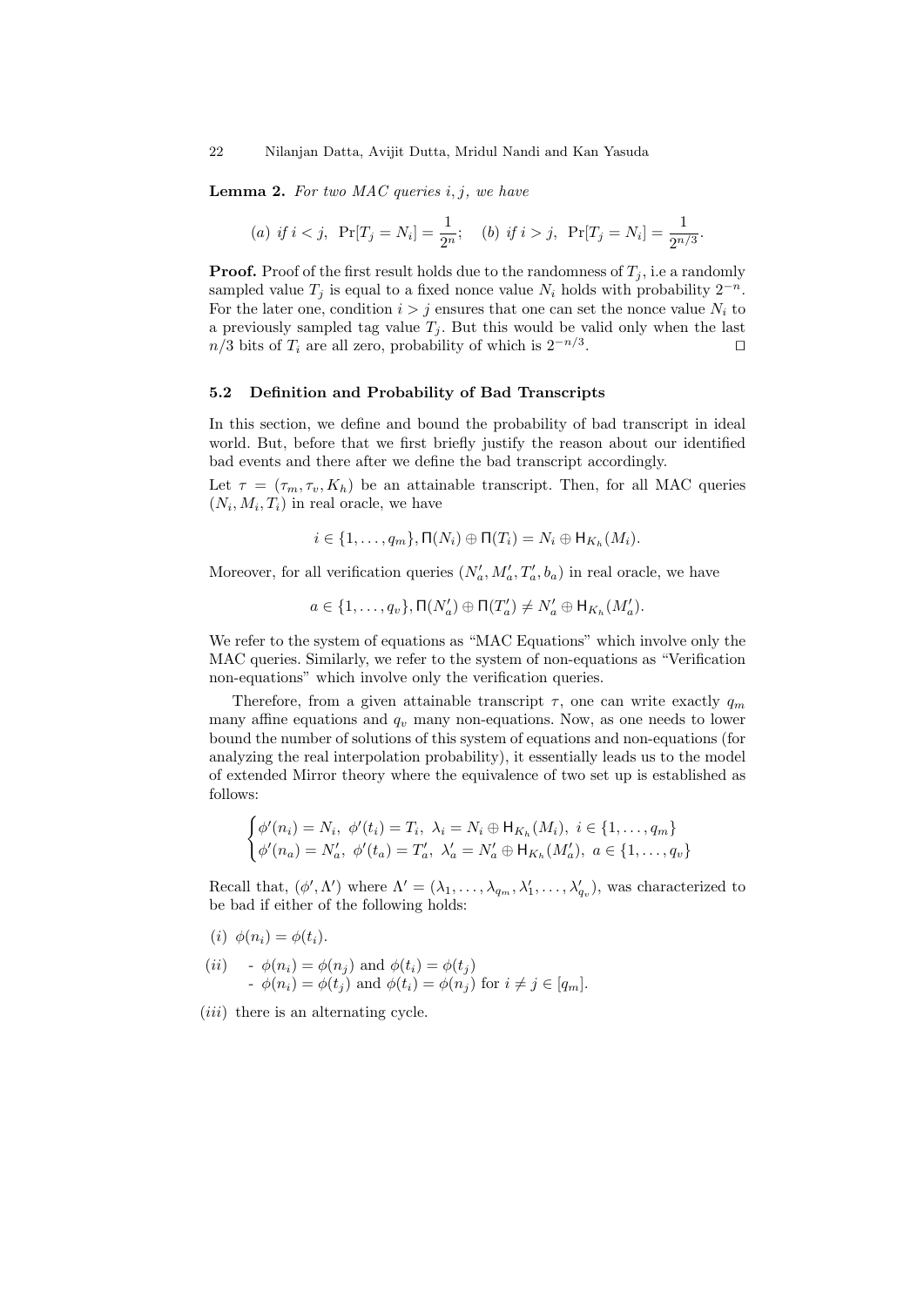**Lemma 2.** *For two MAC queries $i, j$, we have*

$$(a)\ \text{if } i < j,\ \Pr[T_j = N_i] = \frac{1}{2^n}; \quad (b)\ \text{if } i > j,\ \Pr[T_j = N_i] = \frac{1}{2^{n/3}}.$$

**Proof.** Proof of the first result holds due to the randomness of $T_j$, i.e a randomly sampled value $T_j$ is equal to a fixed nonce value $N_i$ holds with probability $2^{-n}$. For the later one, condition $i > j$ ensures that one can set the nonce value $N_i$ to a previously sampled tag value $T_j$. But this would be valid only when the last $n/3$ bits of $T_i$ are all zero, probability of which is $2^{-n/3}$. $\square$

### 5.2 Definition and Probability of Bad Transcripts

In this section, we define and bound the probability of bad transcript in ideal world. But, before that we first briefly justify the reason about our identified bad events and there after we define the bad transcript accordingly.

Let $\tau = (\tau_m, \tau_v, K_h)$ be an attainable transcript. Then, for all MAC queries $(N_i, M_i, T_i)$ in real oracle, we have

$$i \in \{1, \ldots, q_m\}, \Pi(N_i) \oplus \Pi(T_i) = N_i \oplus \mathsf{H}_{K_h}(M_i).$$

Moreover, for all verification queries $(N'_a, M'_a, T'_a, b_a)$ in real oracle, we have

$$a \in \{1, \ldots, q_v\}, \Pi(N'_a) \oplus \Pi(T'_a) \neq N'_a \oplus \mathsf{H}_{K_h}(M'_a).$$

We refer to the system of equations as "MAC Equations" which involve only the MAC queries. Similarly, we refer to the system of non-equations as "Verification non-equations" which involve only the verification queries.

Therefore, from a given attainable transcript $\tau$, one can write exactly $q_m$ many affine equations and $q_v$ many non-equations. Now, as one needs to lower bound the number of solutions of this system of equations and non-equations (for analyzing the real interpolation probability), it essentially leads us to the model of extended Mirror theory where the equivalence of two set up is established as follows:

$$\begin{cases} \phi'(n_i) = N_i,\ \phi'(t_i) = T_i,\ \lambda_i = N_i \oplus \mathsf{H}_{K_h}(M_i),\ i \in \{1, \ldots, q_m\} \\ \phi'(n_a) = N'_a,\ \phi'(t_a) = T'_a,\ \lambda'_a = N'_a \oplus \mathsf{H}_{K_h}(M'_a),\ a \in \{1, \ldots, q_v\} \end{cases}$$

Recall that, $(\phi', \Lambda')$ where $\Lambda' = (\lambda_1, \ldots, \lambda_{q_m}, \lambda'_1, \ldots, \lambda'_{q_v})$, was characterized to be bad if either of the following holds:

$(i)$ $\phi(n_i) = \phi(t_i)$.

$(ii)$
- $\phi(n_i) = \phi(n_j)$ and $\phi(t_i) = \phi(t_j)$
- $\phi(n_i) = \phi(t_j)$ and $\phi(t_i) = \phi(n_j)$ for $i \neq j \in [q_m]$.

$(iii)$ there is an alternating cycle.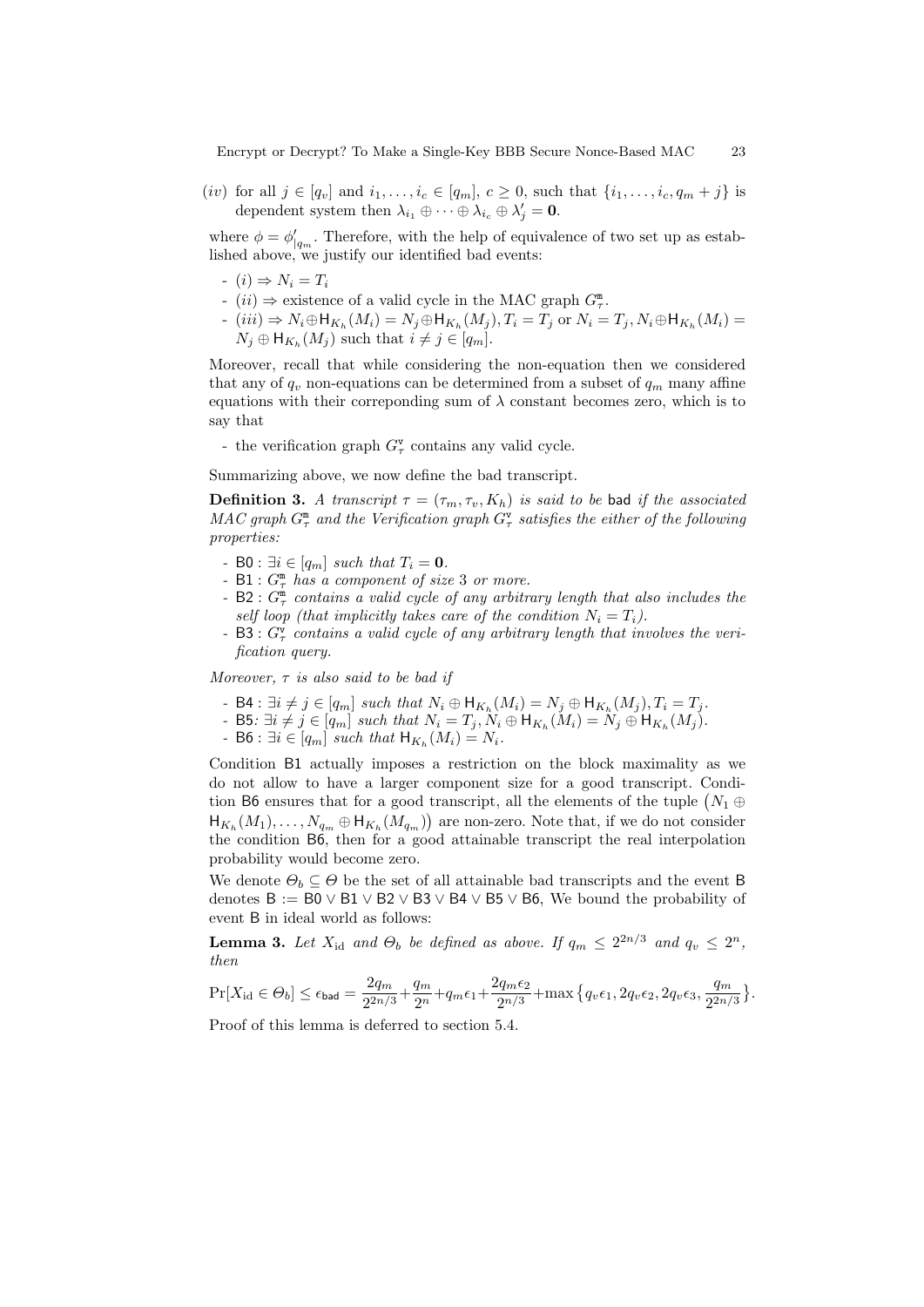$(iv)$ for all $j \in [q_v]$ and $i_1, \ldots, i_c \in [q_m]$, $c \geq 0$, such that $\{i_1, \ldots, i_c, q_m + j\}$ is dependent system then $\lambda_{i_1} \oplus \cdots \oplus \lambda_{i_c} \oplus \lambda'_j = \mathbf{0}$.

where $\phi = \phi'_{|q_m}$. Therefore, with the help of equivalence of two set up as established above, we justify our identified bad events:

- $(i) \Rightarrow N_i = T_i$
- $(ii) \Rightarrow$ existence of a valid cycle in the MAC graph $G^{\mathtt{m}}_{\tau}$.
- $(iii) \Rightarrow N_i \oplus \mathsf{H}_{K_h}(M_i) = N_j \oplus \mathsf{H}_{K_h}(M_j), T_i = T_j$ or $N_i = T_j, N_i \oplus \mathsf{H}_{K_h}(M_i) = N_j \oplus \mathsf{H}_{K_h}(M_j)$ such that $i \neq j \in [q_m]$.

Moreover, recall that while considering the non-equation then we considered that any of $q_v$ non-equations can be determined from a subset of $q_m$ many affine equations with their correponding sum of $\lambda$ constant becomes zero, which is to say that

- the verification graph $G^{\mathtt{v}}_{\tau}$ contains any valid cycle.

Summarizing above, we now define the bad transcript.

**Definition 3.** *A transcript $\tau = (\tau_m, \tau_v, K_h)$ is said to be* bad *if the associated MAC graph $G^{\mathtt{m}}_{\tau}$ and the Verification graph $G^{\mathtt{v}}_{\tau}$ satisfies the either of the following properties:*

- $\mathsf{B0}$ : *$\exists i \in [q_m]$ such that $T_i = \mathbf{0}$.*
- $\mathsf{B1}$ : *$G^{\mathtt{m}}_{\tau}$ has a component of size 3 or more.*
- $\mathsf{B2}$ : *$G^{\mathtt{m}}_{\tau}$ contains a valid cycle of any arbitrary length that also includes the self loop (that implicitly takes care of the condition $N_i = T_i$).*
- $\mathsf{B3}$ : *$G^{\mathtt{v}}_{\tau}$ contains a valid cycle of any arbitrary length that involves the verification query.*

*Moreover, $\tau$ is also said to be bad if*

- $\mathsf{B4}$ : *$\exists i \neq j \in [q_m]$ such that $N_i \oplus \mathsf{H}_{K_h}(M_i) = N_j \oplus \mathsf{H}_{K_h}(M_j), T_i = T_j$.*
- $\mathsf{B5}$: *$\exists i \neq j \in [q_m]$ such that $N_i = T_j, N_i \oplus \mathsf{H}_{K_h}(M_i) = N_j \oplus \mathsf{H}_{K_h}(M_j)$.*
- $\mathsf{B6}$ : *$\exists i \in [q_m]$ such that $\mathsf{H}_{K_h}(M_i) = N_i$.*

Condition $\mathsf{B1}$ actually imposes a restriction on the block maximality as we do not allow to have a larger component size for a good transcript. Condition $\mathsf{B6}$ ensures that for a good transcript, all the elements of the tuple $\big(N_1 \oplus \mathsf{H}_{K_h}(M_1), \ldots, N_{q_m} \oplus \mathsf{H}_{K_h}(M_{q_m})\big)$ are non-zero. Note that, if we do not consider the condition $\mathsf{B6}$, then for a good attainable transcript the real interpolation probability would become zero.

We denote $\Theta_b \subseteq \Theta$ be the set of all attainable bad transcripts and the event $\mathsf{B}$ denotes $\mathsf{B} := \mathsf{B0} \vee \mathsf{B1} \vee \mathsf{B2} \vee \mathsf{B3} \vee \mathsf{B4} \vee \mathsf{B5} \vee \mathsf{B6}$, We bound the probability of event $\mathsf{B}$ in ideal world as follows:

**Lemma 3.** *Let $X_{\rm id}$ and $\Theta_b$ be defined as above. If $q_m \leq 2^{2n/3}$ and $q_v \leq 2^n$, then*

$$\Pr[X_{\rm id} \in \Theta_b] \leq \epsilon_{\mathsf{bad}} = \frac{2q_m}{2^{2n/3}} + \frac{q_m}{2^n} + q_m\epsilon_1 + \frac{2q_m\epsilon_2}{2^{n/3}} + \max\big\{q_v\epsilon_1, 2q_v\epsilon_2, 2q_v\epsilon_3, \frac{q_m}{2^{2n/3}}\big\}.$$

Proof of this lemma is deferred to section 5.4.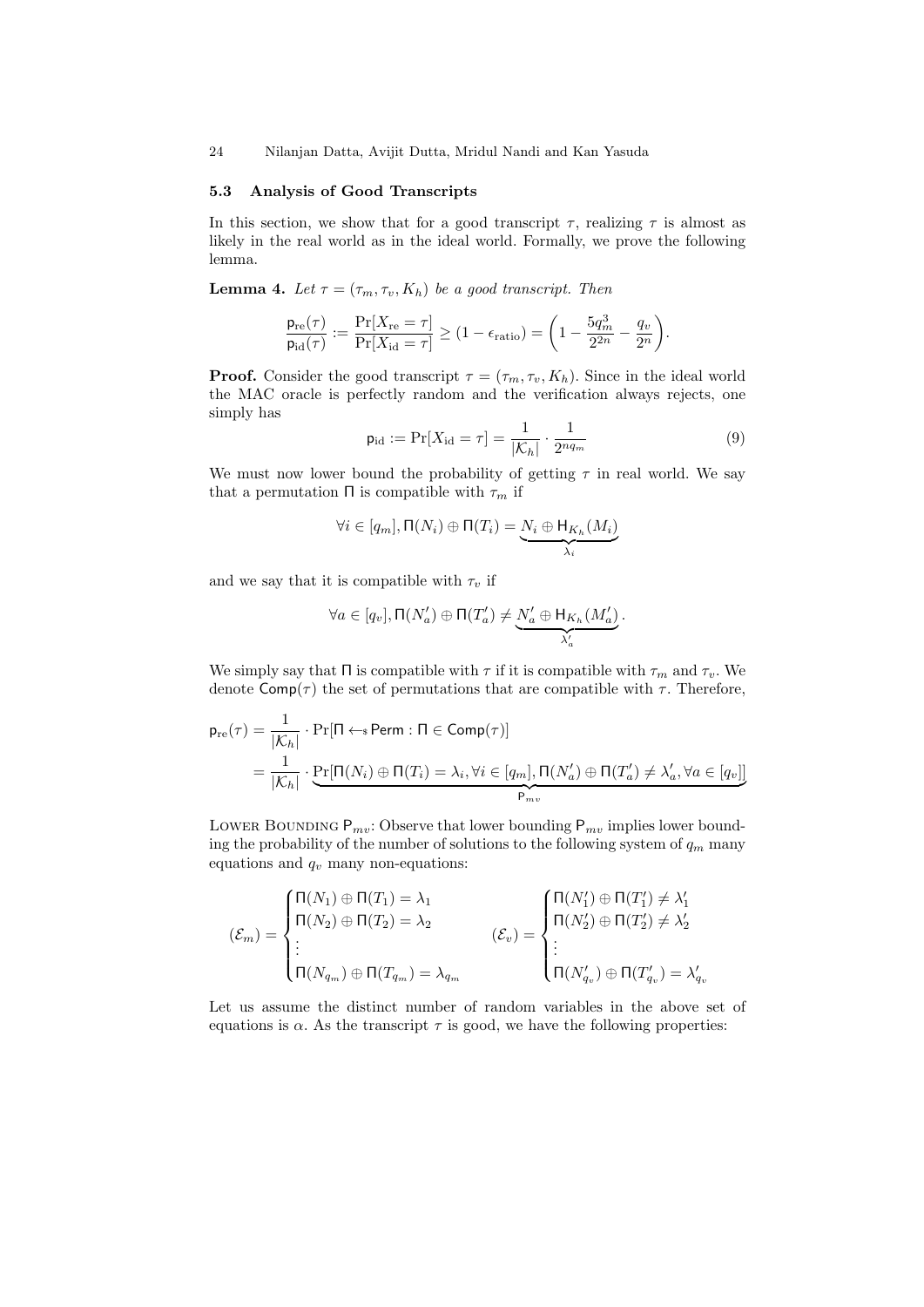### 5.3 Analysis of Good Transcripts

In this section, we show that for a good transcript $\tau$, realizing $\tau$ is almost as likely in the real world as in the ideal world. Formally, we prove the following lemma.

**Lemma 4.** *Let $\tau = (\tau_m, \tau_v, K_h)$ be a good transcript. Then*

$$\frac{\mathsf{p}_{\mathrm{re}}(\tau)}{\mathsf{p}_{\mathrm{id}}(\tau)} := \frac{\Pr[X_{\mathrm{re}} = \tau]}{\Pr[X_{\mathrm{id}} = \tau]} \geq (1 - \epsilon_{\mathrm{ratio}}) = \left(1 - \frac{5q_m^3}{2^{2n}} - \frac{q_v}{2^n}\right).$$

**Proof.** Consider the good transcript $\tau = (\tau_m, \tau_v, K_h)$. Since in the ideal world the MAC oracle is perfectly random and the verification always rejects, one simply has

$$\mathsf{p}_{\mathrm{id}} := \Pr[X_{\mathrm{id}} = \tau] = \frac{1}{|\mathcal{K}_h|} \cdot \frac{1}{2^{nq_m}} \tag{9}$$

We must now lower bound the probability of getting $\tau$ in real world. We say that a permutation $\Pi$ is compatible with $\tau_m$ if

$$\forall i \in [q_m], \Pi(N_i) \oplus \Pi(T_i) = \underbrace{N_i \oplus \mathsf{H}_{K_h}(M_i)}_{\lambda_i}$$

and we say that it is compatible with $\tau_v$ if

$$\forall a \in [q_v], \Pi(N'_a) \oplus \Pi(T'_a) \neq \underbrace{N'_a \oplus \mathsf{H}_{K_h}(M'_a)}_{\lambda'_a}.$$

We simply say that $\Pi$ is compatible with $\tau$ if it is compatible with $\tau_m$ and $\tau_v$. We denote $\mathsf{Comp}(\tau)$ the set of permutations that are compatible with $\tau$. Therefore,

$$\begin{aligned}
\mathsf{p}_{\mathrm{re}}(\tau) &= \frac{1}{|\mathcal{K}_h|} \cdot \Pr[\Pi \leftarrow_{\$} \mathsf{Perm} : \Pi \in \mathsf{Comp}(\tau)] \\
&= \frac{1}{|\mathcal{K}_h|} \cdot \underbrace{\Pr[\Pi(N_i) \oplus \Pi(T_i) = \lambda_i, \forall i \in [q_m], \Pi(N'_a) \oplus \Pi(T'_a) \neq \lambda'_a, \forall a \in [q_v]]}_{\mathsf{P}_{mv}}
\end{aligned}$$

Lower Bounding $\mathsf{P}_{mv}$: Observe that lower bounding $\mathsf{P}_{mv}$ implies lower bounding the probability of the number of solutions to the following system of $q_m$ many equations and $q_v$ many non-equations:

$$(\mathcal{E}_m) = \begin{cases} \Pi(N_1) \oplus \Pi(T_1) = \lambda_1 \\ \Pi(N_2) \oplus \Pi(T_2) = \lambda_2 \\ \vdots \\ \Pi(N_{q_m}) \oplus \Pi(T_{q_m}) = \lambda_{q_m} \end{cases} \qquad (\mathcal{E}_v) = \begin{cases} \Pi(N'_1) \oplus \Pi(T'_1) \neq \lambda'_1 \\ \Pi(N'_2) \oplus \Pi(T'_2) \neq \lambda'_2 \\ \vdots \\ \Pi(N'_{q_v}) \oplus \Pi(T'_{q_v}) = \lambda'_{q_v} \end{cases}$$

Let us assume the distinct number of random variables in the above set of equations is $\alpha$. As the transcript $\tau$ is good, we have the following properties: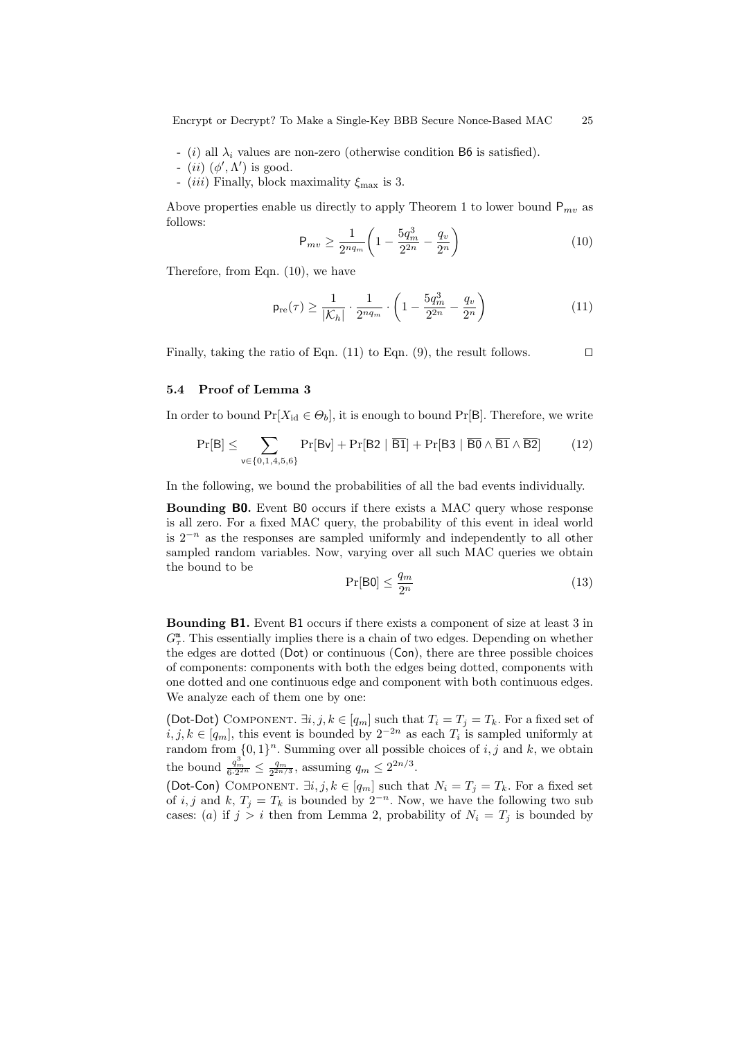- $(i)$ all $\lambda_i$ values are non-zero (otherwise condition B6 is satisfied).
- $(ii)$ $(\phi', \Lambda')$ is good.
- $(iii)$ Finally, block maximality $\xi_{\max}$ is 3.

Above properties enable us directly to apply Theorem 1 to lower bound $\mathsf{P}_{mv}$ as follows:

$$\mathsf{P}_{mv} \geq \frac{1}{2^{nq_m}}\left(1 - \frac{5q_m^3}{2^{2n}} - \frac{q_v}{2^n}\right) \tag{10}$$

Therefore, from Eqn. (10), we have

$$\mathsf{p}_{\mathrm{re}}(\tau) \geq \frac{1}{|\mathcal{K}_h|} \cdot \frac{1}{2^{nq_m}} \cdot \left(1 - \frac{5q_m^3}{2^{2n}} - \frac{q_v}{2^n}\right) \tag{11}$$

Finally, taking the ratio of Eqn. (11) to Eqn. (9), the result follows. $\square$

### 5.4 Proof of Lemma 3

In order to bound $\Pr[X_{\mathrm{id}} \in \Theta_b]$, it is enough to bound $\Pr[\mathsf{B}]$. Therefore, we write

$$\Pr[\mathsf{B}] \leq \sum_{\mathsf{v} \in \{0,1,4,5,6\}} \Pr[\mathsf{Bv}] + \Pr[\mathsf{B2} \mid \overline{\mathsf{B1}}] + \Pr[\mathsf{B3} \mid \overline{\mathsf{B0}} \wedge \overline{\mathsf{B1}} \wedge \overline{\mathsf{B2}}] \tag{12}$$

In the following, we bound the probabilities of all the bad events individually.

**Bounding B0.** Event B0 occurs if there exists a MAC query whose response is all zero. For a fixed MAC query, the probability of this event in ideal world is $2^{-n}$ as the responses are sampled uniformly and independently to all other sampled random variables. Now, varying over all such MAC queries we obtain the bound to be

$$\Pr[\mathsf{B0}] \leq \frac{q_m}{2^n} \tag{13}$$

**Bounding B1.** Event B1 occurs if there exists a component of size at least 3 in $G_\tau^{\mathtt{m}}$. This essentially implies there is a chain of two edges. Depending on whether the edges are dotted (Dot) or continuous (Con), there are three possible choices of components: components with both the edges being dotted, components with one dotted and one continuous edge and component with both continuous edges. We analyze each of them one by one:

(Dot-Dot) Component. $\exists i, j, k \in [q_m]$ such that $T_i = T_j = T_k$. For a fixed set of $i, j, k \in [q_m]$, this event is bounded by $2^{-2n}$ as each $T_i$ is sampled uniformly at random from $\{0,1\}^n$. Summing over all possible choices of $i, j$ and $k$, we obtain the bound $\frac{q_m^3}{6 \cdot 2^{2n}} \leq \frac{q_m}{2^{2n/3}}$, assuming $q_m \leq 2^{2n/3}$.

(Dot-Con) Component. $\exists i, j, k \in [q_m]$ such that $N_i = T_j = T_k$. For a fixed set of $i, j$ and $k$, $T_j = T_k$ is bounded by $2^{-n}$. Now, we have the following two sub cases: $(a)$ if $j > i$ then from Lemma 2, probability of $N_i = T_j$ is bounded by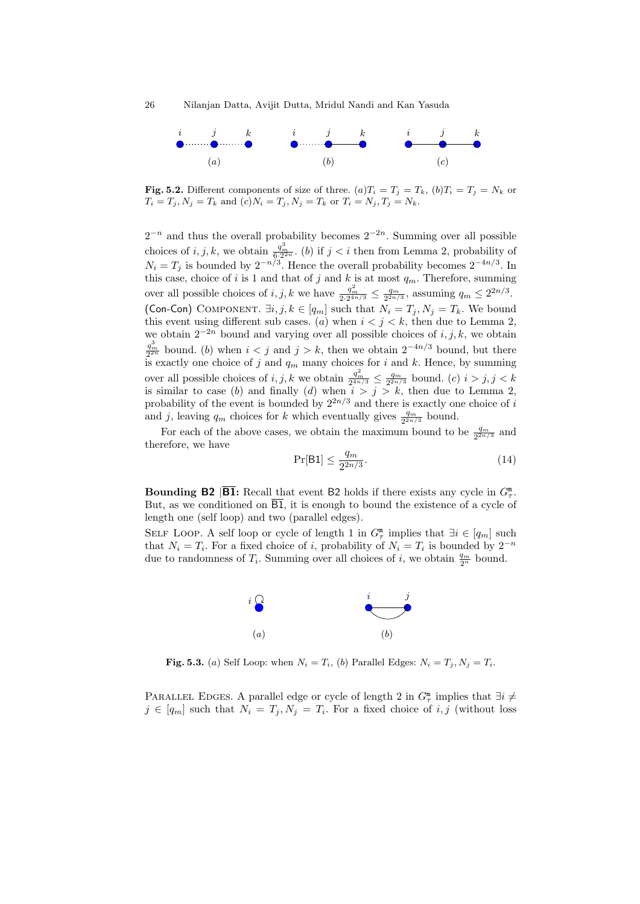**Fig. 5.2.** Different components of size of three. $(a) T_i = T_j = T_k$, $(b) T_i = T_j = N_k$ or $T_i = T_j, N_j = T_k$ and $(c) N_i = T_j, N_j = T_k$ or $T_i = N_j, T_j = N_k$.

$2^{-n}$ and thus the overall probability becomes $2^{-2n}$. Summing over all possible choices of $i, j, k$, we obtain $\frac{q_m^3}{6 \cdot 2^{2n}}$. $(b)$ if $j < i$ then from Lemma 2, probability of $N_i = T_j$ is bounded by $2^{-n/3}$. Hence the overall probability becomes $2^{-4n/3}$. In this case, choice of $i$ is 1 and that of $j$ and $k$ is at most $q_m$. Therefore, summing over all possible choices of $i, j, k$ we have $\frac{q_m^2}{2 \cdot 2^{4n/3}} \leq \frac{q_m}{2^{2n/3}}$, assuming $q_m \leq 2^{2n/3}$.

(Con-Con) Component. $\exists i, j, k \in [q_m]$ such that $N_i = T_j, N_j = T_k$. We bound this event using different sub cases. $(a)$ when $i < j < k$, then due to Lemma 2, we obtain $2^{-2n}$ bound and varying over all possible choices of $i, j, k$, we obtain $\frac{q_m^3}{2^{2n}}$ bound. $(b)$ when $i < j$ and $j > k$, then we obtain $2^{-4n/3}$ bound, but there is exactly one choice of $j$ and $q_m$ many choices for $i$ and $k$. Hence, by summing over all possible choices of $i, j, k$ we obtain $\frac{q_m^2}{2^{4n/3}} \leq \frac{q_m}{2^{2n/3}}$ bound. $(c)$ $i > j, j < k$ is similar to case $(b)$ and finally $(d)$ when $i > j > k$, then due to Lemma 2, probability of the event is bounded by $2^{2n/3}$ and there is exactly one choice of $i$ and $j$, leaving $q_m$ choices for $k$ which eventually gives $\frac{q_m}{2^{2n/3}}$ bound.

For each of the above cases, we obtain the maximum bound to be $\frac{q_m}{2^{2n/3}}$ and therefore, we have

$$\Pr[\mathsf{B1}] \leq \frac{q_m}{2^{2n/3}}. \tag{14}$$

**Bounding B2 $|\overline{\mathsf{B1}}$:** Recall that event B2 holds if there exists any cycle in $G_\tau^{\mathfrak{m}}$. But, as we conditioned on $\overline{\mathsf{B1}}$, it is enough to bound the existence of a cycle of length one (self loop) and two (parallel edges).

Self Loop. A self loop or cycle of length 1 in $G_\tau^{\mathfrak{m}}$ implies that $\exists i \in [q_m]$ such that $N_i = T_i$. For a fixed choice of $i$, probability of $N_i = T_i$ is bounded by $2^{-n}$ due to randomness of $T_i$. Summing over all choices of $i$, we obtain $\frac{q_m}{2^n}$ bound.

**Fig. 5.3.** $(a)$ Self Loop: when $N_i = T_i$, $(b)$ Parallel Edges: $N_i = T_j, N_j = T_i$.

Parallel Edges. A parallel edge or cycle of length 2 in $G_\tau^{\mathfrak{m}}$ implies that $\exists i \neq j \in [q_m]$ such that $N_i = T_j, N_j = T_i$. For a fixed choice of $i, j$ (without loss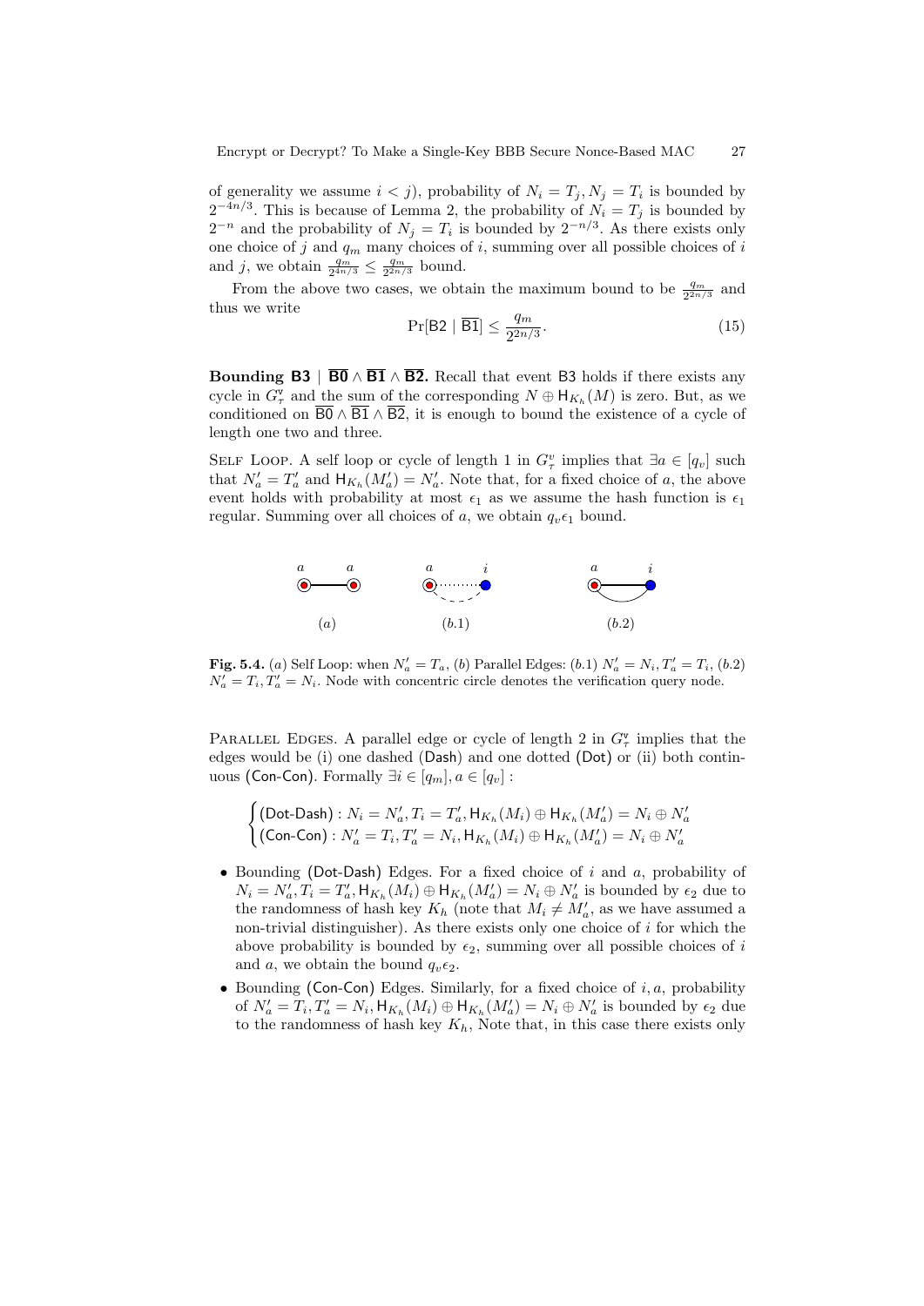of generality we assume $i < j$), probability of $N_i = T_j, N_j = T_i$ is bounded by $2^{-4n/3}$. This is because of Lemma 2, the probability of $N_i = T_j$ is bounded by $2^{-n}$ and the probability of $N_j = T_i$ is bounded by $2^{-n/3}$. As there exists only one choice of $j$ and $q_m$ many choices of $i$, summing over all possible choices of $i$ and $j$, we obtain $\frac{q_m}{2^{4n/3}} \leq \frac{q_m}{2^{2n/3}}$ bound.

From the above two cases, we obtain the maximum bound to be $\frac{q_m}{2^{2n/3}}$ and thus we write

$$\Pr[\mathsf{B2} \mid \overline{\mathsf{B1}}] \leq \frac{q_m}{2^{2n/3}}. \tag{15}$$

**Bounding $\mathsf{B3} \mid \overline{\mathsf{B0}} \wedge \overline{\mathsf{B1}} \wedge \overline{\mathsf{B2}}$.** Recall that event $\mathsf{B3}$ holds if there exists any cycle in $G^{\mathrm{v}}_{\tau}$ and the sum of the corresponding $N \oplus \mathsf{H}_{K_h}(M)$ is zero. But, as we conditioned on $\overline{\mathsf{B0}} \wedge \overline{\mathsf{B1}} \wedge \overline{\mathsf{B2}}$, it is enough to bound the existence of a cycle of length one two and three.

Self Loop. A self loop or cycle of length 1 in $G^{v}_{\tau}$ implies that $\exists a \in [q_v]$ such that $N'_a = T'_a$ and $\mathsf{H}_{K_h}(M'_a) = N'_a$. Note that, for a fixed choice of $a$, the above event holds with probability at most $\epsilon_1$ as we assume the hash function is $\epsilon_1$ regular. Summing over all choices of $a$, we obtain $q_v\epsilon_1$ bound.

**Fig. 5.4.** $(a)$ Self Loop: when $N'_a = T_a$, $(b)$ Parallel Edges: $(b.1)$ $N'_a = N_i, T'_a = T_i$, $(b.2)$ $N'_a = T_i, T'_a = N_i$. Node with concentric circle denotes the verification query node.

Parallel Edges. A parallel edge or cycle of length 2 in $G^{\mathrm{v}}_{\tau}$ implies that the edges would be (i) one dashed ($\mathsf{Dash}$) and one dotted ($\mathsf{Dot}$) or (ii) both continuous ($\mathsf{Con\text{-}Con}$). Formally $\exists i \in [q_m], a \in [q_v]$ :

$$\begin{cases} (\mathsf{Dot\text{-}Dash}) : N_i = N'_a, T_i = T'_a, \mathsf{H}_{K_h}(M_i) \oplus \mathsf{H}_{K_h}(M'_a) = N_i \oplus N'_a \\ (\mathsf{Con\text{-}Con}) : N'_a = T_i, T'_a = N_i, \mathsf{H}_{K_h}(M_i) \oplus \mathsf{H}_{K_h}(M'_a) = N_i \oplus N'_a \end{cases}$$

- Bounding ($\mathsf{Dot\text{-}Dash}$) Edges. For a fixed choice of $i$ and $a$, probability of $N_i = N'_a, T_i = T'_a, \mathsf{H}_{K_h}(M_i) \oplus \mathsf{H}_{K_h}(M'_a) = N_i \oplus N'_a$ is bounded by $\epsilon_2$ due to the randomness of hash key $K_h$ (note that $M_i \neq M'_a$, as we have assumed a non-trivial distinguisher). As there exists only one choice of $i$ for which the above probability is bounded by $\epsilon_2$, summing over all possible choices of $i$ and $a$, we obtain the bound $q_v\epsilon_2$.
- Bounding ($\mathsf{Con\text{-}Con}$) Edges. Similarly, for a fixed choice of $i, a$, probability of $N'_a = T_i, T'_a = N_i, \mathsf{H}_{K_h}(M_i) \oplus \mathsf{H}_{K_h}(M'_a) = N_i \oplus N'_a$ is bounded by $\epsilon_2$ due to the randomness of hash key $K_h$, Note that, in this case there exists only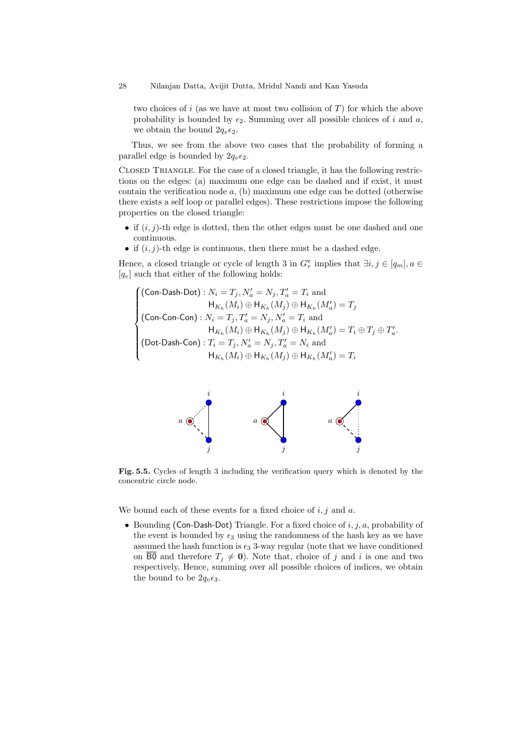two choices of $i$ (as we have at most two collision of $T$) for which the above probability is bounded by $\epsilon_2$. Summing over all possible choices of $i$ and $a$, we obtain the bound $2q_v\epsilon_2$.

Thus, we see from the above two cases that the probability of forming a parallel edge is bounded by $2q_v\epsilon_2$.

Closed Triangle. For the case of a closed triangle, it has the following restrictions on the edges: (a) maximum one edge can be dashed and if exist, it must contain the verification node $a$, (b) maximum one edge can be dotted (otherwise there exists a self loop or parallel edges). These restrictions impose the following properties on the closed triangle:

- if $(i, j)$-th edge is dotted, then the other edges must be one dashed and one continuous.
- if $(i, j)$-th edge is continuous, then there must be a dashed edge.

Hence, a closed triangle or cycle of length 3 in $G_\tau^{\mathsf{v}}$ implies that $\exists i, j \in [q_m], a \in [q_v]$ such that either of the following holds:

$$
\begin{cases}
(\mathsf{Con\text{-}Dash\text{-}Dot}) : N_i = T_j, N'_a = N_j, T'_a = T_i \text{ and} \\
\qquad\qquad\qquad\quad \mathsf{H}_{K_h}(M_i) \oplus \mathsf{H}_{K_h}(M_j) \oplus \mathsf{H}_{K_h}(M'_a) = T_j \\
(\mathsf{Con\text{-}Con\text{-}Con}) : N_i = T_j, T'_a = N_j, N'_a = T_i \text{ and} \\
\qquad\qquad\qquad\quad \mathsf{H}_{K_h}(M_i) \oplus \mathsf{H}_{K_h}(M_j) \oplus \mathsf{H}_{K_h}(M'_a) = T_i \oplus T_j \oplus T'_a. \\
(\mathsf{Dot\text{-}Dash\text{-}Con}) : T_i = T_j, N'_a = N_j, T'_a = N_i \text{ and} \\
\qquad\qquad\qquad\quad \mathsf{H}_{K_h}(M_i) \oplus \mathsf{H}_{K_h}(M_j) \oplus \mathsf{H}_{K_h}(M'_a) = T_i
\end{cases}
$$

**Fig. 5.5.** Cycles of length 3 including the verification query which is denoted by the concentric circle node.

We bound each of these events for a fixed choice of $i, j$ and $a$.

- Bounding $(\mathsf{Con\text{-}Dash\text{-}Dot})$ Triangle. For a fixed choice of $i, j, a$, probability of the event is bounded by $\epsilon_3$ using the randomness of the hash key as we have assumed the hash function is $\epsilon_3$ 3-way regular (note that we have conditioned on $\overline{\mathsf{B0}}$ and therefore $T_j \neq \mathbf{0}$). Note that, choice of $j$ and $i$ is one and two respectively. Hence, summing over all possible choices of indices, we obtain the bound to be $2q_v\epsilon_3$.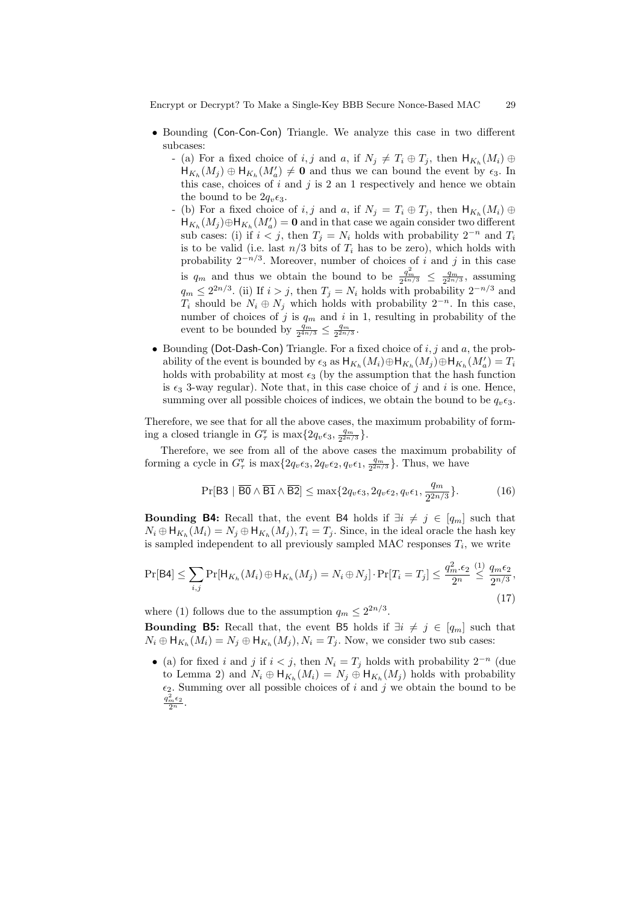- Bounding (Con-Con-Con) Triangle. We analyze this case in two different subcases:
  - (a) For a fixed choice of $i, j$ and $a$, if $N_j \neq T_i \oplus T_j$, then $\mathsf{H}_{K_h}(M_i) \oplus \mathsf{H}_{K_h}(M_j) \oplus \mathsf{H}_{K_h}(M'_a) \neq \mathbf{0}$ and thus we can bound the event by $\epsilon_3$. In this case, choices of $i$ and $j$ is 2 an 1 respectively and hence we obtain the bound to be $2q_v\epsilon_3$.
  - (b) For a fixed choice of $i, j$ and $a$, if $N_j = T_i \oplus T_j$, then $\mathsf{H}_{K_h}(M_i) \oplus \mathsf{H}_{K_h}(M_j) \oplus \mathsf{H}_{K_h}(M'_a) = \mathbf{0}$ and in that case we again consider two different sub cases: (i) if $i < j$, then $T_j = N_i$ holds with probability $2^{-n}$ and $T_i$ is to be valid (i.e. last $n/3$ bits of $T_i$ has to be zero), which holds with probability $2^{-n/3}$. Moreover, number of choices of $i$ and $j$ in this case is $q_m$ and thus we obtain the bound to be $\frac{q_m^2}{2^{4n/3}} \leq \frac{q_m}{2^{2n/3}}$, assuming $q_m \leq 2^{2n/3}$. (ii) If $i > j$, then $T_j = N_i$ holds with probability $2^{-n/3}$ and $T_i$ should be $N_i \oplus N_j$ which holds with probability $2^{-n}$. In this case, number of choices of $j$ is $q_m$ and $i$ in 1, resulting in probability of the event to be bounded by $\frac{q_m}{2^{4n/3}} \leq \frac{q_m}{2^{2n/3}}$.
- Bounding (Dot-Dash-Con) Triangle. For a fixed choice of $i, j$ and $a$, the probability of the event is bounded by $\epsilon_3$ as $\mathsf{H}_{K_h}(M_i) \oplus \mathsf{H}_{K_h}(M_j) \oplus \mathsf{H}_{K_h}(M'_a) = T_i$ holds with probability at most $\epsilon_3$ (by the assumption that the hash function is $\epsilon_3$ 3-way regular). Note that, in this case choice of $j$ and $i$ is one. Hence, summing over all possible choices of indices, we obtain the bound to be $q_v\epsilon_3$.

Therefore, we see that for all the above cases, the maximum probability of forming a closed triangle in $G^{\mathsf{v}}_{\tau}$ is $\max\{2q_v\epsilon_3, \frac{q_m}{2^{2n/3}}\}$.

Therefore, we see from all of the above cases the maximum probability of forming a cycle in $G^{\mathsf{v}}_{\tau}$ is $\max\{2q_v\epsilon_3, 2q_v\epsilon_2, q_v\epsilon_1, \frac{q_m}{2^{2n/3}}\}$. Thus, we have

$$\Pr[\mathsf{B3} \mid \overline{\mathsf{B0}} \wedge \overline{\mathsf{B1}} \wedge \overline{\mathsf{B2}}] \leq \max\{2q_v\epsilon_3, 2q_v\epsilon_2, q_v\epsilon_1, \frac{q_m}{2^{2n/3}}\}. \tag{16}$$

**Bounding B4:** Recall that, the event B4 holds if $\exists i \neq j \in [q_m]$ such that $N_i \oplus \mathsf{H}_{K_h}(M_i) = N_j \oplus \mathsf{H}_{K_h}(M_j), T_i = T_j$. Since, in the ideal oracle the hash key is sampled independent to all previously sampled MAC responses $T_i$, we write

$$\Pr[\mathsf{B4}] \leq \sum_{i,j} \Pr[\mathsf{H}_{K_h}(M_i) \oplus \mathsf{H}_{K_h}(M_j) = N_i \oplus N_j] \cdot \Pr[T_i = T_j] \leq \frac{q_m^2 \cdot \epsilon_2}{2^n} \overset{(1)}{\leq} \frac{q_m\epsilon_2}{2^{n/3}}, \tag{17}$$

where (1) follows due to the assumption $q_m \leq 2^{2n/3}$.

**Bounding B5:** Recall that, the event B5 holds if $\exists i \neq j \in [q_m]$ such that $N_i \oplus \mathsf{H}_{K_h}(M_i) = N_j \oplus \mathsf{H}_{K_h}(M_j), N_i = T_j$. Now, we consider two sub cases:

- (a) for fixed $i$ and $j$ if $i < j$, then $N_i = T_j$ holds with probability $2^{-n}$ (due to Lemma 2) and $N_i \oplus \mathsf{H}_{K_h}(M_i) = N_j \oplus \mathsf{H}_{K_h}(M_j)$ holds with probability $\epsilon_2$. Summing over all possible choices of $i$ and $j$ we obtain the bound to be $\frac{q_m^2\epsilon_2}{2^n}$.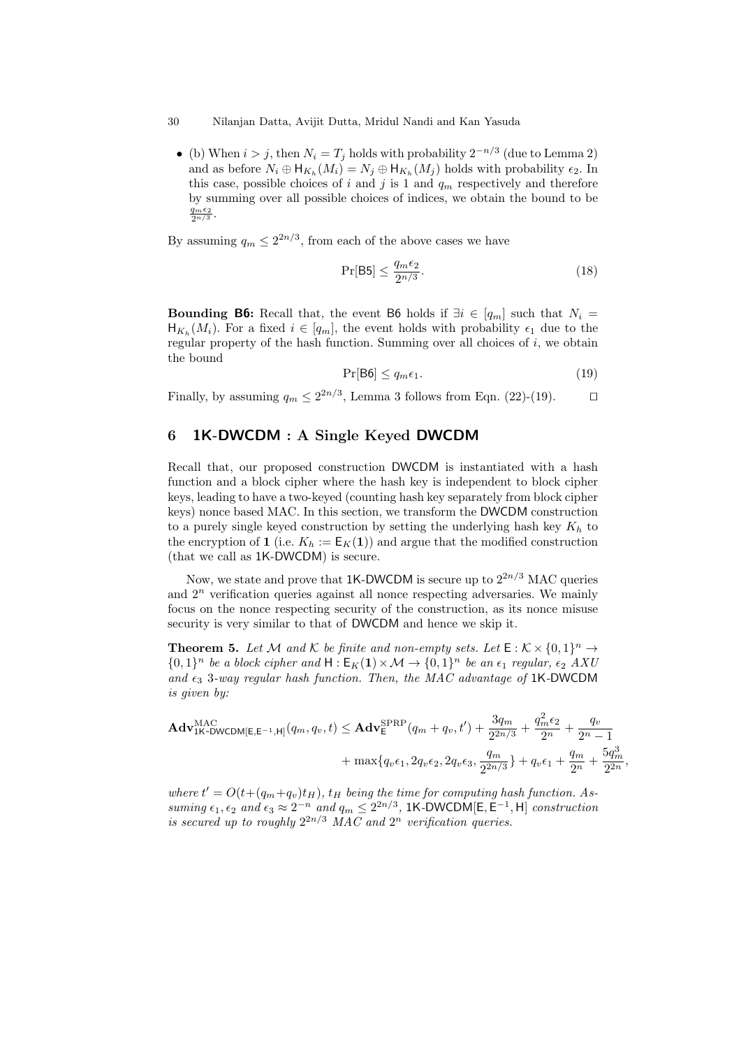- (b) When $i > j$, then $N_i = T_j$ holds with probability $2^{-n/3}$ (due to Lemma 2) and as before $N_i \oplus \mathsf{H}_{K_h}(M_i) = N_j \oplus \mathsf{H}_{K_h}(M_j)$ holds with probability $\epsilon_2$. In this case, possible choices of $i$ and $j$ is 1 and $q_m$ respectively and therefore by summing over all possible choices of indices, we obtain the bound to be $\frac{q_m \epsilon_2}{2^{n/3}}$.

By assuming $q_m \leq 2^{2n/3}$, from each of the above cases we have

$$\Pr[\mathsf{B5}] \leq \frac{q_m \epsilon_2}{2^{n/3}}. \tag{18}$$

**Bounding B6:** Recall that, the event B6 holds if $\exists i \in [q_m]$ such that $N_i = \mathsf{H}_{K_h}(M_i)$. For a fixed $i \in [q_m]$, the event holds with probability $\epsilon_1$ due to the regular property of the hash function. Summing over all choices of $i$, we obtain the bound

$$\Pr[\mathsf{B6}] \leq q_m \epsilon_1. \tag{19}$$

Finally, by assuming $q_m \leq 2^{2n/3}$, Lemma 3 follows from Eqn. (22)-(19). $\square$

## 6 1K-DWCDM : A Single Keyed DWCDM

Recall that, our proposed construction DWCDM is instantiated with a hash function and a block cipher where the hash key is independent to block cipher keys, leading to have a two-keyed (counting hash key separately from block cipher keys) nonce based MAC. In this section, we transform the DWCDM construction to a purely single keyed construction by setting the underlying hash key $K_h$ to the encryption of $\mathbf{1}$ (i.e. $K_h := \mathsf{E}_K(\mathbf{1})$) and argue that the modified construction (that we call as 1K-DWCDM) is secure.

Now, we state and prove that 1K-DWCDM is secure up to $2^{2n/3}$ MAC queries and $2^n$ verification queries against all nonce respecting adversaries. We mainly focus on the nonce respecting security of the construction, as its nonce misuse security is very similar to that of DWCDM and hence we skip it.

**Theorem 5.** *Let $\mathcal{M}$ and $\mathcal{K}$ be finite and non-empty sets. Let $\mathsf{E} : \mathcal{K} \times \{0,1\}^n \to \{0,1\}^n$ be a block cipher and $\mathsf{H} : \mathsf{E}_K(\mathbf{1}) \times \mathcal{M} \to \{0,1\}^n$ be an $\epsilon_1$ regular, $\epsilon_2$ AXU and $\epsilon_3$ 3-way regular hash function. Then, the MAC advantage of* 1K-DWCDM *is given by:*

$$\mathbf{Adv}^{\mathrm{MAC}}_{\mathsf{1K\text{-}DWCDM}[\mathsf{E},\mathsf{E}^{-1},\mathsf{H}]}(q_m, q_v, t) \leq \mathbf{Adv}^{\mathrm{SPRP}}_{\mathsf{E}}(q_m + q_v, t') + \frac{3q_m}{2^{2n/3}} + \frac{q_m^2 \epsilon_2}{2^n} + \frac{q_v}{2^n - 1}$$
$$+ \max\{q_v \epsilon_1, 2q_v \epsilon_2, 2q_v \epsilon_3, \frac{q_m}{2^{2n/3}}\} + q_v \epsilon_1 + \frac{q_m}{2^n} + \frac{5q_m^3}{2^{2n}},$$

*where $t' = O(t + (q_m + q_v)t_H)$, $t_H$ being the time for computing hash function. Assuming $\epsilon_1, \epsilon_2$ and $\epsilon_3 \approx 2^{-n}$ and $q_m \leq 2^{2n/3}$, $\mathsf{1K\text{-}DWCDM}[\mathsf{E}, \mathsf{E}^{-1}, \mathsf{H}]$ construction is secured up to roughly $2^{2n/3}$ MAC and $2^n$ verification queries.*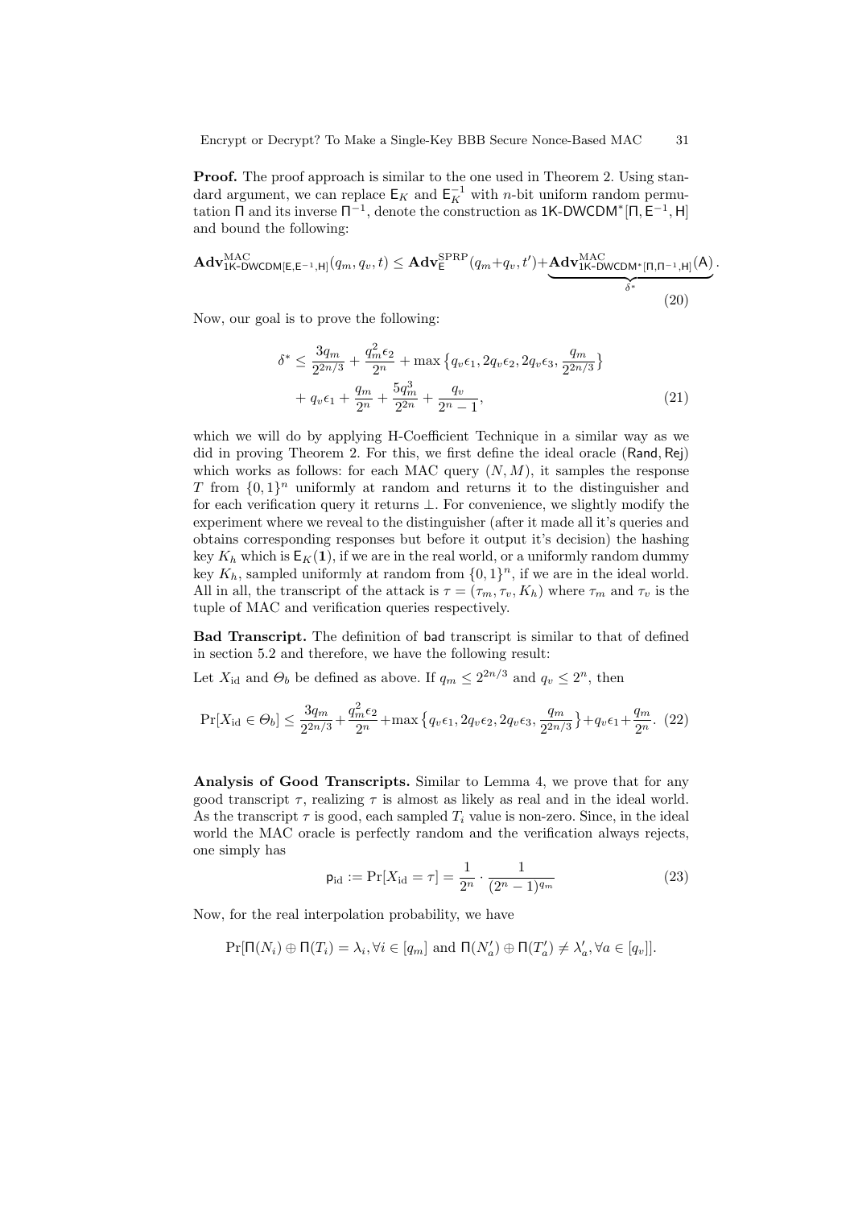**Proof.** The proof approach is similar to the one used in Theorem 2. Using standard argument, we can replace $\mathsf{E}_K$ and $\mathsf{E}_K^{-1}$ with $n$-bit uniform random permutation $\Pi$ and its inverse $\Pi^{-1}$, denote the construction as $\mathsf{1K\text{-}DWCDM}^*[\Pi, \mathsf{E}^{-1}, \mathsf{H}]$ and bound the following:

$$\mathbf{Adv}^{\mathrm{MAC}}_{\mathsf{1K\text{-}DWCDM}[\mathsf{E},\mathsf{E}^{-1},\mathsf{H}]}(q_m, q_v, t) \leq \mathbf{Adv}^{\mathrm{SPRP}}_{\mathsf{E}}(q_m + q_v, t') + \underbrace{\mathbf{Adv}^{\mathrm{MAC}}_{\mathsf{1K\text{-}DWCDM}^*[\Pi,\Pi^{-1},\mathsf{H}]}(\mathsf{A})}_{\delta^*}. \tag{20}$$

Now, our goal is to prove the following:

$$\begin{aligned}\delta^* \leq \frac{3q_m}{2^{2n/3}} + \frac{q_m^2 \epsilon_2}{2^n} + \max\left\{q_v \epsilon_1, 2q_v \epsilon_2, 2q_v \epsilon_3, \frac{q_m}{2^{2n/3}}\right\} \\ + q_v \epsilon_1 + \frac{q_m}{2^n} + \frac{5q_m^3}{2^{2n}} + \frac{q_v}{2^n - 1},\end{aligned} \tag{21}$$

which we will do by applying H-Coefficient Technique in a similar way as we did in proving Theorem 2. For this, we first define the ideal oracle $(\mathsf{Rand}, \mathsf{Rej})$ which works as follows: for each MAC query $(N, M)$, it samples the response $T$ from $\{0,1\}^n$ uniformly at random and returns it to the distinguisher and for each verification query it returns $\perp$. For convenience, we slightly modify the experiment where we reveal to the distinguisher (after it made all it's queries and obtains corresponding responses but before it output it's decision) the hashing key $K_h$ which is $\mathsf{E}_K(\mathbf{1})$, if we are in the real world, or a uniformly random dummy key $K_h$, sampled uniformly at random from $\{0,1\}^n$, if we are in the ideal world. All in all, the transcript of the attack is $\tau = (\tau_m, \tau_v, K_h)$ where $\tau_m$ and $\tau_v$ is the tuple of MAC and verification queries respectively.

**Bad Transcript.** The definition of $\mathsf{bad}$ transcript is similar to that of defined in section 5.2 and therefore, we have the following result:

Let $X_{\mathrm{id}}$ and $\Theta_b$ be defined as above. If $q_m \leq 2^{2n/3}$ and $q_v \leq 2^n$, then

$$\Pr[X_{\mathrm{id}} \in \Theta_b] \leq \frac{3q_m}{2^{2n/3}} + \frac{q_m^2 \epsilon_2}{2^n} + \max\left\{q_v \epsilon_1, 2q_v \epsilon_2, 2q_v \epsilon_3, \frac{q_m}{2^{2n/3}}\right\} + q_v \epsilon_1 + \frac{q_m}{2^n}. \tag{22}$$

**Analysis of Good Transcripts.** Similar to Lemma 4, we prove that for any good transcript $\tau$, realizing $\tau$ is almost as likely as real and in the ideal world. As the transcript $\tau$ is good, each sampled $T_i$ value is non-zero. Since, in the ideal world the MAC oracle is perfectly random and the verification always rejects, one simply has

$$\mathsf{p}_{\mathrm{id}} := \Pr[X_{\mathrm{id}} = \tau] = \frac{1}{2^n} \cdot \frac{1}{(2^n - 1)^{q_m}} \tag{23}$$

Now, for the real interpolation probability, we have

$$\Pr[\Pi(N_i) \oplus \Pi(T_i) = \lambda_i, \forall i \in [q_m] \text{ and } \Pi(N'_a) \oplus \Pi(T'_a) \neq \lambda'_a, \forall a \in [q_v]].$$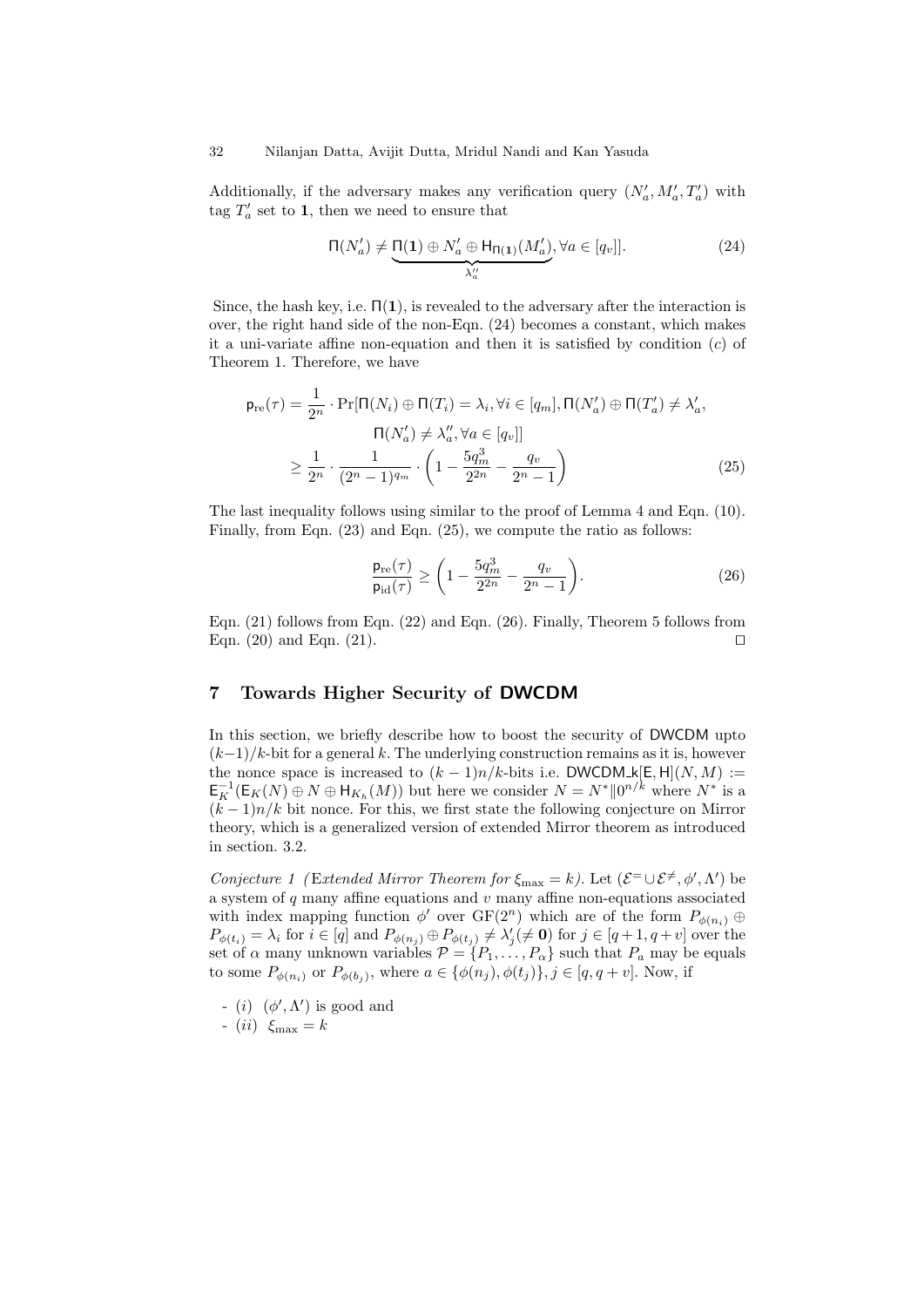Additionally, if the adversary makes any verification query $(N'_a, M'_a, T'_a)$ with tag $T'_a$ set to $\mathbf{1}$, then we need to ensure that

$$\Pi(N'_a) \neq \underbrace{\Pi(\mathbf{1}) \oplus N'_a \oplus \mathsf{H}_{\Pi(\mathbf{1})}(M'_a)}_{\lambda''_a}, \forall a \in [q_v]]. \tag{24}$$

Since, the hash key, i.e. $\Pi(\mathbf{1})$, is revealed to the adversary after the interaction is over, the right hand side of the non-Eqn. (24) becomes a constant, which makes it a uni-variate affine non-equation and then it is satisfied by condition $(c)$ of Theorem 1. Therefore, we have

$$\begin{aligned}
\mathsf{p}_{\mathrm{re}}(\tau) &= \frac{1}{2^n} \cdot \Pr[\Pi(N_i) \oplus \Pi(T_i) = \lambda_i, \forall i \in [q_m], \Pi(N'_a) \oplus \Pi(T'_a) \neq \lambda'_a, \\
&\qquad \Pi(N'_a) \neq \lambda''_a, \forall a \in [q_v]] \\
&\geq \frac{1}{2^n} \cdot \frac{1}{(2^n-1)^{q_m}} \cdot \left(1 - \frac{5q_m^3}{2^{2n}} - \frac{q_v}{2^n-1}\right)
\end{aligned} \tag{25}$$

The last inequality follows using similar to the proof of Lemma 4 and Eqn. (10). Finally, from Eqn. (23) and Eqn. (25), we compute the ratio as follows:

$$\frac{\mathsf{p}_{\mathrm{re}}(\tau)}{\mathsf{p}_{\mathrm{id}}(\tau)} \geq \left(1 - \frac{5q_m^3}{2^{2n}} - \frac{q_v}{2^n-1}\right). \tag{26}$$

Eqn. (21) follows from Eqn. (22) and Eqn. (26). Finally, Theorem 5 follows from Eqn. (20) and Eqn. (21). ⊓⊔

## 7 Towards Higher Security of DWCDM

In this section, we briefly describe how to boost the security of DWCDM upto $(k-1)/k$-bit for a general $k$. The underlying construction remains as it is, however the nonce space is increased to $(k-1)n/k$-bits i.e. $\mathsf{DWCDM\_k}[\mathsf{E}, \mathsf{H}](N, M) := \mathsf{E}_K^{-1}(\mathsf{E}_K(N) \oplus N \oplus \mathsf{H}_{K_h}(M))$ but here we consider $N = N^* \| 0^{n/k}$ where $N^*$ is a $(k-1)n/k$ bit nonce. For this, we first state the following conjecture on Mirror theory, which is a generalized version of extended Mirror theorem as introduced in section. 3.2.

*Conjecture 1 (Extended Mirror Theorem for $\xi_{\max} = k$).* Let $(\mathcal{E}^{=} \cup \mathcal{E}^{\neq}, \phi', \Lambda')$ be a system of $q$ many affine equations and $v$ many affine non-equations associated with index mapping function $\phi'$ over $\mathrm{GF}(2^n)$ which are of the form $P_{\phi(n_i)} \oplus P_{\phi(t_i)} = \lambda_i$ for $i \in [q]$ and $P_{\phi(n_j)} \oplus P_{\phi(t_j)} \neq \lambda'_j (\neq \mathbf{0})$ for $j \in [q+1, q+v]$ over the set of $\alpha$ many unknown variables $\mathcal{P} = \{P_1, \ldots, P_\alpha\}$ such that $P_a$ may be equals to some $P_{\phi(n_i)}$ or $P_{\phi(b_j)}$, where $a \in \{\phi(n_j), \phi(t_j)\}, j \in [q, q+v]$. Now, if

- $(i)$ $(\phi', \Lambda')$ is good and
- $(ii)$ $\xi_{\max} = k$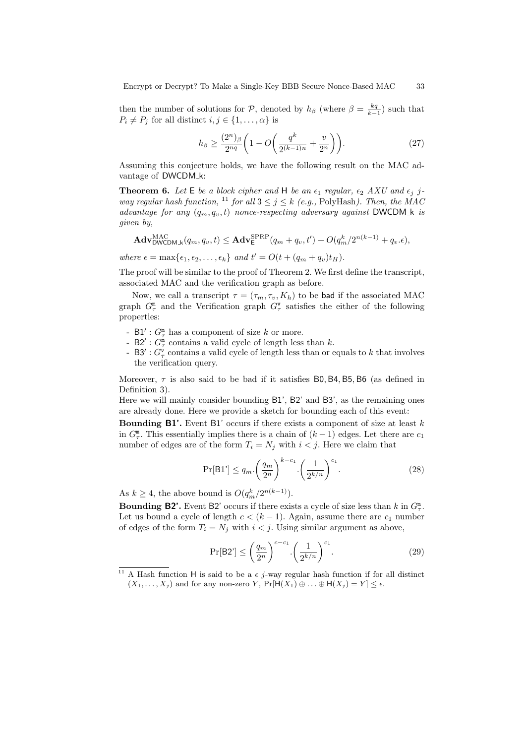then the number of solutions for $\mathcal{P}$, denoted by $h_\beta$ (where $\beta = \frac{kq}{k-1}$) such that $P_i \neq P_j$ for all distinct $i, j \in \{1, \ldots, \alpha\}$ is

$$h_\beta \geq \frac{(2^n)_\beta}{2^{nq}} \left(1 - O\left(\frac{q^k}{2^{(k-1)n}} + \frac{v}{2^n}\right)\right). \tag{27}$$

Assuming this conjecture holds, we have the following result on the MAC advantage of $\mathsf{DWCDM\_k}$:

**Theorem 6.** *Let $\mathsf{E}$ be a block cipher and $\mathsf{H}$ be an $\epsilon_1$ regular, $\epsilon_2$ AXU and $\epsilon_j$ j-way regular hash function,* [11] *for all $3 \leq j \leq k$ (e.g.,* PolyHash*). Then, the MAC advantage for any $(q_m, q_v, t)$ nonce-respecting adversary against $\mathsf{DWCDM\_k}$ is given by,*

$$\mathbf{Adv}^{\mathrm{MAC}}_{\mathsf{DWCDM\_k}}(q_m, q_v, t) \leq \mathbf{Adv}^{\mathrm{SPRP}}_{\mathsf{E}}(q_m + q_v, t') + O(q_m^k/2^{n(k-1)} + q_v.\epsilon),$$

*where $\epsilon = \max\{\epsilon_1, \epsilon_2, \ldots, \epsilon_k\}$ and $t' = O(t + (q_m + q_v)t_H)$.*

The proof will be similar to the proof of Theorem 2. We first define the transcript, associated MAC and the verification graph as before.

Now, we call a transcript $\tau = (\tau_m, \tau_v, K_h)$ to be $\mathsf{bad}$ if the associated MAC graph $G^{\mathtt{m}}_\tau$ and the Verification graph $G^{\mathtt{v}}_\tau$ satisfies the either of the following properties:

- $\mathsf{B1}'$ : $G^{\mathtt{m}}_\tau$ has a component of size $k$ or more.
- $\mathsf{B2}'$ : $G^{\mathtt{m}}_\tau$ contains a valid cycle of length less than $k$.
- $\mathsf{B3}'$ : $G^{\mathtt{v}}_\tau$ contains a valid cycle of length less than or equals to $k$ that involves the verification query.

Moreover, $\tau$ is also said to be bad if it satisfies $\mathsf{B0}, \mathsf{B4}, \mathsf{B5}, \mathsf{B6}$ (as defined in Definition 3).

Here we will mainly consider bounding B1', B2' and B3', as the remaining ones are already done. Here we provide a sketch for bounding each of this event:

**Bounding B1'.** Event B1' occurs if there exists a component of size at least $k$ in $G^{\mathtt{m}}_\tau$. This essentially implies there is a chain of $(k-1)$ edges. Let there are $c_1$ number of edges are of the form $T_i = N_j$ with $i < j$. Here we claim that

$$\Pr[\mathsf{B1'}] \leq q_m . \left(\frac{q_m}{2^n}\right)^{k-c_1} . \left(\frac{1}{2^{k/n}}\right)^{c_1}. \tag{28}$$

As $k \geq 4$, the above bound is $O(q_m^k/2^{n(k-1)})$.

**Bounding B2'.** Event B2' occurs if there exists a cycle of size less than $k$ in $G^{\mathtt{m}}_\tau$. Let us bound a cycle of length $c < (k-1)$. Again, assume there are $c_1$ number of edges of the form $T_i = N_j$ with $i < j$. Using similar argument as above,

$$\Pr[\mathsf{B2'}] \leq \left(\frac{q_m}{2^n}\right)^{c-c_1} . \left(\frac{1}{2^{k/n}}\right)^{c_1}. \tag{29}$$

---

[11] A Hash function $\mathsf{H}$ is said to be a $\epsilon$ $j$-way regular hash function if for all distinct $(X_1, \ldots, X_j)$ and for any non-zero $Y$, $\Pr[\mathsf{H}(X_1) \oplus \ldots \oplus \mathsf{H}(X_j) = Y] \leq \epsilon$.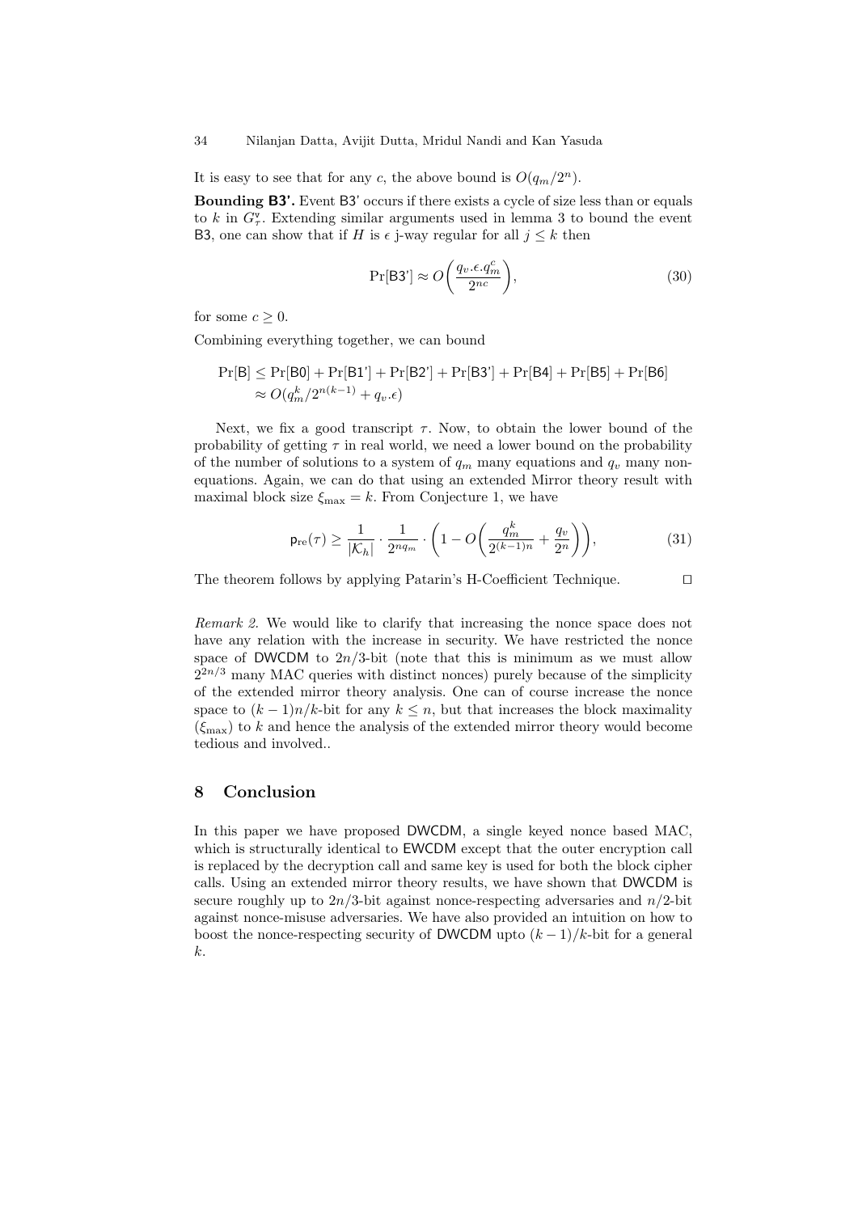It is easy to see that for any $c$, the above bound is $O(q_m/2^n)$.

**Bounding B3'.** Event B3' occurs if there exists a cycle of size less than or equals to $k$ in $G^{\mathsf{v}}_{\tau}$. Extending similar arguments used in lemma 3 to bound the event B3, one can show that if $H$ is $\epsilon$ j-way regular for all $j \leq k$ then

$$\Pr[\mathsf{B3'}] \approx O\bigg(\frac{q_v.\epsilon.q_m^c}{2^{nc}}\bigg), \tag{30}$$

for some $c \geq 0$.

Combining everything together, we can bound

$$\begin{aligned}\Pr[\mathsf{B}] &\leq \Pr[\mathsf{B0}] + \Pr[\mathsf{B1'}] + \Pr[\mathsf{B2'}] + \Pr[\mathsf{B3'}] + \Pr[\mathsf{B4}] + \Pr[\mathsf{B5}] + \Pr[\mathsf{B6}] \\ &\approx O(q_m^k/2^{n(k-1)} + q_v.\epsilon)\end{aligned}$$

Next, we fix a good transcript $\tau$. Now, to obtain the lower bound of the probability of getting $\tau$ in real world, we need a lower bound on the probability of the number of solutions to a system of $q_m$ many equations and $q_v$ many non-equations. Again, we can do that using an extended Mirror theory result with maximal block size $\xi_{\max} = k$. From Conjecture 1, we have

$$\mathsf{p}_{\mathrm{re}}(\tau) \geq \frac{1}{|\mathcal{K}_h|} \cdot \frac{1}{2^{nq_m}} \cdot \bigg(1 - O\bigg(\frac{q_m^k}{2^{(k-1)n}} + \frac{q_v}{2^n}\bigg)\bigg), \tag{31}$$

The theorem follows by applying Patarin's H-Coefficient Technique. $\square$

*Remark 2.* We would like to clarify that increasing the nonce space does not have any relation with the increase in security. We have restricted the nonce space of DWCDM to $2n/3$-bit (note that this is minimum as we must allow $2^{2n/3}$ many MAC queries with distinct nonces) purely because of the simplicity of the extended mirror theory analysis. One can of course increase the nonce space to $(k-1)n/k$-bit for any $k \leq n$, but that increases the block maximality ($\xi_{\max}$) to $k$ and hence the analysis of the extended mirror theory would become tedious and involved..

## 8 Conclusion

In this paper we have proposed DWCDM, a single keyed nonce based MAC, which is structurally identical to EWCDM except that the outer encryption call is replaced by the decryption call and same key is used for both the block cipher calls. Using an extended mirror theory results, we have shown that DWCDM is secure roughly up to $2n/3$-bit against nonce-respecting adversaries and $n/2$-bit against nonce-misuse adversaries. We have also provided an intuition on how to boost the nonce-respecting security of DWCDM upto $(k-1)/k$-bit for a general $k$.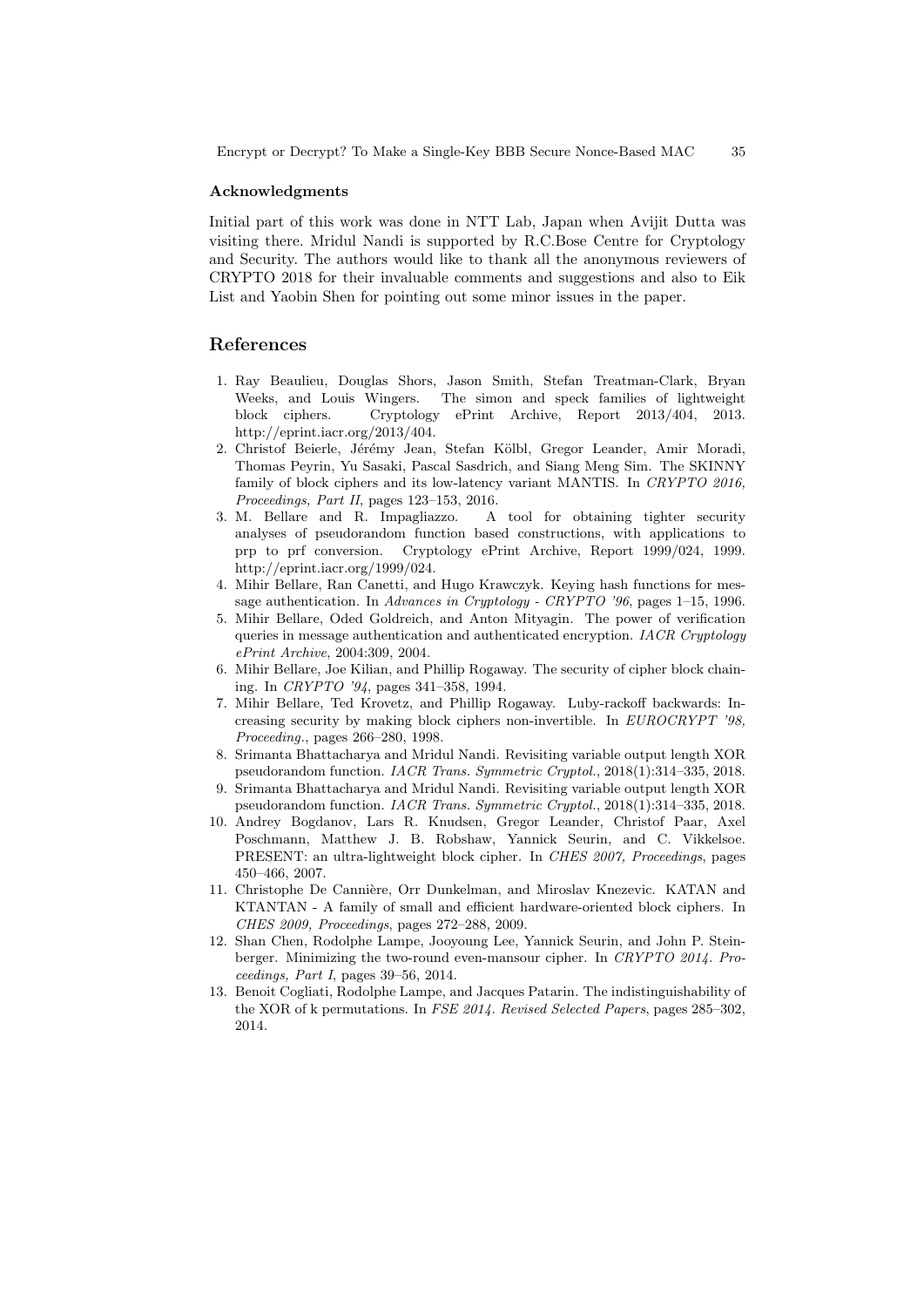#### Acknowledgments

Initial part of this work was done in NTT Lab, Japan when Avijit Dutta was visiting there. Mridul Nandi is supported by R.C.Bose Centre for Cryptology and Security. The authors would like to thank all the anonymous reviewers of CRYPTO 2018 for their invaluable comments and suggestions and also to Eik List and Yaobin Shen for pointing out some minor issues in the paper.

## References

1. Ray Beaulieu, Douglas Shors, Jason Smith, Stefan Treatman-Clark, Bryan Weeks, and Louis Wingers. The simon and speck families of lightweight block ciphers. Cryptology ePrint Archive, Report 2013/404, 2013. http://eprint.iacr.org/2013/404.
2. Christof Beierle, Jérémy Jean, Stefan Kölbl, Gregor Leander, Amir Moradi, Thomas Peyrin, Yu Sasaki, Pascal Sasdrich, and Siang Meng Sim. The SKINNY family of block ciphers and its low-latency variant MANTIS. In *CRYPTO 2016, Proceedings, Part II*, pages 123–153, 2016.
3. M. Bellare and R. Impagliazzo. A tool for obtaining tighter security analyses of pseudorandom function based constructions, with applications to prp to prf conversion. Cryptology ePrint Archive, Report 1999/024, 1999. http://eprint.iacr.org/1999/024.
4. Mihir Bellare, Ran Canetti, and Hugo Krawczyk. Keying hash functions for message authentication. In *Advances in Cryptology - CRYPTO '96*, pages 1–15, 1996.
5. Mihir Bellare, Oded Goldreich, and Anton Mityagin. The power of verification queries in message authentication and authenticated encryption. *IACR Cryptology ePrint Archive*, 2004:309, 2004.
6. Mihir Bellare, Joe Kilian, and Phillip Rogaway. The security of cipher block chaining. In *CRYPTO '94*, pages 341–358, 1994.
7. Mihir Bellare, Ted Krovetz, and Phillip Rogaway. Luby-rackoff backwards: Increasing security by making block ciphers non-invertible. In *EUROCRYPT '98, Proceeding.*, pages 266–280, 1998.
8. Srimanta Bhattacharya and Mridul Nandi. Revisiting variable output length XOR pseudorandom function. *IACR Trans. Symmetric Cryptol.*, 2018(1):314–335, 2018.
9. Srimanta Bhattacharya and Mridul Nandi. Revisiting variable output length XOR pseudorandom function. *IACR Trans. Symmetric Cryptol.*, 2018(1):314–335, 2018.
10. Andrey Bogdanov, Lars R. Knudsen, Gregor Leander, Christof Paar, Axel Poschmann, Matthew J. B. Robshaw, Yannick Seurin, and C. Vikkelsoe. PRESENT: an ultra-lightweight block cipher. In *CHES 2007, Proceedings*, pages 450–466, 2007.
11. Christophe De Cannière, Orr Dunkelman, and Miroslav Knezevic. KATAN and KTANTAN - A family of small and efficient hardware-oriented block ciphers. In *CHES 2009, Proceedings*, pages 272–288, 2009.
12. Shan Chen, Rodolphe Lampe, Jooyoung Lee, Yannick Seurin, and John P. Steinberger. Minimizing the two-round even-mansour cipher. In *CRYPTO 2014. Proceedings, Part I*, pages 39–56, 2014.
13. Benoit Cogliati, Rodolphe Lampe, and Jacques Patarin. The indistinguishability of the XOR of k permutations. In *FSE 2014. Revised Selected Papers*, pages 285–302, 2014.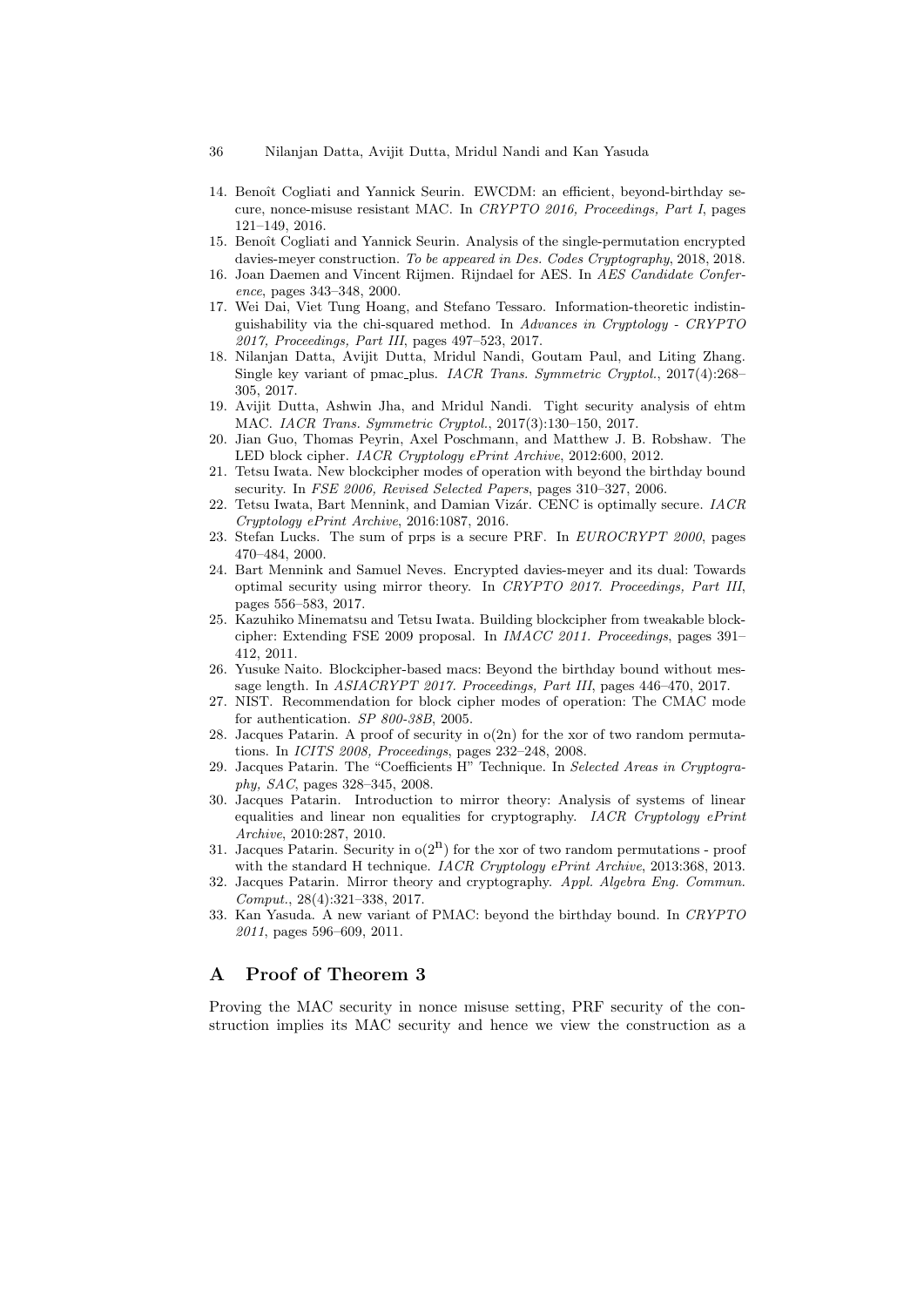14. Benoît Cogliati and Yannick Seurin. EWCDM: an efficient, beyond-birthday secure, nonce-misuse resistant MAC. In *CRYPTO 2016, Proceedings, Part I*, pages 121–149, 2016.
15. Benoît Cogliati and Yannick Seurin. Analysis of the single-permutation encrypted davies-meyer construction. *To be appeared in Des. Codes Cryptography*, 2018, 2018.
16. Joan Daemen and Vincent Rijmen. Rijndael for AES. In *AES Candidate Conference*, pages 343–348, 2000.
17. Wei Dai, Viet Tung Hoang, and Stefano Tessaro. Information-theoretic indistinguishability via the chi-squared method. In *Advances in Cryptology - CRYPTO 2017, Proceedings, Part III*, pages 497–523, 2017.
18. Nilanjan Datta, Avijit Dutta, Mridul Nandi, Goutam Paul, and Liting Zhang. Single key variant of pmac_plus. *IACR Trans. Symmetric Cryptol.*, 2017(4):268–305, 2017.
19. Avijit Dutta, Ashwin Jha, and Mridul Nandi. Tight security analysis of ehtm MAC. *IACR Trans. Symmetric Cryptol.*, 2017(3):130–150, 2017.
20. Jian Guo, Thomas Peyrin, Axel Poschmann, and Matthew J. B. Robshaw. The LED block cipher. *IACR Cryptology ePrint Archive*, 2012:600, 2012.
21. Tetsu Iwata. New blockcipher modes of operation with beyond the birthday bound security. In *FSE 2006, Revised Selected Papers*, pages 310–327, 2006.
22. Tetsu Iwata, Bart Mennink, and Damian Vizár. CENC is optimally secure. *IACR Cryptology ePrint Archive*, 2016:1087, 2016.
23. Stefan Lucks. The sum of prps is a secure PRF. In *EUROCRYPT 2000*, pages 470–484, 2000.
24. Bart Mennink and Samuel Neves. Encrypted davies-meyer and its dual: Towards optimal security using mirror theory. In *CRYPTO 2017. Proceedings, Part III*, pages 556–583, 2017.
25. Kazuhiko Minematsu and Tetsu Iwata. Building blockcipher from tweakable blockcipher: Extending FSE 2009 proposal. In *IMACC 2011. Proceedings*, pages 391–412, 2011.
26. Yusuke Naito. Blockcipher-based macs: Beyond the birthday bound without message length. In *ASIACRYPT 2017. Proceedings, Part III*, pages 446–470, 2017.
27. NIST. Recommendation for block cipher modes of operation: The CMAC mode for authentication. *SP 800-38B*, 2005.
28. Jacques Patarin. A proof of security in o(2n) for the xor of two random permutations. In *ICITS 2008, Proceedings*, pages 232–248, 2008.
29. Jacques Patarin. The "Coefficients H" Technique. In *Selected Areas in Cryptography, SAC*, pages 328–345, 2008.
30. Jacques Patarin. Introduction to mirror theory: Analysis of systems of linear equalities and linear non equalities for cryptography. *IACR Cryptology ePrint Archive*, 2010:287, 2010.
31. Jacques Patarin. Security in $o(2^n)$ for the xor of two random permutations - proof with the standard H technique. *IACR Cryptology ePrint Archive*, 2013:368, 2013.
32. Jacques Patarin. Mirror theory and cryptography. *Appl. Algebra Eng. Commun. Comput.*, 28(4):321–338, 2017.
33. Kan Yasuda. A new variant of PMAC: beyond the birthday bound. In *CRYPTO 2011*, pages 596–609, 2011.

## A Proof of Theorem 3

Proving the MAC security in nonce misuse setting, PRF security of the construction implies its MAC security and hence we view the construction as a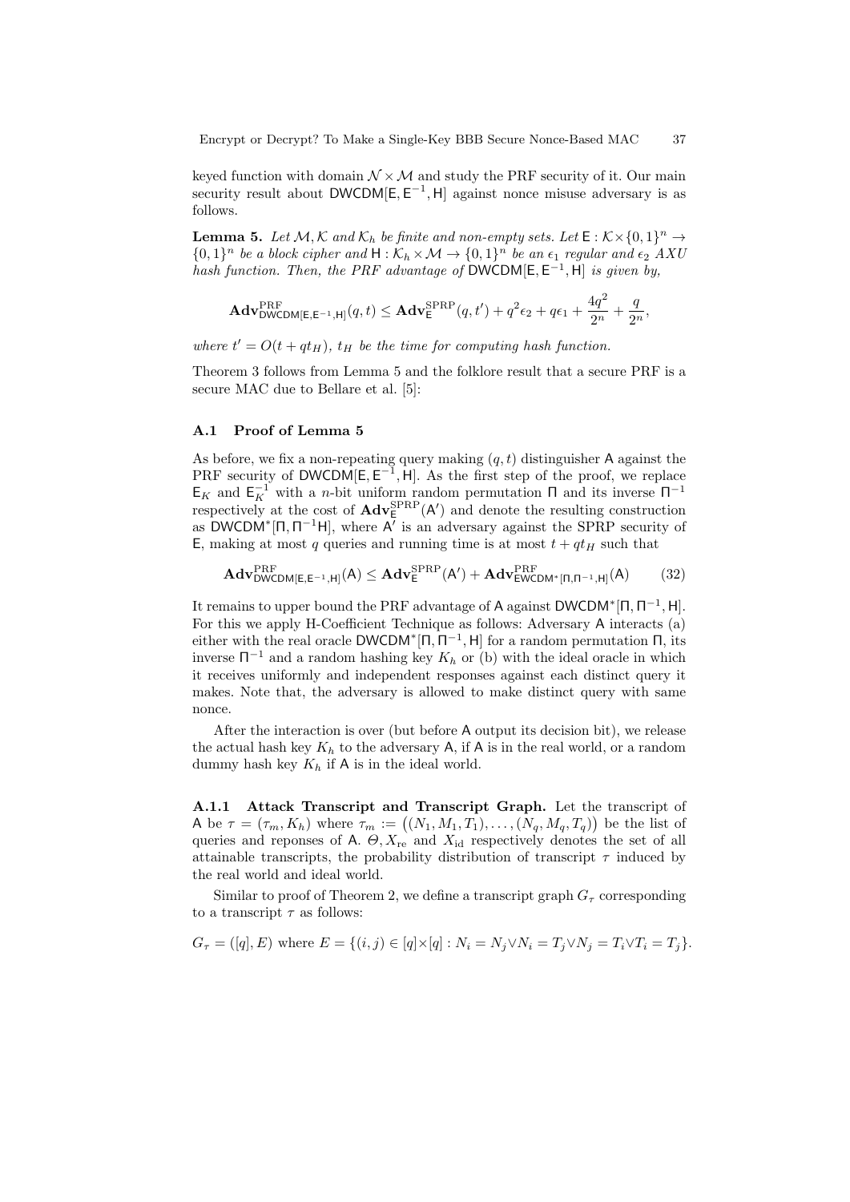keyed function with domain $\mathcal{N} \times \mathcal{M}$ and study the PRF security of it. Our main security result about $\mathsf{DWCDM}[\mathsf{E}, \mathsf{E}^{-1}, \mathsf{H}]$ against nonce misuse adversary is as follows.

**Lemma 5.** *Let $\mathcal{M}, \mathcal{K}$ and $\mathcal{K}_h$ be finite and non-empty sets. Let $\mathsf{E} : \mathcal{K} \times \{0,1\}^n \to \{0,1\}^n$ be a block cipher and $\mathsf{H} : \mathcal{K}_h \times \mathcal{M} \to \{0,1\}^n$ be an $\epsilon_1$ regular and $\epsilon_2$ AXU hash function. Then, the PRF advantage of $\mathsf{DWCDM}[\mathsf{E}, \mathsf{E}^{-1}, \mathsf{H}]$ is given by,*

$$\mathbf{Adv}^{\mathrm{PRF}}_{\mathsf{DWCDM}[\mathsf{E},\mathsf{E}^{-1},\mathsf{H}]}(q,t) \leq \mathbf{Adv}^{\mathrm{SPRP}}_{\mathsf{E}}(q,t') + q^2\epsilon_2 + q\epsilon_1 + \frac{4q^2}{2^n} + \frac{q}{2^n},$$

*where $t' = O(t + qt_H)$, $t_H$ be the time for computing hash function.*

Theorem 3 follows from Lemma 5 and the folklore result that a secure PRF is a secure MAC due to Bellare et al. [5]:

### A.1 Proof of Lemma 5

As before, we fix a non-repeating query making $(q,t)$ distinguisher $\mathsf{A}$ against the PRF security of $\mathsf{DWCDM}[\mathsf{E}, \mathsf{E}^{-1}, \mathsf{H}]$. As the first step of the proof, we replace $\mathsf{E}_K$ and $\mathsf{E}_K^{-1}$ with a $n$-bit uniform random permutation $\Pi$ and its inverse $\Pi^{-1}$ respectively at the cost of $\mathbf{Adv}^{\mathrm{SPRP}}_{\mathsf{E}}(\mathsf{A}')$ and denote the resulting construction as $\mathsf{DWCDM}^*[\Pi, \Pi^{-1}\mathsf{H}]$, where $\mathsf{A}'$ is an adversary against the SPRP security of $\mathsf{E}$, making at most $q$ queries and running time is at most $t + qt_H$ such that

$$\mathbf{Adv}^{\mathrm{PRF}}_{\mathsf{DWCDM}[\mathsf{E},\mathsf{E}^{-1},\mathsf{H}]}(\mathsf{A}) \leq \mathbf{Adv}^{\mathrm{SPRP}}_{\mathsf{E}}(\mathsf{A}') + \mathbf{Adv}^{\mathrm{PRF}}_{\mathsf{EWCDM}^*[\Pi,\Pi^{-1},\mathsf{H}]}(\mathsf{A}) \qquad (32)$$

It remains to upper bound the PRF advantage of $\mathsf{A}$ against $\mathsf{DWCDM}^*[\Pi, \Pi^{-1}, \mathsf{H}]$. For this we apply H-Coefficient Technique as follows: Adversary $\mathsf{A}$ interacts (a) either with the real oracle $\mathsf{DWCDM}^*[\Pi, \Pi^{-1}, \mathsf{H}]$ for a random permutation $\Pi$, its inverse $\Pi^{-1}$ and a random hashing key $K_h$ or (b) with the ideal oracle in which it receives uniformly and independent responses against each distinct query it makes. Note that, the adversary is allowed to make distinct query with same nonce.

After the interaction is over (but before $\mathsf{A}$ output its decision bit), we release the actual hash key $K_h$ to the adversary $\mathsf{A}$, if $\mathsf{A}$ is in the real world, or a random dummy hash key $K_h$ if $\mathsf{A}$ is in the ideal world.

#### A.1.1 Attack Transcript and Transcript Graph.

Let the transcript of $\mathsf{A}$ be $\tau = (\tau_m, K_h)$ where $\tau_m := \big((N_1, M_1, T_1), \ldots, (N_q, M_q, T_q)\big)$ be the list of queries and reponses of $\mathsf{A}$. $\Theta, X_{\mathrm{re}}$ and $X_{\mathrm{id}}$ respectively denotes the set of all attainable transcripts, the probability distribution of transcript $\tau$ induced by the real world and ideal world.

Similar to proof of Theorem 2, we define a transcript graph $G_\tau$ corresponding to a transcript $\tau$ as follows:

$$G_\tau = ([q], E) \text{ where } E = \{(i,j) \in [q]\times[q] : N_i = N_j \vee N_i = T_j \vee N_j = T_i \vee T_i = T_j\}.$$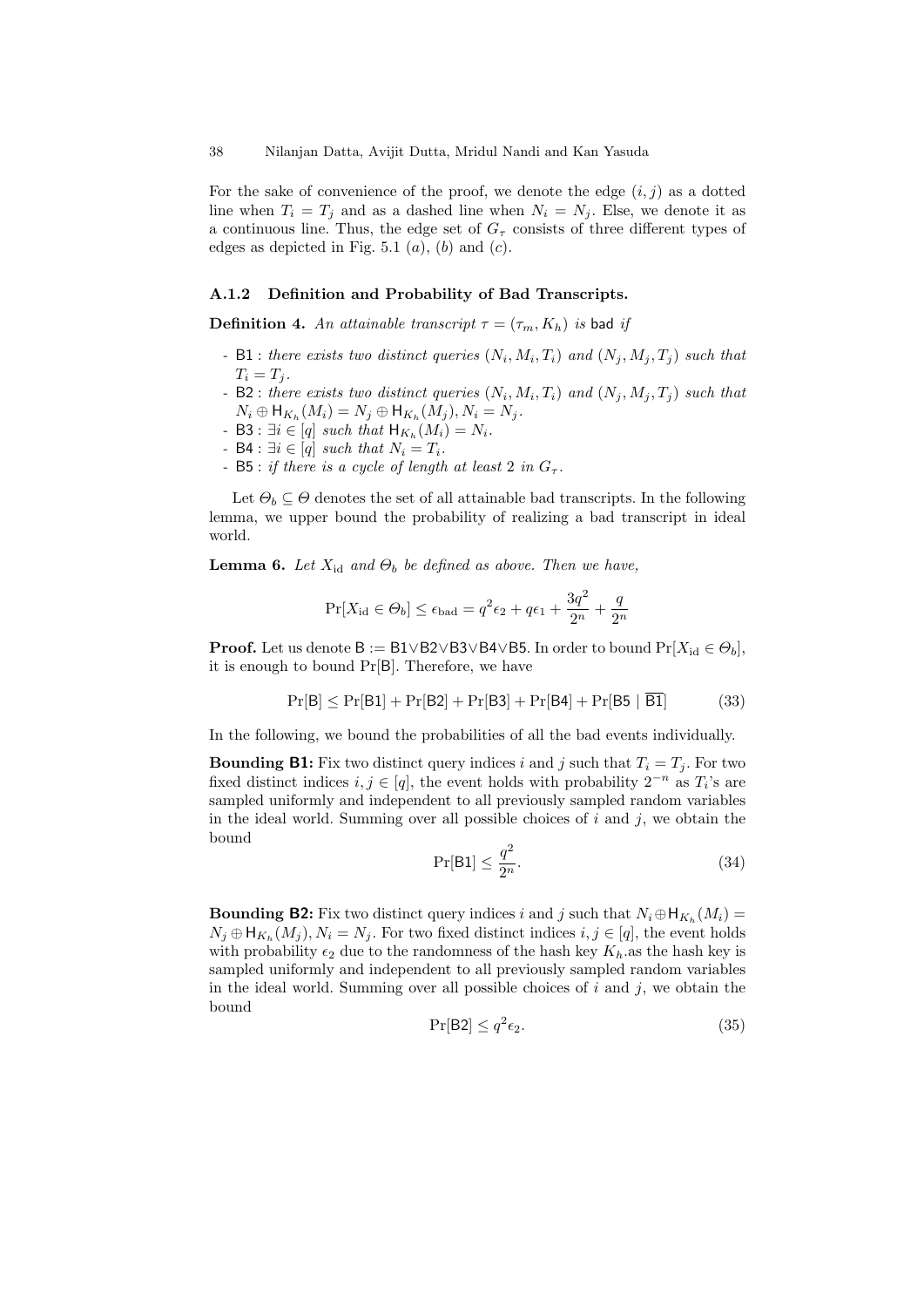For the sake of convenience of the proof, we denote the edge $(i, j)$ as a dotted line when $T_i = T_j$ and as a dashed line when $N_i = N_j$. Else, we denote it as a continuous line. Thus, the edge set of $G_\tau$ consists of three different types of edges as depicted in Fig. 5.1 $(a)$, $(b)$ and $(c)$.

### A.1.2 Definition and Probability of Bad Transcripts.

**Definition 4.** *An attainable transcript $\tau = (\tau_m, K_h)$ is* bad *if*

- B1 : *there exists two distinct queries $(N_i, M_i, T_i)$ and $(N_j, M_j, T_j)$ such that $T_i = T_j$.*
- B2 : *there exists two distinct queries $(N_i, M_i, T_i)$ and $(N_j, M_j, T_j)$ such that $N_i \oplus \mathsf{H}_{K_h}(M_i) = N_j \oplus \mathsf{H}_{K_h}(M_j), N_i = N_j$.*
- B3 : *$\exists i \in [q]$ such that $\mathsf{H}_{K_h}(M_i) = N_i$.*
- B4 : *$\exists i \in [q]$ such that $N_i = T_i$.*
- B5 : *if there is a cycle of length at least 2 in $G_\tau$.*

Let $\Theta_b \subseteq \Theta$ denotes the set of all attainable bad transcripts. In the following lemma, we upper bound the probability of realizing a bad transcript in ideal world.

**Lemma 6.** *Let $X_{\mathrm{id}}$ and $\Theta_b$ be defined as above. Then we have,*

$$\Pr[X_{\mathrm{id}} \in \Theta_b] \leq \epsilon_{\mathrm{bad}} = q^2\epsilon_2 + q\epsilon_1 + \frac{3q^2}{2^n} + \frac{q}{2^n}$$

**Proof.** Let us denote $\mathsf{B} := \mathsf{B1} \vee \mathsf{B2} \vee \mathsf{B3} \vee \mathsf{B4} \vee \mathsf{B5}$. In order to bound $\Pr[X_{\mathrm{id}} \in \Theta_b]$, it is enough to bound $\Pr[\mathsf{B}]$. Therefore, we have

$$\Pr[\mathsf{B}] \leq \Pr[\mathsf{B1}] + \Pr[\mathsf{B2}] + \Pr[\mathsf{B3}] + \Pr[\mathsf{B4}] + \Pr[\mathsf{B5} \mid \overline{\mathsf{B1}}] \tag{33}$$

In the following, we bound the probabilities of all the bad events individually.

**Bounding B1:** Fix two distinct query indices $i$ and $j$ such that $T_i = T_j$. For two fixed distinct indices $i, j \in [q]$, the event holds with probability $2^{-n}$ as $T_i$'s are sampled uniformly and independent to all previously sampled random variables in the ideal world. Summing over all possible choices of $i$ and $j$, we obtain the bound

$$\Pr[\mathsf{B1}] \leq \frac{q^2}{2^n}. \tag{34}$$

**Bounding B2:** Fix two distinct query indices $i$ and $j$ such that $N_i \oplus \mathsf{H}_{K_h}(M_i) = N_j \oplus \mathsf{H}_{K_h}(M_j), N_i = N_j$. For two fixed distinct indices $i, j \in [q]$, the event holds with probability $\epsilon_2$ due to the randomness of the hash key $K_h$.as the hash key is sampled uniformly and independent to all previously sampled random variables in the ideal world. Summing over all possible choices of $i$ and $j$, we obtain the bound

$$\Pr[\mathsf{B2}] \leq q^2\epsilon_2. \tag{35}$$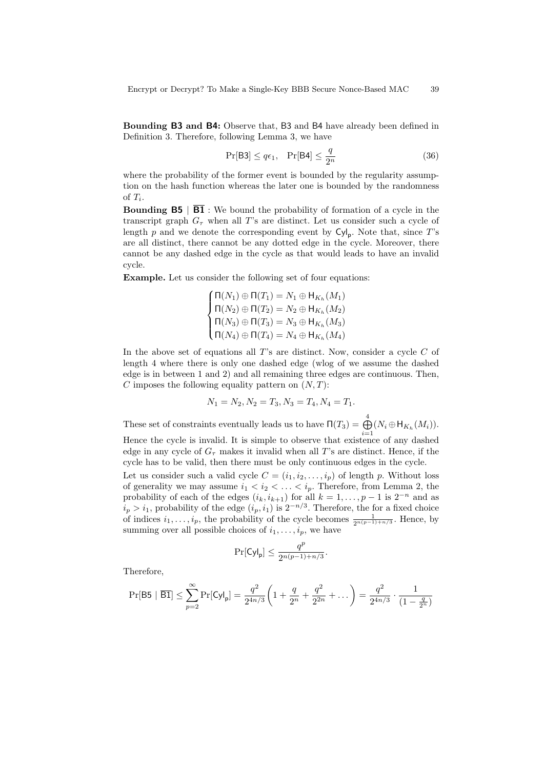**Bounding B3 and B4:** Observe that, B3 and B4 have already been defined in Definition 3. Therefore, following Lemma 3, we have

$$\Pr[\mathsf{B3}] \leq q\epsilon_1, \quad \Pr[\mathsf{B4}] \leq \frac{q}{2^n} \tag{36}$$

where the probability of the former event is bounded by the regularity assumption on the hash function whereas the later one is bounded by the randomness of $T_i$.

**Bounding B5 | $\overline{\mathbf{B1}}$** : We bound the probability of formation of a cycle in the transcript graph $G_\tau$ when all $T$'s are distinct. Let us consider such a cycle of length $p$ and we denote the corresponding event by $\mathsf{Cyl_p}$. Note that, since $T$'s are all distinct, there cannot be any dotted edge in the cycle. Moreover, there cannot be any dashed edge in the cycle as that would leads to have an invalid cycle.

**Example.** Let us consider the following set of four equations:

$$\begin{cases} \Pi(N_1) \oplus \Pi(T_1) = N_1 \oplus \mathsf{H}_{K_h}(M_1) \\ \Pi(N_2) \oplus \Pi(T_2) = N_2 \oplus \mathsf{H}_{K_h}(M_2) \\ \Pi(N_3) \oplus \Pi(T_3) = N_3 \oplus \mathsf{H}_{K_h}(M_3) \\ \Pi(N_4) \oplus \Pi(T_4) = N_4 \oplus \mathsf{H}_{K_h}(M_4) \end{cases}$$

In the above set of equations all $T$'s are distinct. Now, consider a cycle $C$ of length 4 where there is only one dashed edge (wlog of we assume the dashed edge is in between 1 and 2) and all remaining three edges are continuous. Then, $C$ imposes the following equality pattern on $(N, T)$:

$$N_1 = N_2, N_2 = T_3, N_3 = T_4, N_4 = T_1.$$

These set of constraints eventually leads us to have $\Pi(T_3) = \bigoplus_{i=1}^{4}(N_i \oplus \mathsf{H}_{K_h}(M_i))$. Hence the cycle is invalid. It is simple to observe that existence of any dashed edge in any cycle of $G_\tau$ makes it invalid when all $T$'s are distinct. Hence, if the cycle has to be valid, then there must be only continuous edges in the cycle.

Let us consider such a valid cycle $C = (i_1, i_2, \ldots, i_p)$ of length $p$. Without loss of generality we may assume $i_1 < i_2 < \ldots < i_p$. Therefore, from Lemma 2, the probability of each of the edges $(i_k, i_{k+1})$ for all $k = 1, \ldots, p-1$ is $2^{-n}$ and as $i_p > i_1$, probability of the edge $(i_p, i_1)$ is $2^{-n/3}$. Therefore, the for a fixed choice of indices $i_1, \ldots, i_p$, the probability of the cycle becomes $\frac{1}{2^{n(p-1)+n/3}}$. Hence, by summing over all possible choices of $i_1, \ldots, i_p$, we have

$$\Pr[\mathsf{Cyl_p}] \leq \frac{q^p}{2^{n(p-1)+n/3}}.$$

Therefore,

$$\Pr[\mathsf{B5} \mid \overline{\mathsf{B1}}] \leq \sum_{p=2}^{\infty} \Pr[\mathsf{Cyl_p}] = \frac{q^2}{2^{4n/3}}\left(1 + \frac{q}{2^n} + \frac{q^2}{2^{2n}} + \ldots\right) = \frac{q^2}{2^{4n/3}} \cdot \frac{1}{(1 - \frac{q}{2^n})}$$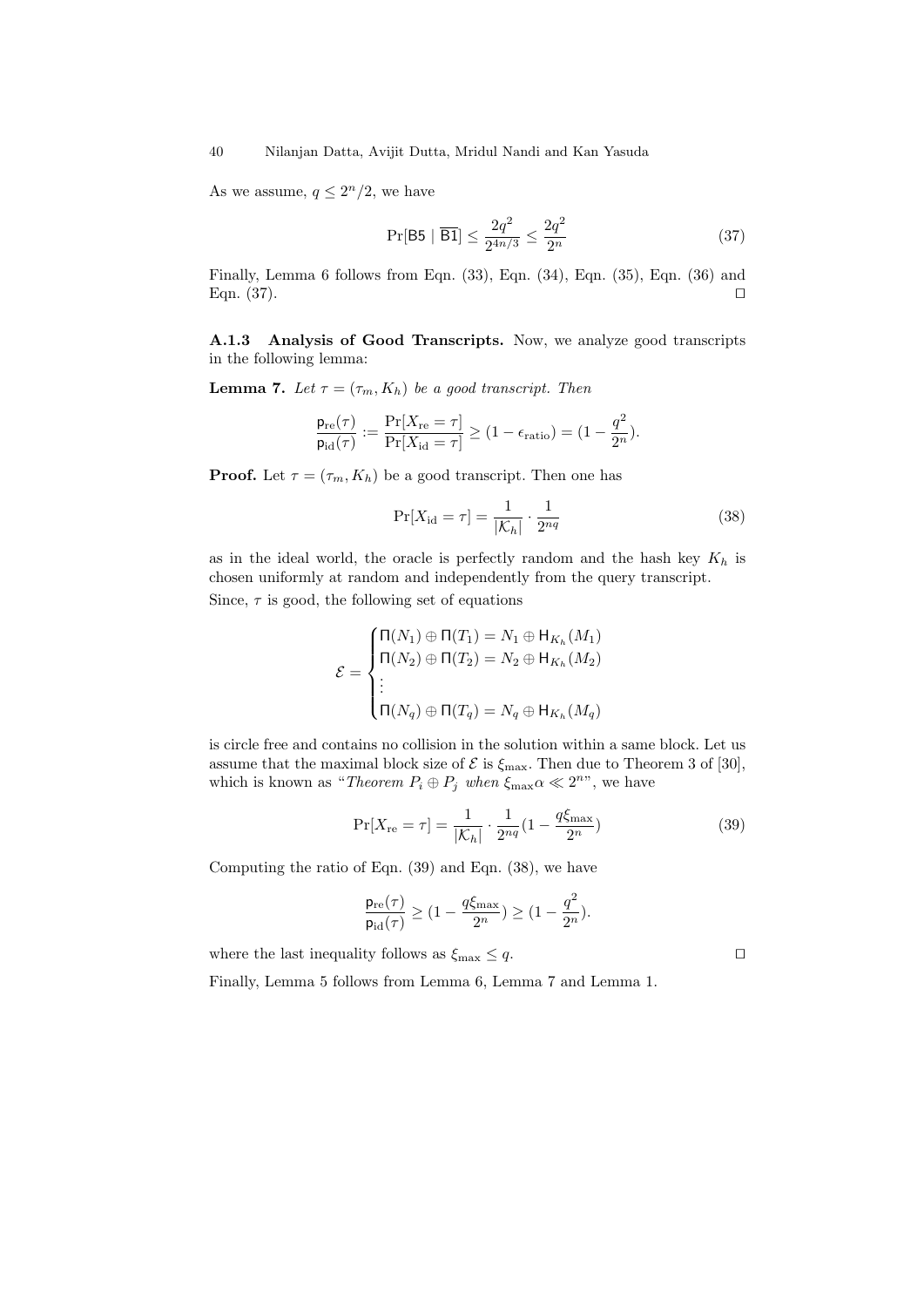As we assume, $q \leq 2^n/2$, we have

$$\Pr[\mathsf{B5} \mid \overline{\mathsf{B1}}] \leq \frac{2q^2}{2^{4n/3}} \leq \frac{2q^2}{2^n} \tag{37}$$

Finally, Lemma 6 follows from Eqn. (33), Eqn. (34), Eqn. (35), Eqn. (36) and Eqn. (37). ☐

**A.1.3 Analysis of Good Transcripts.** Now, we analyze good transcripts in the following lemma:

**Lemma 7.** *Let $\tau = (\tau_m, K_h)$ be a good transcript. Then*

$$\frac{\mathsf{p}_{\mathrm{re}}(\tau)}{\mathsf{p}_{\mathrm{id}}(\tau)} := \frac{\Pr[X_{\mathrm{re}} = \tau]}{\Pr[X_{\mathrm{id}} = \tau]} \geq (1 - \epsilon_{\mathrm{ratio}}) = (1 - \frac{q^2}{2^n}).$$

**Proof.** Let $\tau = (\tau_m, K_h)$ be a good transcript. Then one has

$$\Pr[X_{\mathrm{id}} = \tau] = \frac{1}{|\mathcal{K}_h|} \cdot \frac{1}{2^{nq}} \tag{38}$$

as in the ideal world, the oracle is perfectly random and the hash key $K_h$ is chosen uniformly at random and independently from the query transcript.

Since, $\tau$ is good, the following set of equations

$$\mathcal{E} = \begin{cases} \Pi(N_1) \oplus \Pi(T_1) = N_1 \oplus \mathsf{H}_{K_h}(M_1) \\ \Pi(N_2) \oplus \Pi(T_2) = N_2 \oplus \mathsf{H}_{K_h}(M_2) \\ \vdots \\ \Pi(N_q) \oplus \Pi(T_q) = N_q \oplus \mathsf{H}_{K_h}(M_q) \end{cases}$$

is circle free and contains no collision in the solution within a same block. Let us assume that the maximal block size of $\mathcal{E}$ is $\xi_{\max}$. Then due to Theorem 3 of [30], which is known as "*Theorem $P_i \oplus P_j$ when $\xi_{\max}\alpha \ll 2^n$*", we have

$$\Pr[X_{\mathrm{re}} = \tau] = \frac{1}{|\mathcal{K}_h|} \cdot \frac{1}{2^{nq}}(1 - \frac{q\xi_{\max}}{2^n}) \tag{39}$$

Computing the ratio of Eqn. (39) and Eqn. (38), we have

$$\frac{\mathsf{p}_{\mathrm{re}}(\tau)}{\mathsf{p}_{\mathrm{id}}(\tau)} \geq (1 - \frac{q\xi_{\max}}{2^n}) \geq (1 - \frac{q^2}{2^n}).$$

where the last inequality follows as $\xi_{\max} \leq q$. ☐

Finally, Lemma 5 follows from Lemma 6, Lemma 7 and Lemma 1.